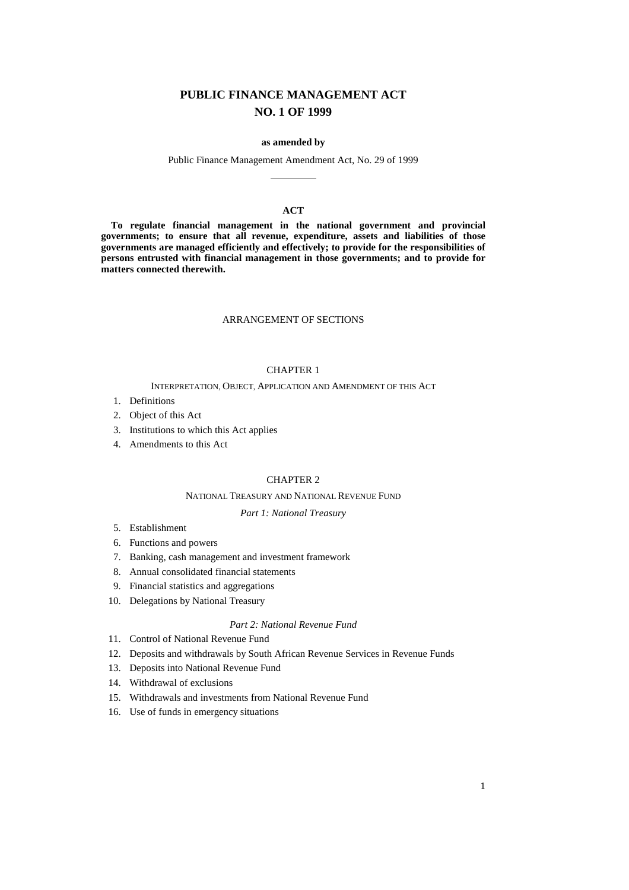# PUBLIC FINANCE MANAGEMENT ACT
# NO. 1 OF 1999

**as amended by**

Public Finance Management Amendment Act, No. 29 of 1999

---

## ACT

**To regulate financial management in the national government and provincial governments; to ensure that all revenue, expenditure, assets and liabilities of those governments are managed efficiently and effectively; to provide for the responsibilities of persons entrusted with financial management in those governments; and to provide for matters connected therewith.**

## ARRANGEMENT OF SECTIONS

### CHAPTER 1

INTERPRETATION, OBJECT, APPLICATION AND AMENDMENT OF THIS ACT

1. Definitions
2. Object of this Act
3. Institutions to which this Act applies
4. Amendments to this Act

### CHAPTER 2

NATIONAL TREASURY AND NATIONAL REVENUE FUND

*Part 1: National Treasury*

5. Establishment
6. Functions and powers
7. Banking, cash management and investment framework
8. Annual consolidated financial statements
9. Financial statistics and aggregations
10. Delegations by National Treasury

*Part 2: National Revenue Fund*

11. Control of National Revenue Fund
12. Deposits and withdrawals by South African Revenue Services in Revenue Funds
13. Deposits into National Revenue Fund
14. Withdrawal of exclusions
15. Withdrawals and investments from National Revenue Fund
16. Use of funds in emergency situations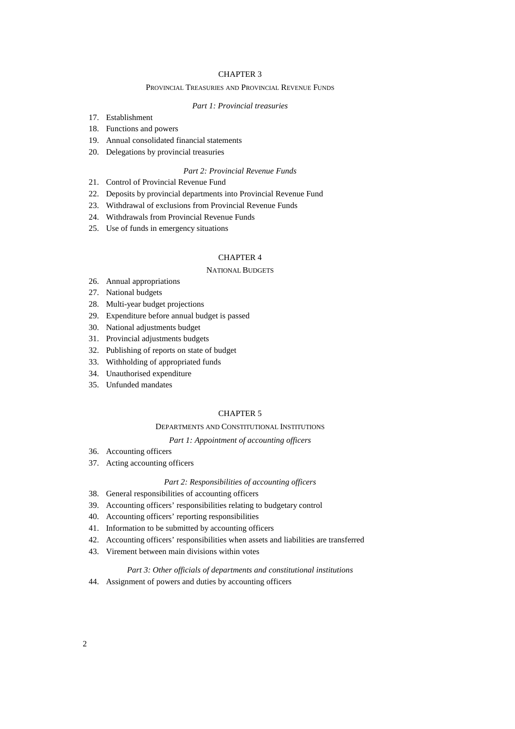## CHAPTER 3

### PROVINCIAL TREASURIES AND PROVINCIAL REVENUE FUNDS

*Part 1: Provincial treasuries*

17. Establishment
18. Functions and powers
19. Annual consolidated financial statements
20. Delegations by provincial treasuries

*Part 2: Provincial Revenue Funds*

21. Control of Provincial Revenue Fund
22. Deposits by provincial departments into Provincial Revenue Fund
23. Withdrawal of exclusions from Provincial Revenue Funds
24. Withdrawals from Provincial Revenue Funds
25. Use of funds in emergency situations

## CHAPTER 4

### NATIONAL BUDGETS

26. Annual appropriations
27. National budgets
28. Multi-year budget projections
29. Expenditure before annual budget is passed
30. National adjustments budget
31. Provincial adjustments budgets
32. Publishing of reports on state of budget
33. Withholding of appropriated funds
34. Unauthorised expenditure
35. Unfunded mandates

## CHAPTER 5

### DEPARTMENTS AND CONSTITUTIONAL INSTITUTIONS

*Part 1: Appointment of accounting officers*

36. Accounting officers
37. Acting accounting officers

*Part 2: Responsibilities of accounting officers*

38. General responsibilities of accounting officers
39. Accounting officers' responsibilities relating to budgetary control
40. Accounting officers' reporting responsibilities
41. Information to be submitted by accounting officers
42. Accounting officers' responsibilities when assets and liabilities are transferred
43. Virement between main divisions within votes

*Part 3: Other officials of departments and constitutional institutions*

44. Assignment of powers and duties by accounting officers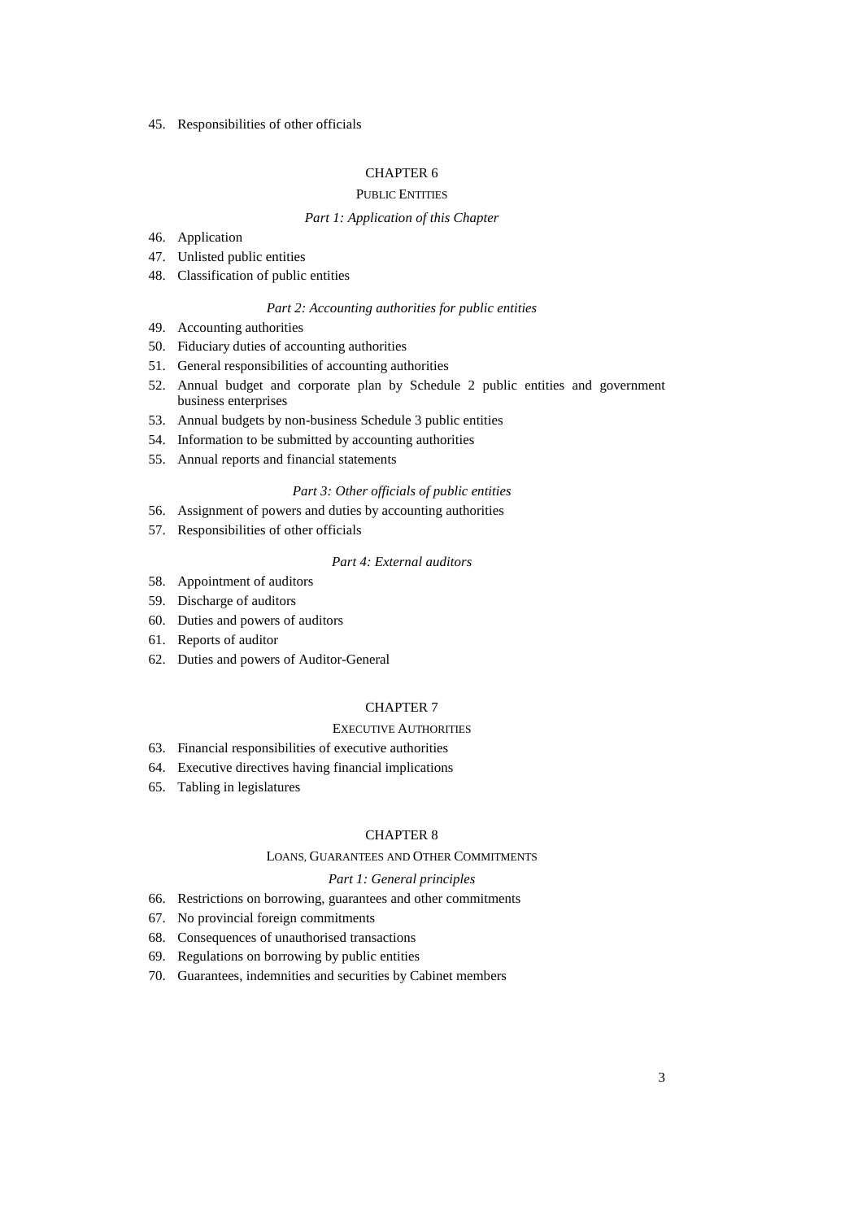45. Responsibilities of other officials

CHAPTER 6

PUBLIC ENTITIES

*Part 1: Application of this Chapter*

46. Application
47. Unlisted public entities
48. Classification of public entities

*Part 2: Accounting authorities for public entities*

49. Accounting authorities
50. Fiduciary duties of accounting authorities
51. General responsibilities of accounting authorities
52. Annual budget and corporate plan by Schedule 2 public entities and government business enterprises
53. Annual budgets by non-business Schedule 3 public entities
54. Information to be submitted by accounting authorities
55. Annual reports and financial statements

*Part 3: Other officials of public entities*

56. Assignment of powers and duties by accounting authorities
57. Responsibilities of other officials

*Part 4: External auditors*

58. Appointment of auditors
59. Discharge of auditors
60. Duties and powers of auditors
61. Reports of auditor
62. Duties and powers of Auditor-General

CHAPTER 7

EXECUTIVE AUTHORITIES

63. Financial responsibilities of executive authorities
64. Executive directives having financial implications
65. Tabling in legislatures

CHAPTER 8

LOANS, GUARANTEES AND OTHER COMMITMENTS

*Part 1: General principles*

66. Restrictions on borrowing, guarantees and other commitments
67. No provincial foreign commitments
68. Consequences of unauthorised transactions
69. Regulations on borrowing by public entities
70. Guarantees, indemnities and securities by Cabinet members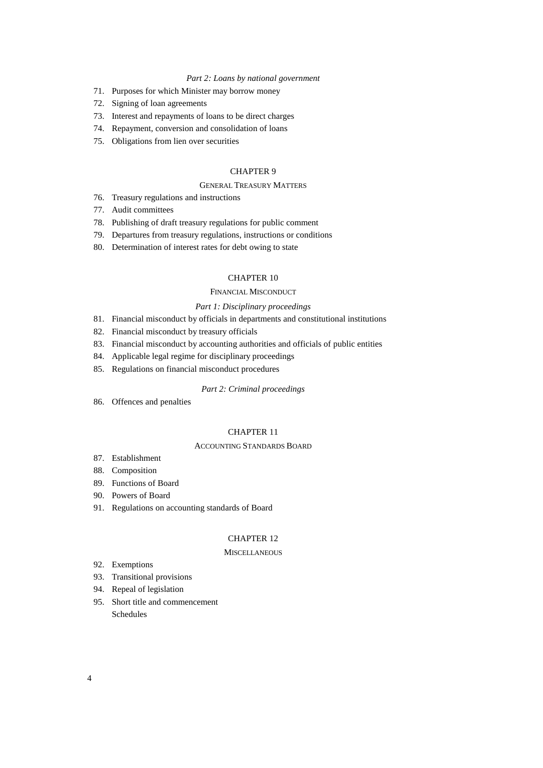*Part 2: Loans by national government*

71. Purposes for which Minister may borrow money
72. Signing of loan agreements
73. Interest and repayments of loans to be direct charges
74. Repayment, conversion and consolidation of loans
75. Obligations from lien over securities

## CHAPTER 9

### GENERAL TREASURY MATTERS

76. Treasury regulations and instructions
77. Audit committees
78. Publishing of draft treasury regulations for public comment
79. Departures from treasury regulations, instructions or conditions
80. Determination of interest rates for debt owing to state

## CHAPTER 10

### FINANCIAL MISCONDUCT

*Part 1: Disciplinary proceedings*

81. Financial misconduct by officials in departments and constitutional institutions
82. Financial misconduct by treasury officials
83. Financial misconduct by accounting authorities and officials of public entities
84. Applicable legal regime for disciplinary proceedings
85. Regulations on financial misconduct procedures

*Part 2: Criminal proceedings*

86. Offences and penalties

## CHAPTER 11

### ACCOUNTING STANDARDS BOARD

87. Establishment
88. Composition
89. Functions of Board
90. Powers of Board
91. Regulations on accounting standards of Board

## CHAPTER 12

### MISCELLANEOUS

92. Exemptions
93. Transitional provisions
94. Repeal of legislation
95. Short title and commencement

Schedules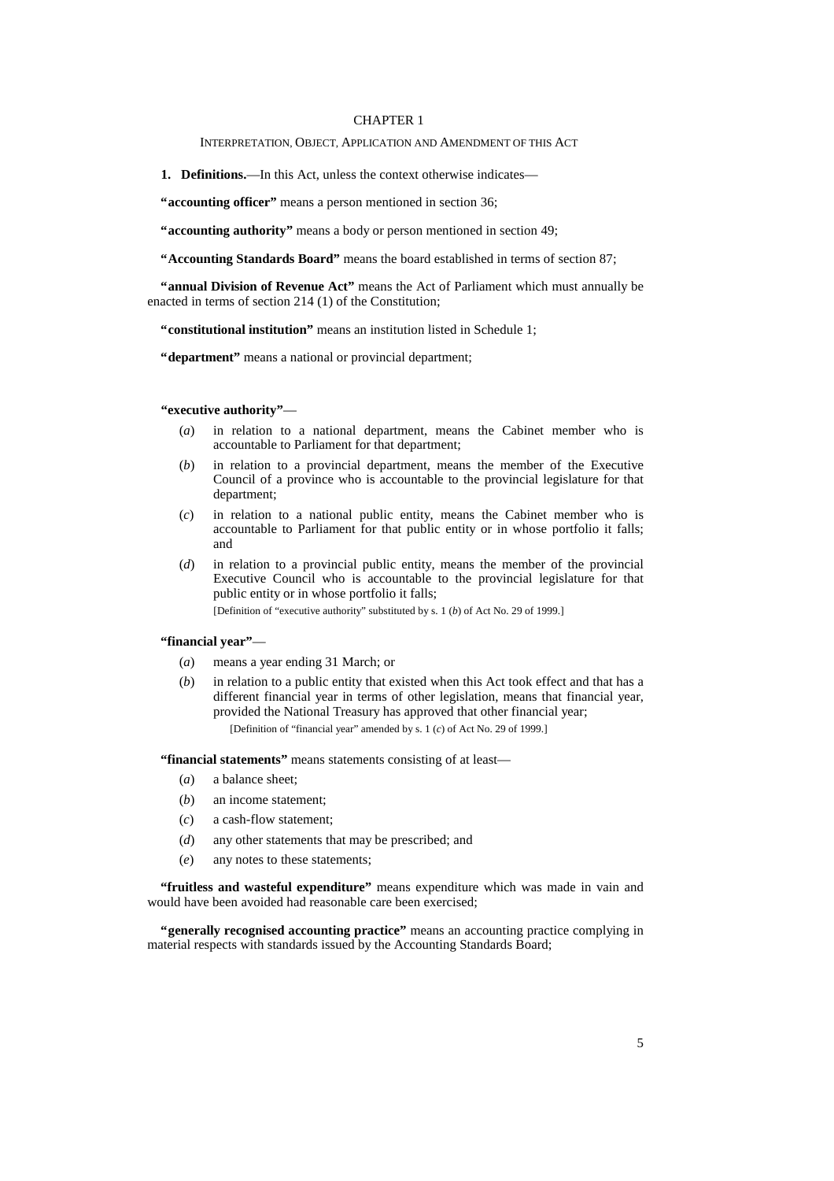# CHAPTER 1

## INTERPRETATION, OBJECT, APPLICATION AND AMENDMENT OF THIS ACT

**1. Definitions.**—In this Act, unless the context otherwise indicates—

**"accounting officer"** means a person mentioned in section 36;

**"accounting authority"** means a body or person mentioned in section 49;

**"Accounting Standards Board"** means the board established in terms of section 87;

**"annual Division of Revenue Act"** means the Act of Parliament which must annually be enacted in terms of section 214 (1) of the Constitution;

**"constitutional institution"** means an institution listed in Schedule 1;

**"department"** means a national or provincial department;

**"executive authority"**—

(*a*) in relation to a national department, means the Cabinet member who is accountable to Parliament for that department;

(*b*) in relation to a provincial department, means the member of the Executive Council of a province who is accountable to the provincial legislature for that department;

(*c*) in relation to a national public entity, means the Cabinet member who is accountable to Parliament for that public entity or in whose portfolio it falls; and

(*d*) in relation to a provincial public entity, means the member of the provincial Executive Council who is accountable to the provincial legislature for that public entity or in whose portfolio it falls;

[Definition of "executive authority" substituted by s. 1 (*b*) of Act No. 29 of 1999.]

**"financial year"**—

(*a*) means a year ending 31 March; or

(*b*) in relation to a public entity that existed when this Act took effect and that has a different financial year in terms of other legislation, means that financial year, provided the National Treasury has approved that other financial year;

[Definition of "financial year" amended by s. 1 (*c*) of Act No. 29 of 1999.]

**"financial statements"** means statements consisting of at least—

(*a*) a balance sheet;

(*b*) an income statement;

(*c*) a cash-flow statement;

(*d*) any other statements that may be prescribed; and

(*e*) any notes to these statements;

**"fruitless and wasteful expenditure"** means expenditure which was made in vain and would have been avoided had reasonable care been exercised;

**"generally recognised accounting practice"** means an accounting practice complying in material respects with standards issued by the Accounting Standards Board;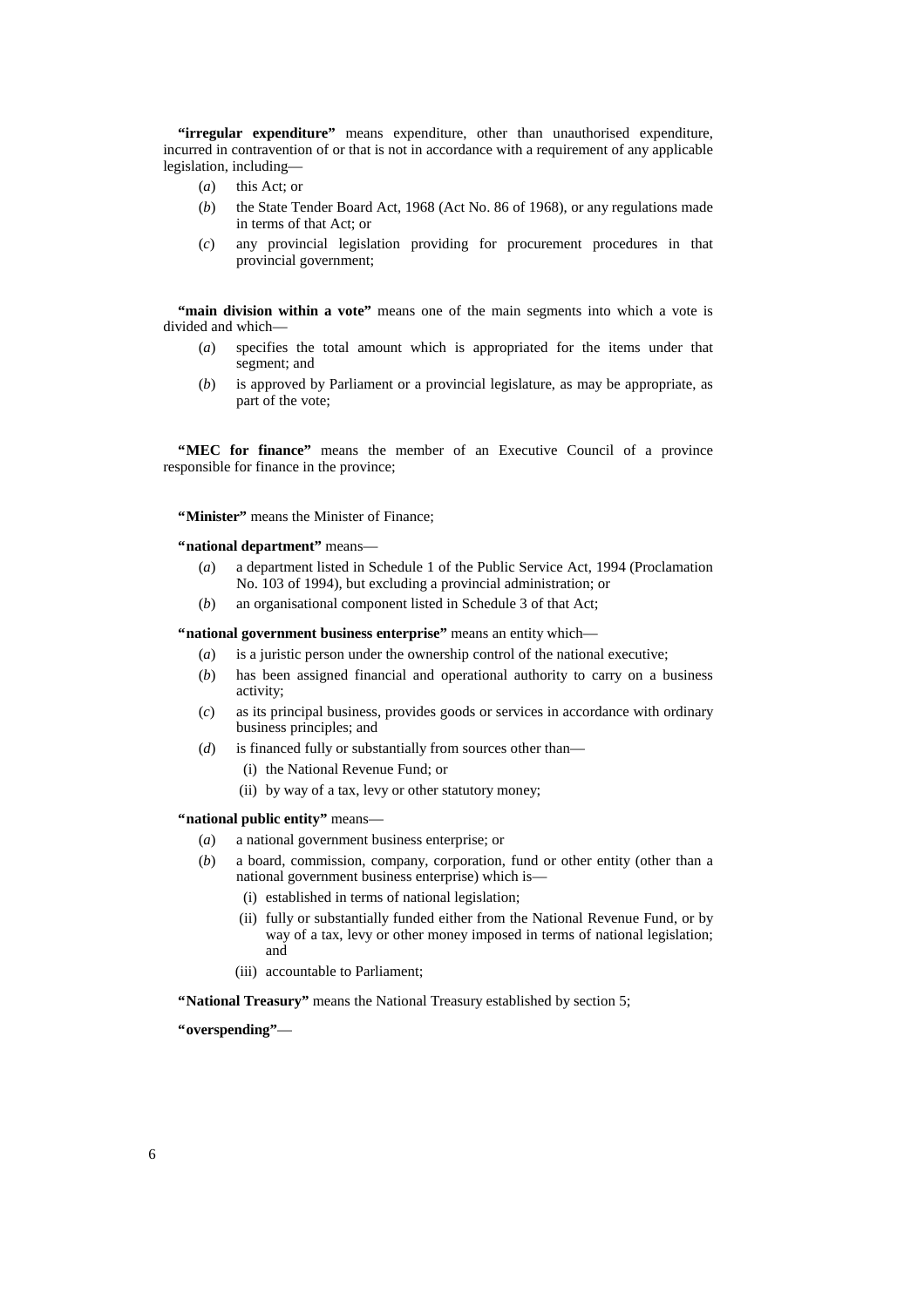**"irregular expenditure"** means expenditure, other than unauthorised expenditure, incurred in contravention of or that is not in accordance with a requirement of any applicable legislation, including—

(*a*) this Act; or

(*b*) the State Tender Board Act, 1968 (Act No. 86 of 1968), or any regulations made in terms of that Act; or

(*c*) any provincial legislation providing for procurement procedures in that provincial government;

**"main division within a vote"** means one of the main segments into which a vote is divided and which—

(*a*) specifies the total amount which is appropriated for the items under that segment; and

(*b*) is approved by Parliament or a provincial legislature, as may be appropriate, as part of the vote;

**"MEC for finance"** means the member of an Executive Council of a province responsible for finance in the province;

**"Minister"** means the Minister of Finance;

**"national department"** means—

(*a*) a department listed in Schedule 1 of the Public Service Act, 1994 (Proclamation No. 103 of 1994), but excluding a provincial administration; or

(*b*) an organisational component listed in Schedule 3 of that Act;

**"national government business enterprise"** means an entity which—

(*a*) is a juristic person under the ownership control of the national executive;

(*b*) has been assigned financial and operational authority to carry on a business activity;

(*c*) as its principal business, provides goods or services in accordance with ordinary business principles; and

(*d*) is financed fully or substantially from sources other than—

(i) the National Revenue Fund; or

(ii) by way of a tax, levy or other statutory money;

**"national public entity"** means—

(*a*) a national government business enterprise; or

(*b*) a board, commission, company, corporation, fund or other entity (other than a national government business enterprise) which is—

(i) established in terms of national legislation;

(ii) fully or substantially funded either from the National Revenue Fund, or by way of a tax, levy or other money imposed in terms of national legislation; and

(iii) accountable to Parliament;

**"National Treasury"** means the National Treasury established by section 5;

**"overspending"**—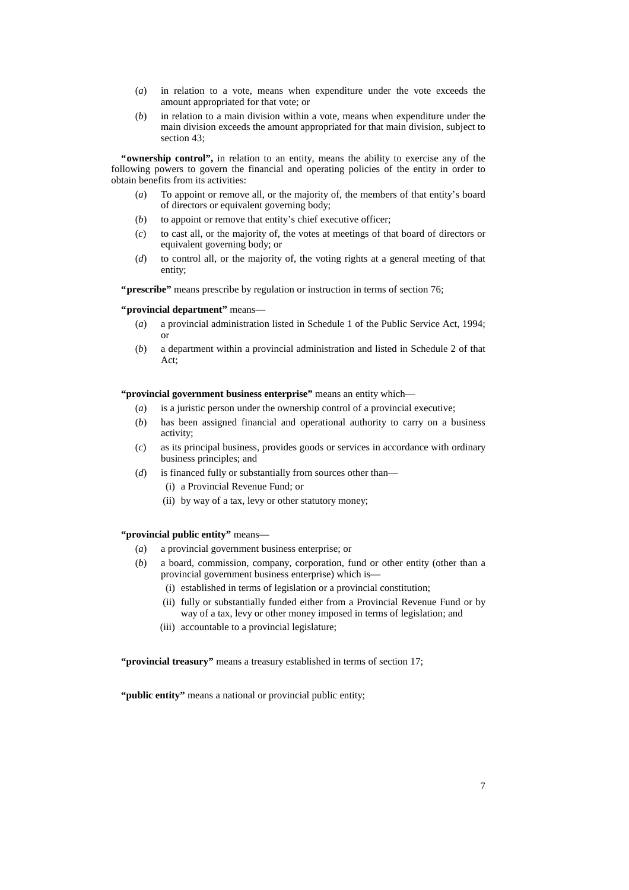(*a*) in relation to a vote, means when expenditure under the vote exceeds the amount appropriated for that vote; or

(*b*) in relation to a main division within a vote, means when expenditure under the main division exceeds the amount appropriated for that main division, subject to section 43;

**"ownership control",** in relation to an entity, means the ability to exercise any of the following powers to govern the financial and operating policies of the entity in order to obtain benefits from its activities:

(*a*) To appoint or remove all, or the majority of, the members of that entity's board of directors or equivalent governing body;

(*b*) to appoint or remove that entity's chief executive officer;

(*c*) to cast all, or the majority of, the votes at meetings of that board of directors or equivalent governing body; or

(*d*) to control all, or the majority of, the voting rights at a general meeting of that entity;

**"prescribe"** means prescribe by regulation or instruction in terms of section 76;

**"provincial department"** means—

(*a*) a provincial administration listed in Schedule 1 of the Public Service Act, 1994; or

(*b*) a department within a provincial administration and listed in Schedule 2 of that Act;

**"provincial government business enterprise"** means an entity which—

(*a*) is a juristic person under the ownership control of a provincial executive;

(*b*) has been assigned financial and operational authority to carry on a business activity;

(*c*) as its principal business, provides goods or services in accordance with ordinary business principles; and

(*d*) is financed fully or substantially from sources other than—

(i) a Provincial Revenue Fund; or

(ii) by way of a tax, levy or other statutory money;

**"provincial public entity"** means—

(*a*) a provincial government business enterprise; or

(*b*) a board, commission, company, corporation, fund or other entity (other than a provincial government business enterprise) which is—

(i) established in terms of legislation or a provincial constitution;

(ii) fully or substantially funded either from a Provincial Revenue Fund or by way of a tax, levy or other money imposed in terms of legislation; and

(iii) accountable to a provincial legislature;

**"provincial treasury"** means a treasury established in terms of section 17;

**"public entity"** means a national or provincial public entity;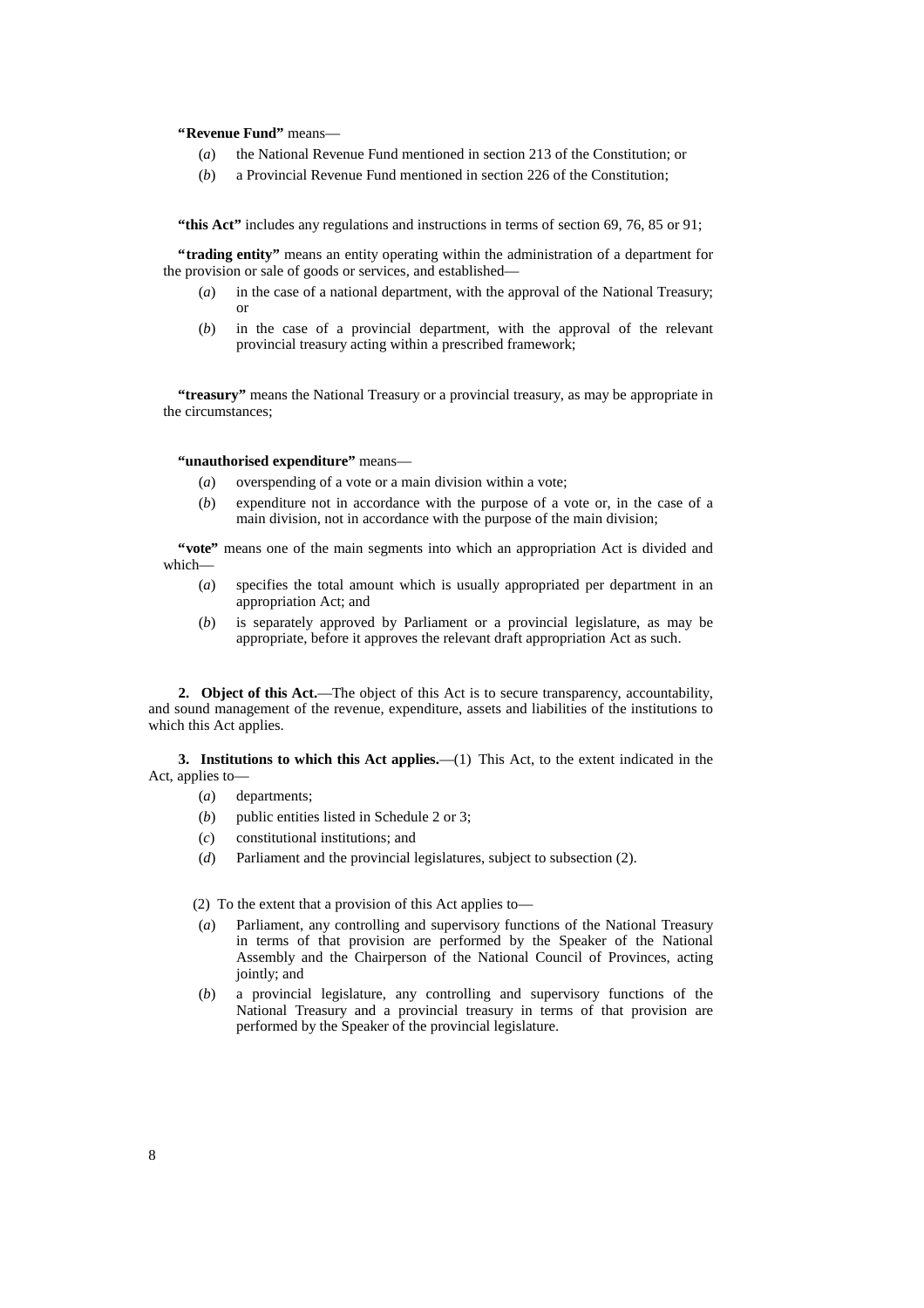**"Revenue Fund"** means—

(*a*) the National Revenue Fund mentioned in section 213 of the Constitution; or

(*b*) a Provincial Revenue Fund mentioned in section 226 of the Constitution;

**"this Act"** includes any regulations and instructions in terms of section 69, 76, 85 or 91;

**"trading entity"** means an entity operating within the administration of a department for the provision or sale of goods or services, and established—

(*a*) in the case of a national department, with the approval of the National Treasury; or

(*b*) in the case of a provincial department, with the approval of the relevant provincial treasury acting within a prescribed framework;

**"treasury"** means the National Treasury or a provincial treasury, as may be appropriate in the circumstances;

**"unauthorised expenditure"** means—

(*a*) overspending of a vote or a main division within a vote;

(*b*) expenditure not in accordance with the purpose of a vote or, in the case of a main division, not in accordance with the purpose of the main division;

**"vote"** means one of the main segments into which an appropriation Act is divided and which—

(*a*) specifies the total amount which is usually appropriated per department in an appropriation Act; and

(*b*) is separately approved by Parliament or a provincial legislature, as may be appropriate, before it approves the relevant draft appropriation Act as such.

**2. Object of this Act.**—The object of this Act is to secure transparency, accountability, and sound management of the revenue, expenditure, assets and liabilities of the institutions to which this Act applies.

**3. Institutions to which this Act applies.**—(1) This Act, to the extent indicated in the Act, applies to—

(*a*) departments;

(*b*) public entities listed in Schedule 2 or 3;

(*c*) constitutional institutions; and

(*d*) Parliament and the provincial legislatures, subject to subsection (2).

(2) To the extent that a provision of this Act applies to—

(*a*) Parliament, any controlling and supervisory functions of the National Treasury in terms of that provision are performed by the Speaker of the National Assembly and the Chairperson of the National Council of Provinces, acting jointly; and

(*b*) a provincial legislature, any controlling and supervisory functions of the National Treasury and a provincial treasury in terms of that provision are performed by the Speaker of the provincial legislature.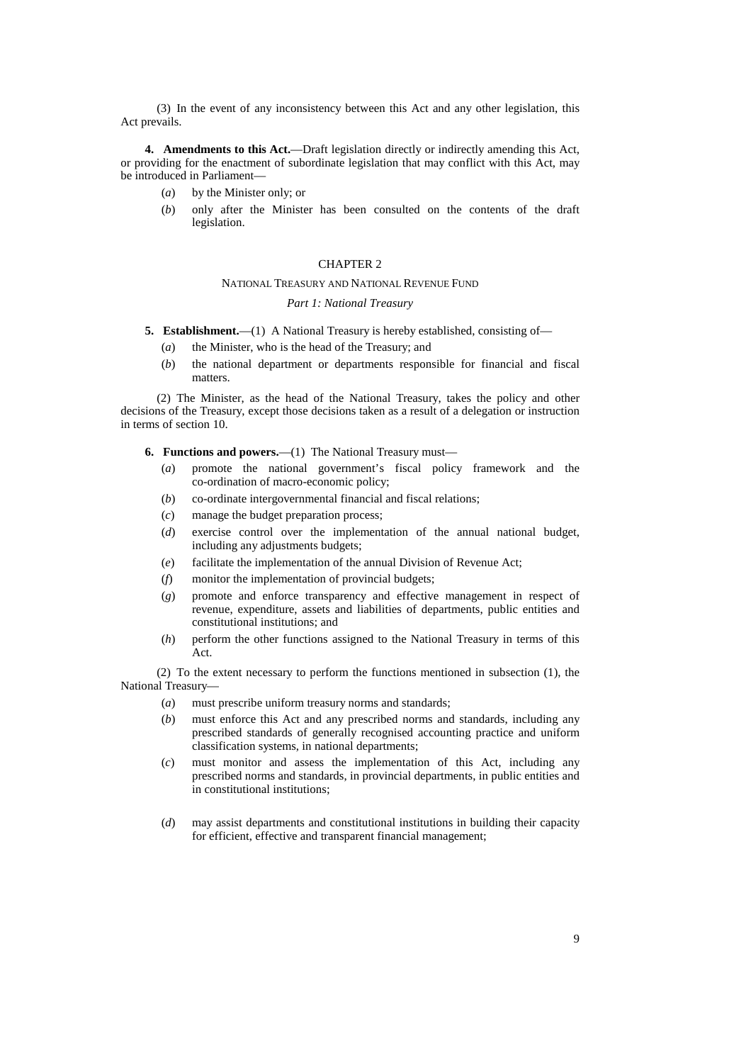(3) In the event of any inconsistency between this Act and any other legislation, this Act prevails.

**4. Amendments to this Act.**—Draft legislation directly or indirectly amending this Act, or providing for the enactment of subordinate legislation that may conflict with this Act, may be introduced in Parliament—

(*a*) by the Minister only; or

(*b*) only after the Minister has been consulted on the contents of the draft legislation.

## CHAPTER 2

### NATIONAL TREASURY AND NATIONAL REVENUE FUND

*Part 1: National Treasury*

**5. Establishment.**—(1) A National Treasury is hereby established, consisting of—

(*a*) the Minister, who is the head of the Treasury; and

(*b*) the national department or departments responsible for financial and fiscal matters.

(2) The Minister, as the head of the National Treasury, takes the policy and other decisions of the Treasury, except those decisions taken as a result of a delegation or instruction in terms of section 10.

**6. Functions and powers.**—(1) The National Treasury must—

(*a*) promote the national government's fiscal policy framework and the co-ordination of macro-economic policy;

(*b*) co-ordinate intergovernmental financial and fiscal relations;

(*c*) manage the budget preparation process;

(*d*) exercise control over the implementation of the annual national budget, including any adjustments budgets;

(*e*) facilitate the implementation of the annual Division of Revenue Act;

(*f*) monitor the implementation of provincial budgets;

(*g*) promote and enforce transparency and effective management in respect of revenue, expenditure, assets and liabilities of departments, public entities and constitutional institutions; and

(*h*) perform the other functions assigned to the National Treasury in terms of this Act.

(2) To the extent necessary to perform the functions mentioned in subsection (1), the National Treasury—

(*a*) must prescribe uniform treasury norms and standards;

(*b*) must enforce this Act and any prescribed norms and standards, including any prescribed standards of generally recognised accounting practice and uniform classification systems, in national departments;

(*c*) must monitor and assess the implementation of this Act, including any prescribed norms and standards, in provincial departments, in public entities and in constitutional institutions;

(*d*) may assist departments and constitutional institutions in building their capacity for efficient, effective and transparent financial management;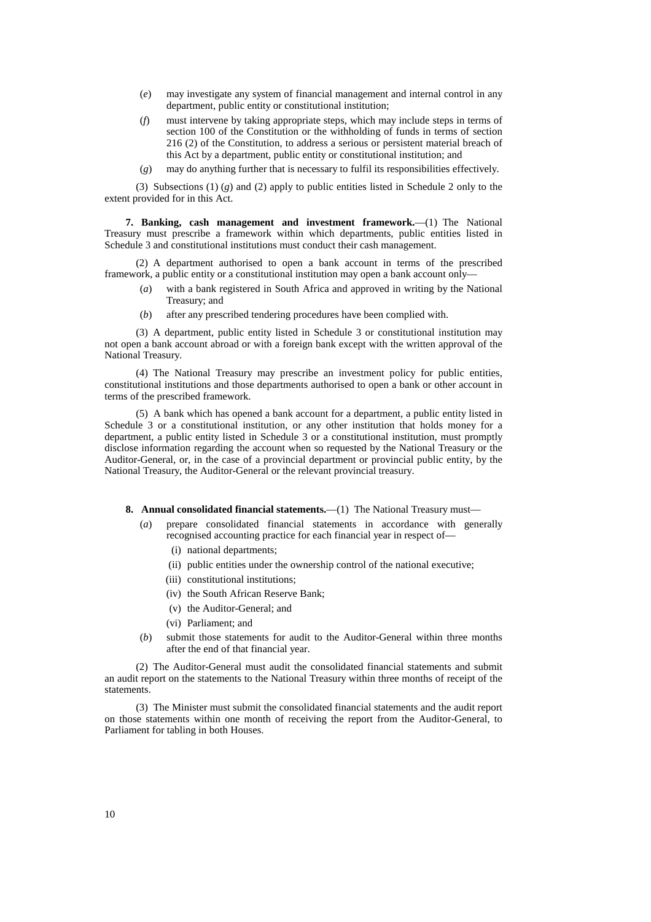(*e*) may investigate any system of financial management and internal control in any department, public entity or constitutional institution;

(*f*) must intervene by taking appropriate steps, which may include steps in terms of section 100 of the Constitution or the withholding of funds in terms of section 216 (2) of the Constitution, to address a serious or persistent material breach of this Act by a department, public entity or constitutional institution; and

(*g*) may do anything further that is necessary to fulfil its responsibilities effectively.

(3) Subsections (1) (*g*) and (2) apply to public entities listed in Schedule 2 only to the extent provided for in this Act.

**7. Banking, cash management and investment framework.**—(1) The National Treasury must prescribe a framework within which departments, public entities listed in Schedule 3 and constitutional institutions must conduct their cash management.

(2) A department authorised to open a bank account in terms of the prescribed framework, a public entity or a constitutional institution may open a bank account only—

(*a*) with a bank registered in South Africa and approved in writing by the National Treasury; and

(*b*) after any prescribed tendering procedures have been complied with.

(3) A department, public entity listed in Schedule 3 or constitutional institution may not open a bank account abroad or with a foreign bank except with the written approval of the National Treasury.

(4) The National Treasury may prescribe an investment policy for public entities, constitutional institutions and those departments authorised to open a bank or other account in terms of the prescribed framework.

(5) A bank which has opened a bank account for a department, a public entity listed in Schedule 3 or a constitutional institution, or any other institution that holds money for a department, a public entity listed in Schedule 3 or a constitutional institution, must promptly disclose information regarding the account when so requested by the National Treasury or the Auditor-General, or, in the case of a provincial department or provincial public entity, by the National Treasury, the Auditor-General or the relevant provincial treasury.

**8. Annual consolidated financial statements.**—(1) The National Treasury must—

(*a*) prepare consolidated financial statements in accordance with generally recognised accounting practice for each financial year in respect of—

(i) national departments;

(ii) public entities under the ownership control of the national executive;

(iii) constitutional institutions;

(iv) the South African Reserve Bank;

(v) the Auditor-General; and

(vi) Parliament; and

(*b*) submit those statements for audit to the Auditor-General within three months after the end of that financial year.

(2) The Auditor-General must audit the consolidated financial statements and submit an audit report on the statements to the National Treasury within three months of receipt of the statements.

(3) The Minister must submit the consolidated financial statements and the audit report on those statements within one month of receiving the report from the Auditor-General, to Parliament for tabling in both Houses.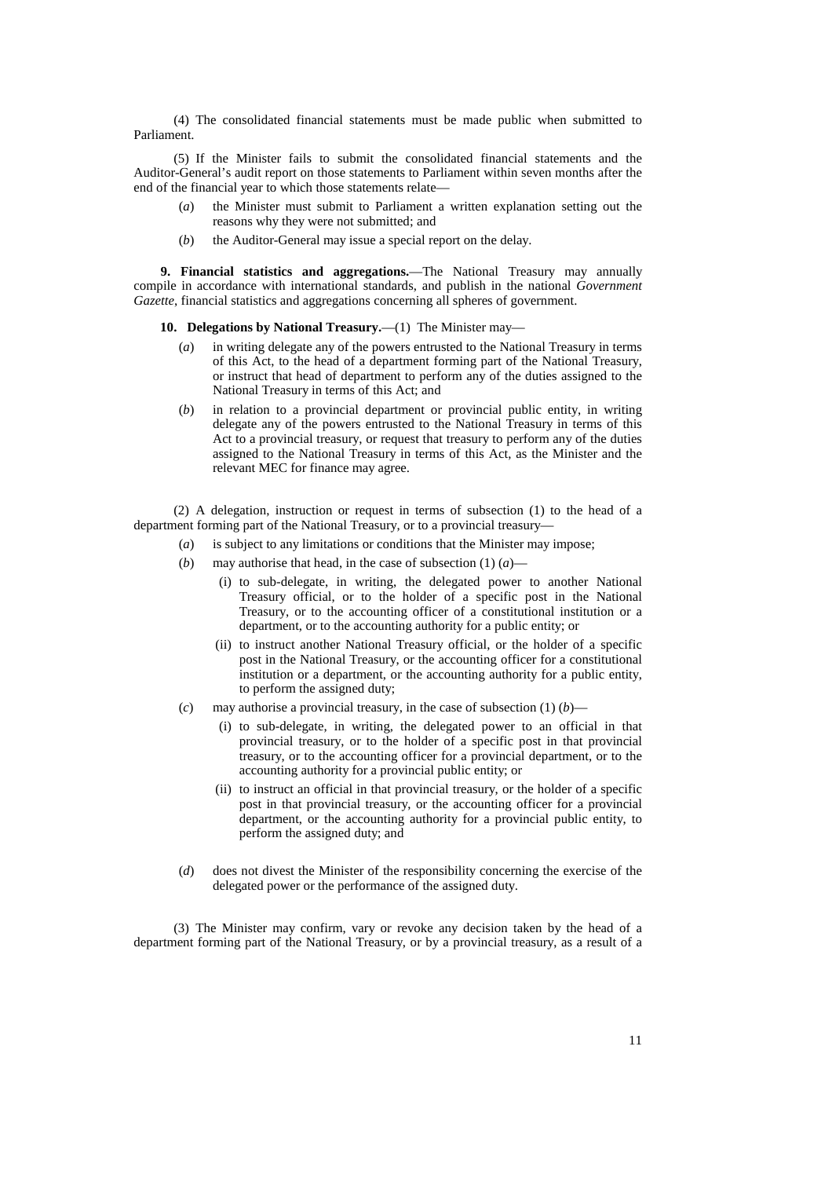(4) The consolidated financial statements must be made public when submitted to Parliament.

(5) If the Minister fails to submit the consolidated financial statements and the Auditor-General's audit report on those statements to Parliament within seven months after the end of the financial year to which those statements relate—

(*a*) the Minister must submit to Parliament a written explanation setting out the reasons why they were not submitted; and

(*b*) the Auditor-General may issue a special report on the delay.

**9. Financial statistics and aggregations.**—The National Treasury may annually compile in accordance with international standards, and publish in the national *Government Gazette*, financial statistics and aggregations concerning all spheres of government.

**10. Delegations by National Treasury.**—(1) The Minister may—

(*a*) in writing delegate any of the powers entrusted to the National Treasury in terms of this Act, to the head of a department forming part of the National Treasury, or instruct that head of department to perform any of the duties assigned to the National Treasury in terms of this Act; and

(*b*) in relation to a provincial department or provincial public entity, in writing delegate any of the powers entrusted to the National Treasury in terms of this Act to a provincial treasury, or request that treasury to perform any of the duties assigned to the National Treasury in terms of this Act, as the Minister and the relevant MEC for finance may agree.

(2) A delegation, instruction or request in terms of subsection (1) to the head of a department forming part of the National Treasury, or to a provincial treasury—

(*a*) is subject to any limitations or conditions that the Minister may impose;

(*b*) may authorise that head, in the case of subsection (1) (*a*)—

(i) to sub-delegate, in writing, the delegated power to another National Treasury official, or to the holder of a specific post in the National Treasury, or to the accounting officer of a constitutional institution or a department, or to the accounting authority for a public entity; or

(ii) to instruct another National Treasury official, or the holder of a specific post in the National Treasury, or the accounting officer for a constitutional institution or a department, or the accounting authority for a public entity, to perform the assigned duty;

(*c*) may authorise a provincial treasury, in the case of subsection (1) (*b*)—

(i) to sub-delegate, in writing, the delegated power to an official in that provincial treasury, or to the holder of a specific post in that provincial treasury, or to the accounting officer for a provincial department, or to the accounting authority for a provincial public entity; or

(ii) to instruct an official in that provincial treasury, or the holder of a specific post in that provincial treasury, or the accounting officer for a provincial department, or the accounting authority for a provincial public entity, to perform the assigned duty; and

(*d*) does not divest the Minister of the responsibility concerning the exercise of the delegated power or the performance of the assigned duty.

(3) The Minister may confirm, vary or revoke any decision taken by the head of a department forming part of the National Treasury, or by a provincial treasury, as a result of a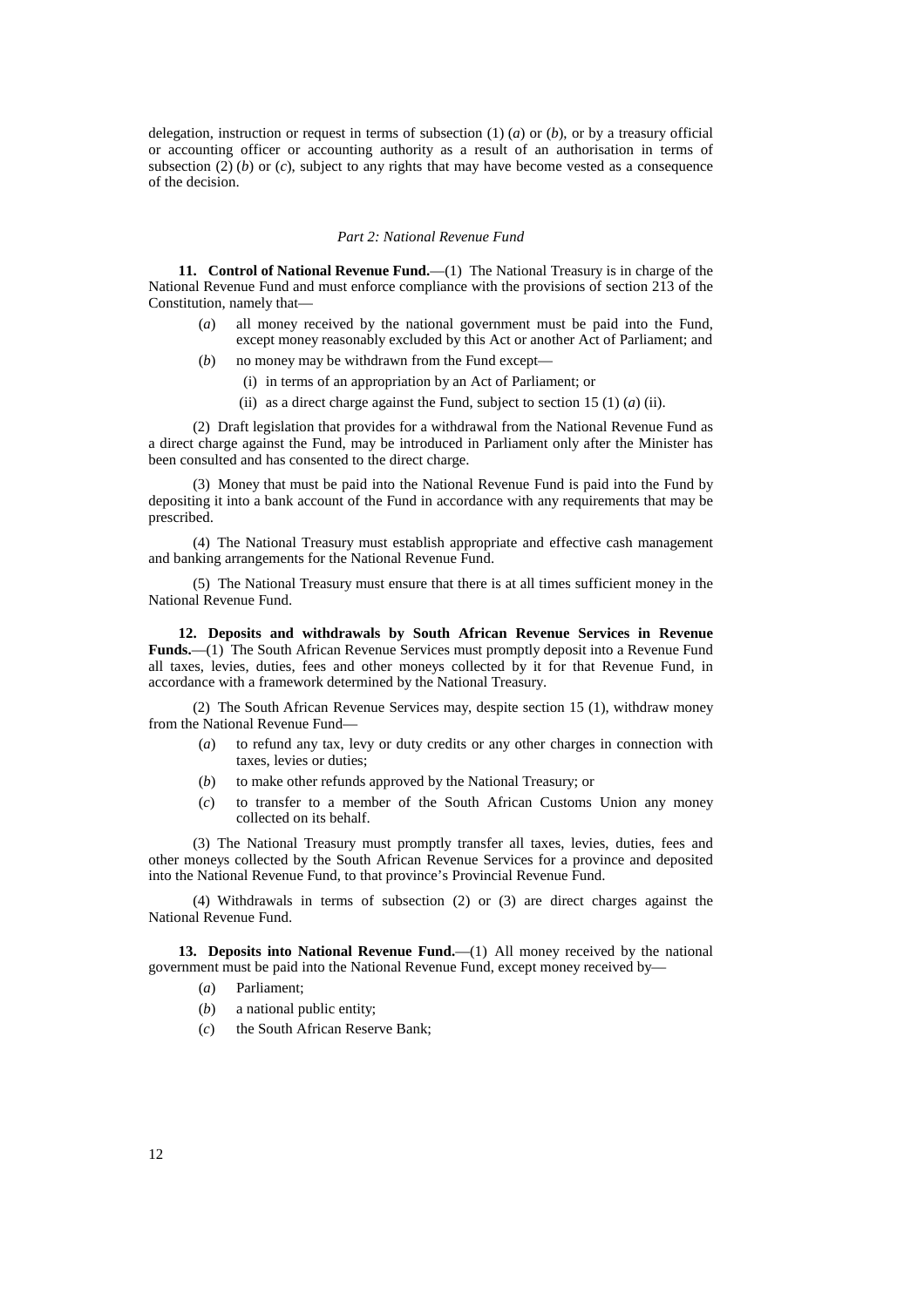delegation, instruction or request in terms of subsection (1) (*a*) or (*b*), or by a treasury official or accounting officer or accounting authority as a result of an authorisation in terms of subsection (2) (*b*) or (*c*), subject to any rights that may have become vested as a consequence of the decision.

*Part 2: National Revenue Fund*

**11. Control of National Revenue Fund.**—(1) The National Treasury is in charge of the National Revenue Fund and must enforce compliance with the provisions of section 213 of the Constitution, namely that—

(*a*) all money received by the national government must be paid into the Fund, except money reasonably excluded by this Act or another Act of Parliament; and

(*b*) no money may be withdrawn from the Fund except—

(i) in terms of an appropriation by an Act of Parliament; or

(ii) as a direct charge against the Fund, subject to section 15 (1) (*a*) (ii).

(2) Draft legislation that provides for a withdrawal from the National Revenue Fund as a direct charge against the Fund, may be introduced in Parliament only after the Minister has been consulted and has consented to the direct charge.

(3) Money that must be paid into the National Revenue Fund is paid into the Fund by depositing it into a bank account of the Fund in accordance with any requirements that may be prescribed.

(4) The National Treasury must establish appropriate and effective cash management and banking arrangements for the National Revenue Fund.

(5) The National Treasury must ensure that there is at all times sufficient money in the National Revenue Fund.

**12. Deposits and withdrawals by South African Revenue Services in Revenue Funds.**—(1) The South African Revenue Services must promptly deposit into a Revenue Fund all taxes, levies, duties, fees and other moneys collected by it for that Revenue Fund, in accordance with a framework determined by the National Treasury.

(2) The South African Revenue Services may, despite section 15 (1), withdraw money from the National Revenue Fund—

(*a*) to refund any tax, levy or duty credits or any other charges in connection with taxes, levies or duties;

(*b*) to make other refunds approved by the National Treasury; or

(*c*) to transfer to a member of the South African Customs Union any money collected on its behalf.

(3) The National Treasury must promptly transfer all taxes, levies, duties, fees and other moneys collected by the South African Revenue Services for a province and deposited into the National Revenue Fund, to that province's Provincial Revenue Fund.

(4) Withdrawals in terms of subsection (2) or (3) are direct charges against the National Revenue Fund.

**13. Deposits into National Revenue Fund.**—(1) All money received by the national government must be paid into the National Revenue Fund, except money received by—

(*a*) Parliament;

(*b*) a national public entity;

(*c*) the South African Reserve Bank;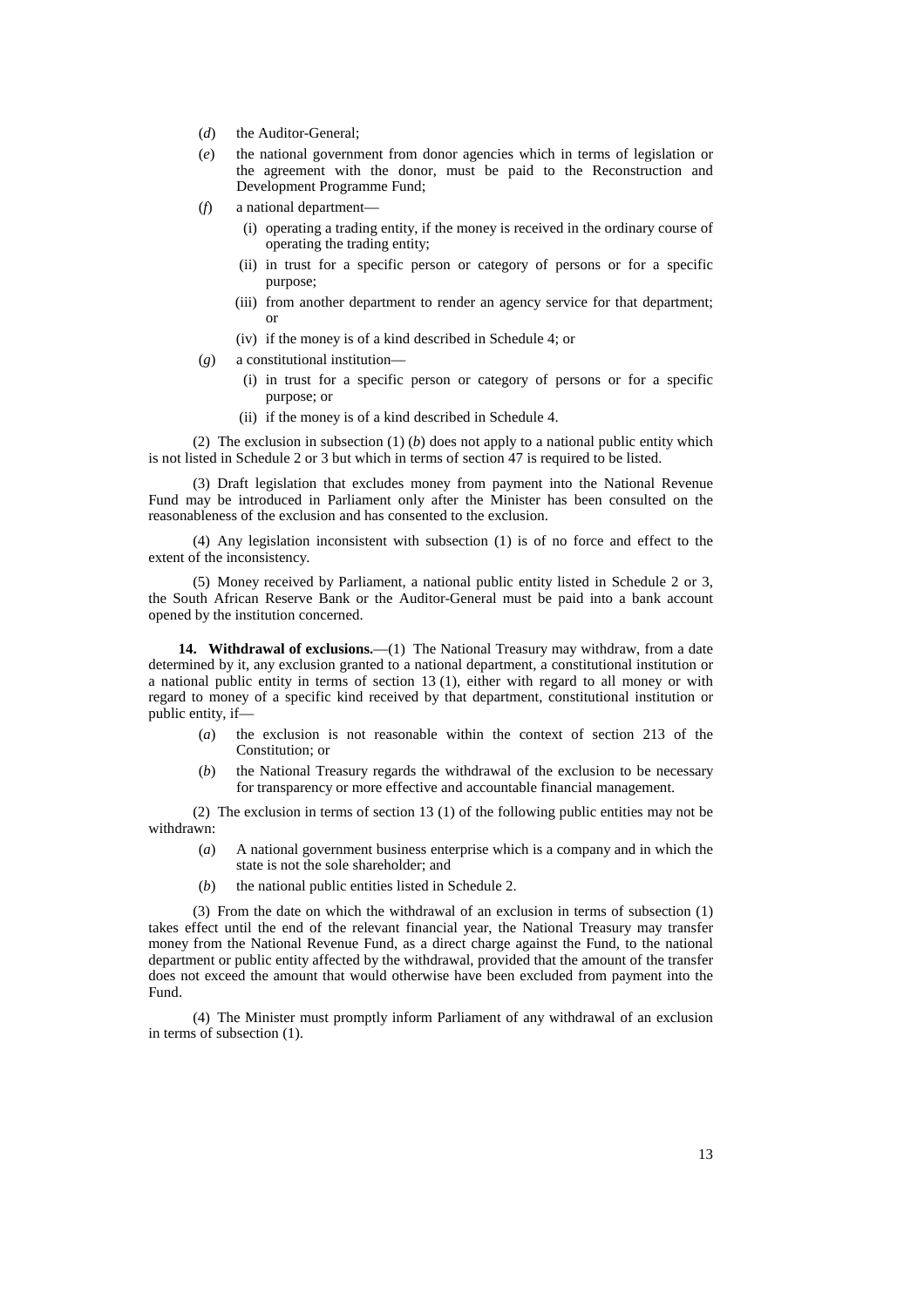(*d*) the Auditor-General;

(*e*) the national government from donor agencies which in terms of legislation or the agreement with the donor, must be paid to the Reconstruction and Development Programme Fund;

(*f*) a national department—

(i) operating a trading entity, if the money is received in the ordinary course of operating the trading entity;

(ii) in trust for a specific person or category of persons or for a specific purpose;

(iii) from another department to render an agency service for that department; or

(iv) if the money is of a kind described in Schedule 4; or

(*g*) a constitutional institution—

(i) in trust for a specific person or category of persons or for a specific purpose; or

(ii) if the money is of a kind described in Schedule 4.

(2) The exclusion in subsection (1) (*b*) does not apply to a national public entity which is not listed in Schedule 2 or 3 but which in terms of section 47 is required to be listed.

(3) Draft legislation that excludes money from payment into the National Revenue Fund may be introduced in Parliament only after the Minister has been consulted on the reasonableness of the exclusion and has consented to the exclusion.

(4) Any legislation inconsistent with subsection (1) is of no force and effect to the extent of the inconsistency.

(5) Money received by Parliament, a national public entity listed in Schedule 2 or 3, the South African Reserve Bank or the Auditor-General must be paid into a bank account opened by the institution concerned.

**14. Withdrawal of exclusions.**—(1) The National Treasury may withdraw, from a date determined by it, any exclusion granted to a national department, a constitutional institution or a national public entity in terms of section 13 (1), either with regard to all money or with regard to money of a specific kind received by that department, constitutional institution or public entity, if—

(*a*) the exclusion is not reasonable within the context of section 213 of the Constitution; or

(*b*) the National Treasury regards the withdrawal of the exclusion to be necessary for transparency or more effective and accountable financial management.

(2) The exclusion in terms of section 13 (1) of the following public entities may not be withdrawn:

(*a*) A national government business enterprise which is a company and in which the state is not the sole shareholder; and

(*b*) the national public entities listed in Schedule 2.

(3) From the date on which the withdrawal of an exclusion in terms of subsection (1) takes effect until the end of the relevant financial year, the National Treasury may transfer money from the National Revenue Fund, as a direct charge against the Fund, to the national department or public entity affected by the withdrawal, provided that the amount of the transfer does not exceed the amount that would otherwise have been excluded from payment into the Fund.

(4) The Minister must promptly inform Parliament of any withdrawal of an exclusion in terms of subsection (1).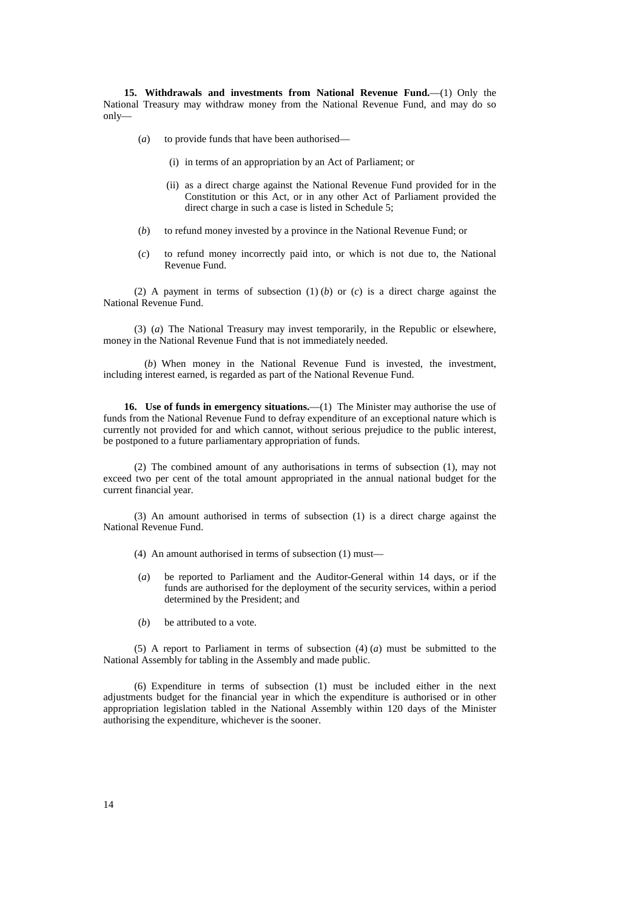**15. Withdrawals and investments from National Revenue Fund.**—(1) Only the National Treasury may withdraw money from the National Revenue Fund, and may do so only—

(*a*) to provide funds that have been authorised—

(i) in terms of an appropriation by an Act of Parliament; or

(ii) as a direct charge against the National Revenue Fund provided for in the Constitution or this Act, or in any other Act of Parliament provided the direct charge in such a case is listed in Schedule 5;

(*b*) to refund money invested by a province in the National Revenue Fund; or

(*c*) to refund money incorrectly paid into, or which is not due to, the National Revenue Fund.

(2) A payment in terms of subsection (1) (*b*) or (*c*) is a direct charge against the National Revenue Fund.

(3) (*a*) The National Treasury may invest temporarily, in the Republic or elsewhere, money in the National Revenue Fund that is not immediately needed.

(*b*) When money in the National Revenue Fund is invested, the investment, including interest earned, is regarded as part of the National Revenue Fund.

**16. Use of funds in emergency situations.**—(1) The Minister may authorise the use of funds from the National Revenue Fund to defray expenditure of an exceptional nature which is currently not provided for and which cannot, without serious prejudice to the public interest, be postponed to a future parliamentary appropriation of funds.

(2) The combined amount of any authorisations in terms of subsection (1), may not exceed two per cent of the total amount appropriated in the annual national budget for the current financial year.

(3) An amount authorised in terms of subsection (1) is a direct charge against the National Revenue Fund.

(4) An amount authorised in terms of subsection (1) must—

(*a*) be reported to Parliament and the Auditor-General within 14 days, or if the funds are authorised for the deployment of the security services, within a period determined by the President; and

(*b*) be attributed to a vote.

(5) A report to Parliament in terms of subsection (4) (*a*) must be submitted to the National Assembly for tabling in the Assembly and made public.

(6) Expenditure in terms of subsection (1) must be included either in the next adjustments budget for the financial year in which the expenditure is authorised or in other appropriation legislation tabled in the National Assembly within 120 days of the Minister authorising the expenditure, whichever is the sooner.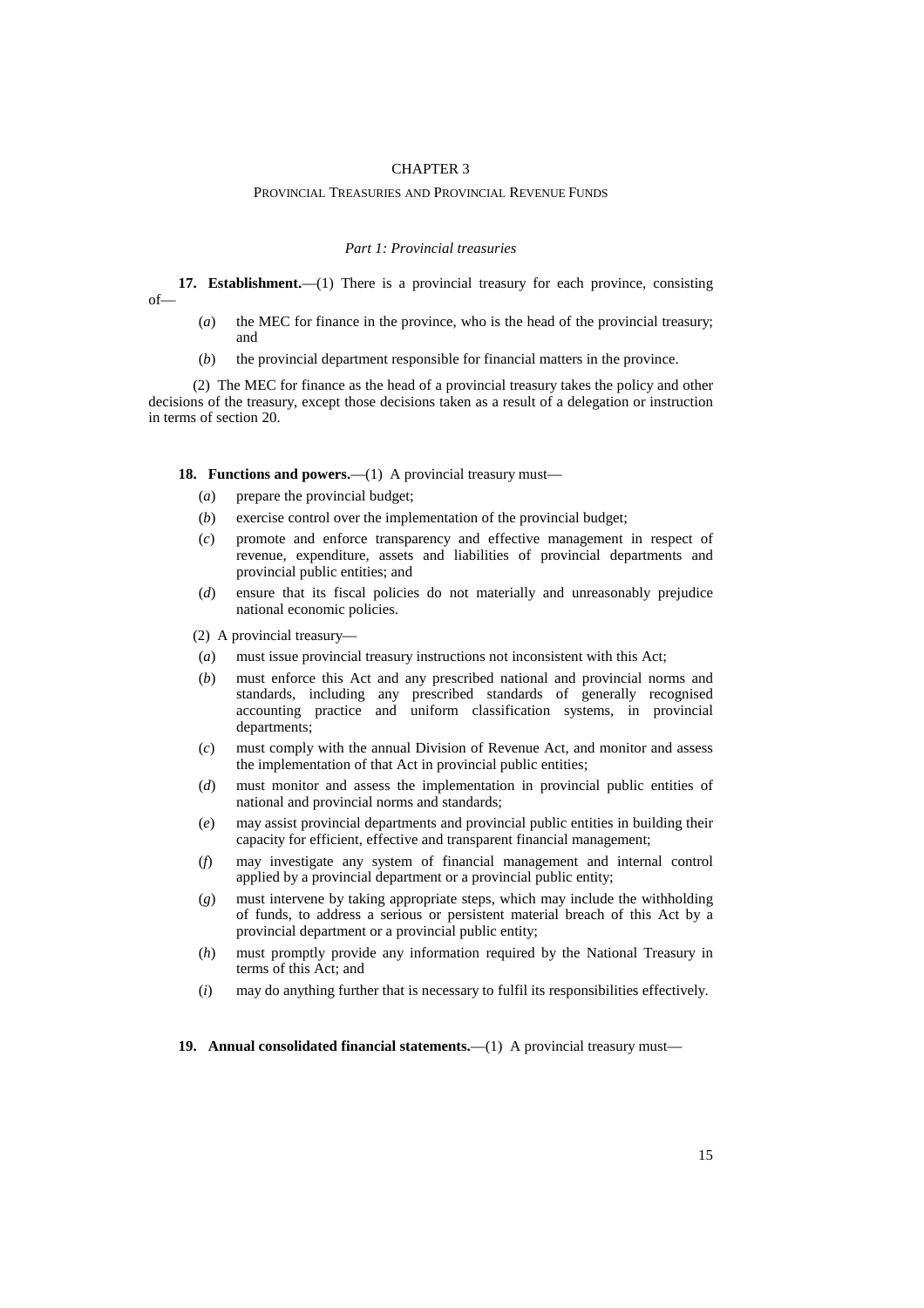# CHAPTER 3

## PROVINCIAL TREASURIES AND PROVINCIAL REVENUE FUNDS

### *Part 1: Provincial treasuries*

**17. Establishment.**—(1) There is a provincial treasury for each province, consisting of—

(*a*) the MEC for finance in the province, who is the head of the provincial treasury; and

(*b*) the provincial department responsible for financial matters in the province.

(2) The MEC for finance as the head of a provincial treasury takes the policy and other decisions of the treasury, except those decisions taken as a result of a delegation or instruction in terms of section 20.

**18. Functions and powers.**—(1) A provincial treasury must—

(*a*) prepare the provincial budget;

(*b*) exercise control over the implementation of the provincial budget;

(*c*) promote and enforce transparency and effective management in respect of revenue, expenditure, assets and liabilities of provincial departments and provincial public entities; and

(*d*) ensure that its fiscal policies do not materially and unreasonably prejudice national economic policies.

(2) A provincial treasury—

(*a*) must issue provincial treasury instructions not inconsistent with this Act;

(*b*) must enforce this Act and any prescribed national and provincial norms and standards, including any prescribed standards of generally recognised accounting practice and uniform classification systems, in provincial departments;

(*c*) must comply with the annual Division of Revenue Act, and monitor and assess the implementation of that Act in provincial public entities;

(*d*) must monitor and assess the implementation in provincial public entities of national and provincial norms and standards;

(*e*) may assist provincial departments and provincial public entities in building their capacity for efficient, effective and transparent financial management;

(*f*) may investigate any system of financial management and internal control applied by a provincial department or a provincial public entity;

(*g*) must intervene by taking appropriate steps, which may include the withholding of funds, to address a serious or persistent material breach of this Act by a provincial department or a provincial public entity;

(*h*) must promptly provide any information required by the National Treasury in terms of this Act; and

(*i*) may do anything further that is necessary to fulfil its responsibilities effectively.

**19. Annual consolidated financial statements.**—(1) A provincial treasury must—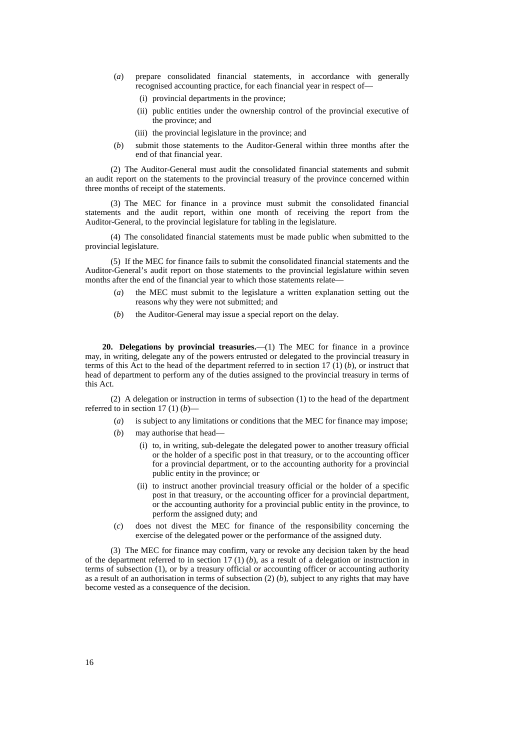(*a*) prepare consolidated financial statements, in accordance with generally recognised accounting practice, for each financial year in respect of—

(i) provincial departments in the province;

(ii) public entities under the ownership control of the provincial executive of the province; and

(iii) the provincial legislature in the province; and

(*b*) submit those statements to the Auditor-General within three months after the end of that financial year.

(2) The Auditor-General must audit the consolidated financial statements and submit an audit report on the statements to the provincial treasury of the province concerned within three months of receipt of the statements.

(3) The MEC for finance in a province must submit the consolidated financial statements and the audit report, within one month of receiving the report from the Auditor-General, to the provincial legislature for tabling in the legislature.

(4) The consolidated financial statements must be made public when submitted to the provincial legislature.

(5) If the MEC for finance fails to submit the consolidated financial statements and the Auditor-General's audit report on those statements to the provincial legislature within seven months after the end of the financial year to which those statements relate—

(*a*) the MEC must submit to the legislature a written explanation setting out the reasons why they were not submitted; and

(*b*) the Auditor-General may issue a special report on the delay.

**20. Delegations by provincial treasuries.**—(1) The MEC for finance in a province may, in writing, delegate any of the powers entrusted or delegated to the provincial treasury in terms of this Act to the head of the department referred to in section 17 (1) (*b*), or instruct that head of department to perform any of the duties assigned to the provincial treasury in terms of this Act.

(2) A delegation or instruction in terms of subsection (1) to the head of the department referred to in section 17 (1) (*b*)—

(*a*) is subject to any limitations or conditions that the MEC for finance may impose;

(*b*) may authorise that head—

(i) to, in writing, sub-delegate the delegated power to another treasury official or the holder of a specific post in that treasury, or to the accounting officer for a provincial department, or to the accounting authority for a provincial public entity in the province; or

(ii) to instruct another provincial treasury official or the holder of a specific post in that treasury, or the accounting officer for a provincial department, or the accounting authority for a provincial public entity in the province, to perform the assigned duty; and

(*c*) does not divest the MEC for finance of the responsibility concerning the exercise of the delegated power or the performance of the assigned duty.

(3) The MEC for finance may confirm, vary or revoke any decision taken by the head of the department referred to in section 17 (1) (*b*), as a result of a delegation or instruction in terms of subsection (1), or by a treasury official or accounting officer or accounting authority as a result of an authorisation in terms of subsection (2) (*b*), subject to any rights that may have become vested as a consequence of the decision.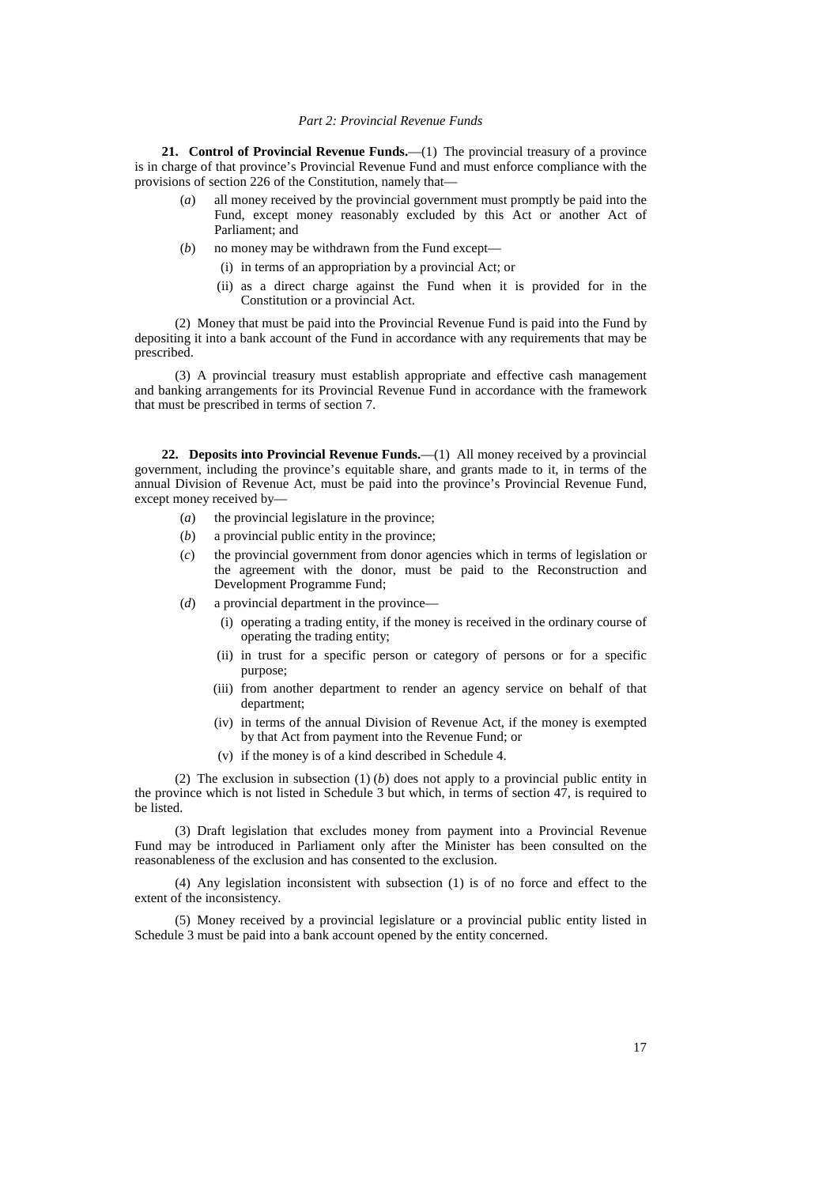*Part 2: Provincial Revenue Funds*

**21. Control of Provincial Revenue Funds.**—(1) The provincial treasury of a province is in charge of that province's Provincial Revenue Fund and must enforce compliance with the provisions of section 226 of the Constitution, namely that—

- (*a*) all money received by the provincial government must promptly be paid into the Fund, except money reasonably excluded by this Act or another Act of Parliament; and
- (*b*) no money may be withdrawn from the Fund except—
  - (i) in terms of an appropriation by a provincial Act; or
  - (ii) as a direct charge against the Fund when it is provided for in the Constitution or a provincial Act.

(2) Money that must be paid into the Provincial Revenue Fund is paid into the Fund by depositing it into a bank account of the Fund in accordance with any requirements that may be prescribed.

(3) A provincial treasury must establish appropriate and effective cash management and banking arrangements for its Provincial Revenue Fund in accordance with the framework that must be prescribed in terms of section 7.

**22. Deposits into Provincial Revenue Funds.**—(1) All money received by a provincial government, including the province's equitable share, and grants made to it, in terms of the annual Division of Revenue Act, must be paid into the province's Provincial Revenue Fund, except money received by—

- (*a*) the provincial legislature in the province;
- (*b*) a provincial public entity in the province;
- (*c*) the provincial government from donor agencies which in terms of legislation or the agreement with the donor, must be paid to the Reconstruction and Development Programme Fund;
- (*d*) a provincial department in the province—
  - (i) operating a trading entity, if the money is received in the ordinary course of operating the trading entity;
  - (ii) in trust for a specific person or category of persons or for a specific purpose;
  - (iii) from another department to render an agency service on behalf of that department;
  - (iv) in terms of the annual Division of Revenue Act, if the money is exempted by that Act from payment into the Revenue Fund; or
  - (v) if the money is of a kind described in Schedule 4.

(2) The exclusion in subsection (1) (*b*) does not apply to a provincial public entity in the province which is not listed in Schedule 3 but which, in terms of section 47, is required to be listed.

(3) Draft legislation that excludes money from payment into a Provincial Revenue Fund may be introduced in Parliament only after the Minister has been consulted on the reasonableness of the exclusion and has consented to the exclusion.

(4) Any legislation inconsistent with subsection (1) is of no force and effect to the extent of the inconsistency.

(5) Money received by a provincial legislature or a provincial public entity listed in Schedule 3 must be paid into a bank account opened by the entity concerned.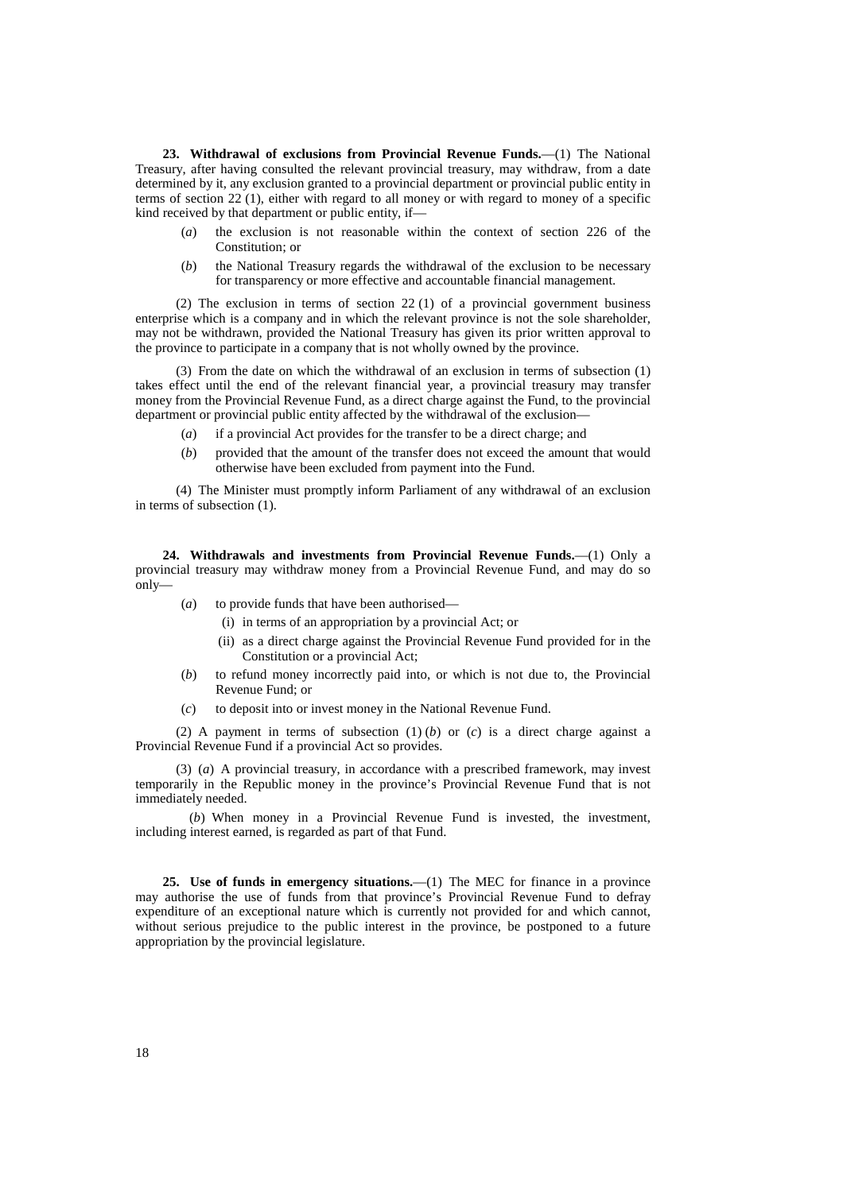**23. Withdrawal of exclusions from Provincial Revenue Funds.**—(1) The National Treasury, after having consulted the relevant provincial treasury, may withdraw, from a date determined by it, any exclusion granted to a provincial department or provincial public entity in terms of section 22 (1), either with regard to all money or with regard to money of a specific kind received by that department or public entity, if—

(*a*) the exclusion is not reasonable within the context of section 226 of the Constitution; or

(*b*) the National Treasury regards the withdrawal of the exclusion to be necessary for transparency or more effective and accountable financial management.

(2) The exclusion in terms of section 22 (1) of a provincial government business enterprise which is a company and in which the relevant province is not the sole shareholder, may not be withdrawn, provided the National Treasury has given its prior written approval to the province to participate in a company that is not wholly owned by the province.

(3) From the date on which the withdrawal of an exclusion in terms of subsection (1) takes effect until the end of the relevant financial year, a provincial treasury may transfer money from the Provincial Revenue Fund, as a direct charge against the Fund, to the provincial department or provincial public entity affected by the withdrawal of the exclusion—

(*a*) if a provincial Act provides for the transfer to be a direct charge; and

(*b*) provided that the amount of the transfer does not exceed the amount that would otherwise have been excluded from payment into the Fund.

(4) The Minister must promptly inform Parliament of any withdrawal of an exclusion in terms of subsection (1).

**24. Withdrawals and investments from Provincial Revenue Funds.**—(1) Only a provincial treasury may withdraw money from a Provincial Revenue Fund, and may do so only—

(*a*) to provide funds that have been authorised—

(i) in terms of an appropriation by a provincial Act; or

(ii) as a direct charge against the Provincial Revenue Fund provided for in the Constitution or a provincial Act;

(*b*) to refund money incorrectly paid into, or which is not due to, the Provincial Revenue Fund; or

(*c*) to deposit into or invest money in the National Revenue Fund.

(2) A payment in terms of subsection (1) (*b*) or (*c*) is a direct charge against a Provincial Revenue Fund if a provincial Act so provides.

(3) (*a*) A provincial treasury, in accordance with a prescribed framework, may invest temporarily in the Republic money in the province's Provincial Revenue Fund that is not immediately needed.

(*b*) When money in a Provincial Revenue Fund is invested, the investment, including interest earned, is regarded as part of that Fund.

**25. Use of funds in emergency situations.**—(1) The MEC for finance in a province may authorise the use of funds from that province's Provincial Revenue Fund to defray expenditure of an exceptional nature which is currently not provided for and which cannot, without serious prejudice to the public interest in the province, be postponed to a future appropriation by the provincial legislature.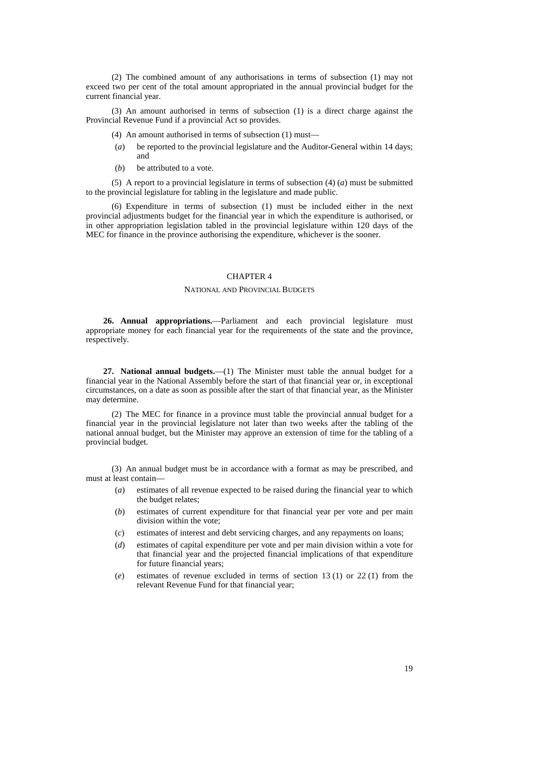(2) The combined amount of any authorisations in terms of subsection (1) may not exceed two per cent of the total amount appropriated in the annual provincial budget for the current financial year.

(3) An amount authorised in terms of subsection (1) is a direct charge against the Provincial Revenue Fund if a provincial Act so provides.

(4) An amount authorised in terms of subsection (1) must—

(*a*) be reported to the provincial legislature and the Auditor-General within 14 days; and

(*b*) be attributed to a vote.

(5) A report to a provincial legislature in terms of subsection (4) (*a*) must be submitted to the provincial legislature for tabling in the legislature and made public.

(6) Expenditure in terms of subsection (1) must be included either in the next provincial adjustments budget for the financial year in which the expenditure is authorised, or in other appropriation legislation tabled in the provincial legislature within 120 days of the MEC for finance in the province authorising the expenditure, whichever is the sooner.

## CHAPTER 4

### NATIONAL AND PROVINCIAL BUDGETS

**26. Annual appropriations.**—Parliament and each provincial legislature must appropriate money for each financial year for the requirements of the state and the province, respectively.

**27. National annual budgets.**—(1) The Minister must table the annual budget for a financial year in the National Assembly before the start of that financial year or, in exceptional circumstances, on a date as soon as possible after the start of that financial year, as the Minister may determine.

(2) The MEC for finance in a province must table the provincial annual budget for a financial year in the provincial legislature not later than two weeks after the tabling of the national annual budget, but the Minister may approve an extension of time for the tabling of a provincial budget.

(3) An annual budget must be in accordance with a format as may be prescribed, and must at least contain—

(*a*) estimates of all revenue expected to be raised during the financial year to which the budget relates;

(*b*) estimates of current expenditure for that financial year per vote and per main division within the vote;

(*c*) estimates of interest and debt servicing charges, and any repayments on loans;

(*d*) estimates of capital expenditure per vote and per main division within a vote for that financial year and the projected financial implications of that expenditure for future financial years;

(*e*) estimates of revenue excluded in terms of section 13 (1) or 22 (1) from the relevant Revenue Fund for that financial year;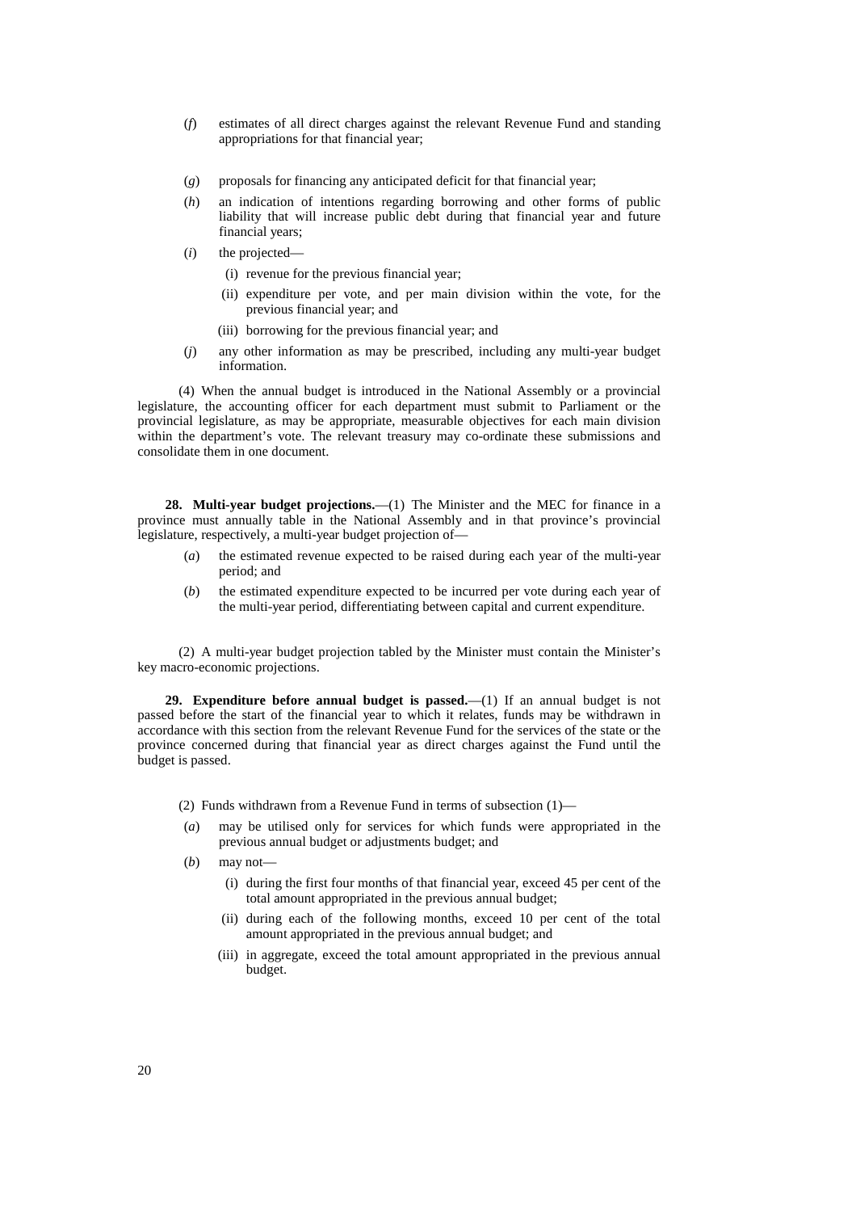(*f*) estimates of all direct charges against the relevant Revenue Fund and standing appropriations for that financial year;

(*g*) proposals for financing any anticipated deficit for that financial year;

(*h*) an indication of intentions regarding borrowing and other forms of public liability that will increase public debt during that financial year and future financial years;

(*i*) the projected—

(i) revenue for the previous financial year;

(ii) expenditure per vote, and per main division within the vote, for the previous financial year; and

(iii) borrowing for the previous financial year; and

(*j*) any other information as may be prescribed, including any multi-year budget information.

(4) When the annual budget is introduced in the National Assembly or a provincial legislature, the accounting officer for each department must submit to Parliament or the provincial legislature, as may be appropriate, measurable objectives for each main division within the department's vote. The relevant treasury may co-ordinate these submissions and consolidate them in one document.

**28. Multi-year budget projections.**—(1) The Minister and the MEC for finance in a province must annually table in the National Assembly and in that province's provincial legislature, respectively, a multi-year budget projection of—

(*a*) the estimated revenue expected to be raised during each year of the multi-year period; and

(*b*) the estimated expenditure expected to be incurred per vote during each year of the multi-year period, differentiating between capital and current expenditure.

(2) A multi-year budget projection tabled by the Minister must contain the Minister's key macro-economic projections.

**29. Expenditure before annual budget is passed.**—(1) If an annual budget is not passed before the start of the financial year to which it relates, funds may be withdrawn in accordance with this section from the relevant Revenue Fund for the services of the state or the province concerned during that financial year as direct charges against the Fund until the budget is passed.

(2) Funds withdrawn from a Revenue Fund in terms of subsection (1)—

(*a*) may be utilised only for services for which funds were appropriated in the previous annual budget or adjustments budget; and

(*b*) may not—

(i) during the first four months of that financial year, exceed 45 per cent of the total amount appropriated in the previous annual budget;

(ii) during each of the following months, exceed 10 per cent of the total amount appropriated in the previous annual budget; and

(iii) in aggregate, exceed the total amount appropriated in the previous annual budget.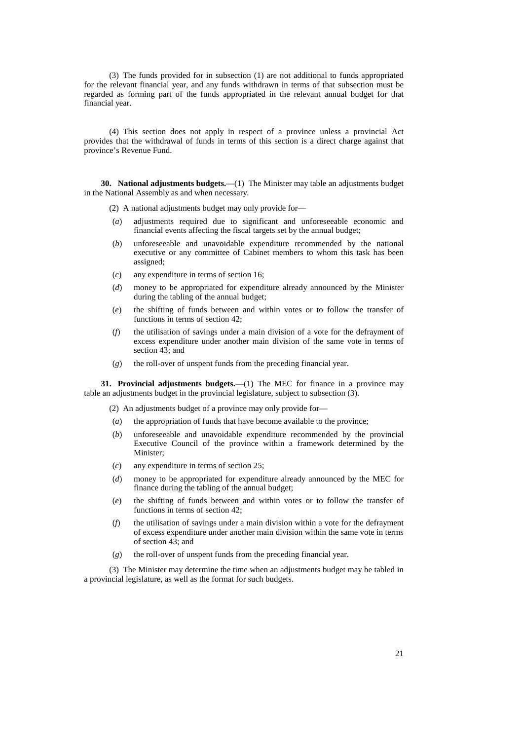(3) The funds provided for in subsection (1) are not additional to funds appropriated for the relevant financial year, and any funds withdrawn in terms of that subsection must be regarded as forming part of the funds appropriated in the relevant annual budget for that financial year.

(4) This section does not apply in respect of a province unless a provincial Act provides that the withdrawal of funds in terms of this section is a direct charge against that province's Revenue Fund.

**30. National adjustments budgets.**—(1) The Minister may table an adjustments budget in the National Assembly as and when necessary.

(2) A national adjustments budget may only provide for—

(*a*) adjustments required due to significant and unforeseeable economic and financial events affecting the fiscal targets set by the annual budget;

(*b*) unforeseeable and unavoidable expenditure recommended by the national executive or any committee of Cabinet members to whom this task has been assigned;

(*c*) any expenditure in terms of section 16;

(*d*) money to be appropriated for expenditure already announced by the Minister during the tabling of the annual budget;

(*e*) the shifting of funds between and within votes or to follow the transfer of functions in terms of section 42;

(*f*) the utilisation of savings under a main division of a vote for the defrayment of excess expenditure under another main division of the same vote in terms of section 43; and

(*g*) the roll-over of unspent funds from the preceding financial year.

**31. Provincial adjustments budgets.**—(1) The MEC for finance in a province may table an adjustments budget in the provincial legislature, subject to subsection (3).

(2) An adjustments budget of a province may only provide for—

(*a*) the appropriation of funds that have become available to the province;

(*b*) unforeseeable and unavoidable expenditure recommended by the provincial Executive Council of the province within a framework determined by the Minister;

(*c*) any expenditure in terms of section 25;

(*d*) money to be appropriated for expenditure already announced by the MEC for finance during the tabling of the annual budget;

(*e*) the shifting of funds between and within votes or to follow the transfer of functions in terms of section 42;

(*f*) the utilisation of savings under a main division within a vote for the defrayment of excess expenditure under another main division within the same vote in terms of section 43; and

(*g*) the roll-over of unspent funds from the preceding financial year.

(3) The Minister may determine the time when an adjustments budget may be tabled in a provincial legislature, as well as the format for such budgets.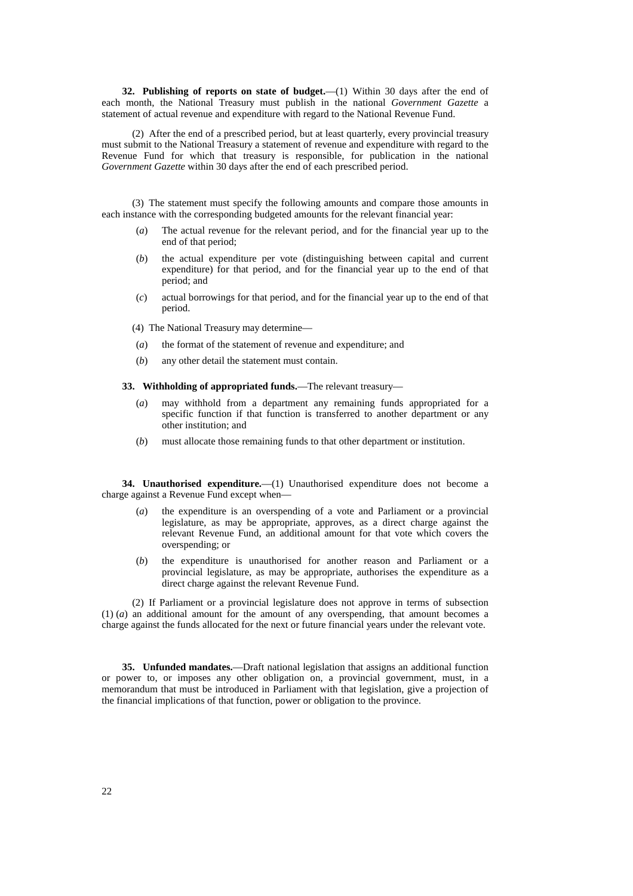**32. Publishing of reports on state of budget.**—(1) Within 30 days after the end of each month, the National Treasury must publish in the national *Government Gazette* a statement of actual revenue and expenditure with regard to the National Revenue Fund.

(2) After the end of a prescribed period, but at least quarterly, every provincial treasury must submit to the National Treasury a statement of revenue and expenditure with regard to the Revenue Fund for which that treasury is responsible, for publication in the national *Government Gazette* within 30 days after the end of each prescribed period.

(3) The statement must specify the following amounts and compare those amounts in each instance with the corresponding budgeted amounts for the relevant financial year:

(*a*) The actual revenue for the relevant period, and for the financial year up to the end of that period;

(*b*) the actual expenditure per vote (distinguishing between capital and current expenditure) for that period, and for the financial year up to the end of that period; and

(*c*) actual borrowings for that period, and for the financial year up to the end of that period.

(4) The National Treasury may determine—

(*a*) the format of the statement of revenue and expenditure; and

(*b*) any other detail the statement must contain.

**33. Withholding of appropriated funds.**—The relevant treasury—

(*a*) may withhold from a department any remaining funds appropriated for a specific function if that function is transferred to another department or any other institution; and

(*b*) must allocate those remaining funds to that other department or institution.

**34. Unauthorised expenditure.**—(1) Unauthorised expenditure does not become a charge against a Revenue Fund except when—

(*a*) the expenditure is an overspending of a vote and Parliament or a provincial legislature, as may be appropriate, approves, as a direct charge against the relevant Revenue Fund, an additional amount for that vote which covers the overspending; or

(*b*) the expenditure is unauthorised for another reason and Parliament or a provincial legislature, as may be appropriate, authorises the expenditure as a direct charge against the relevant Revenue Fund.

(2) If Parliament or a provincial legislature does not approve in terms of subsection (1) (*a*) an additional amount for the amount of any overspending, that amount becomes a charge against the funds allocated for the next or future financial years under the relevant vote.

**35. Unfunded mandates.**—Draft national legislation that assigns an additional function or power to, or imposes any other obligation on, a provincial government, must, in a memorandum that must be introduced in Parliament with that legislation, give a projection of the financial implications of that function, power or obligation to the province.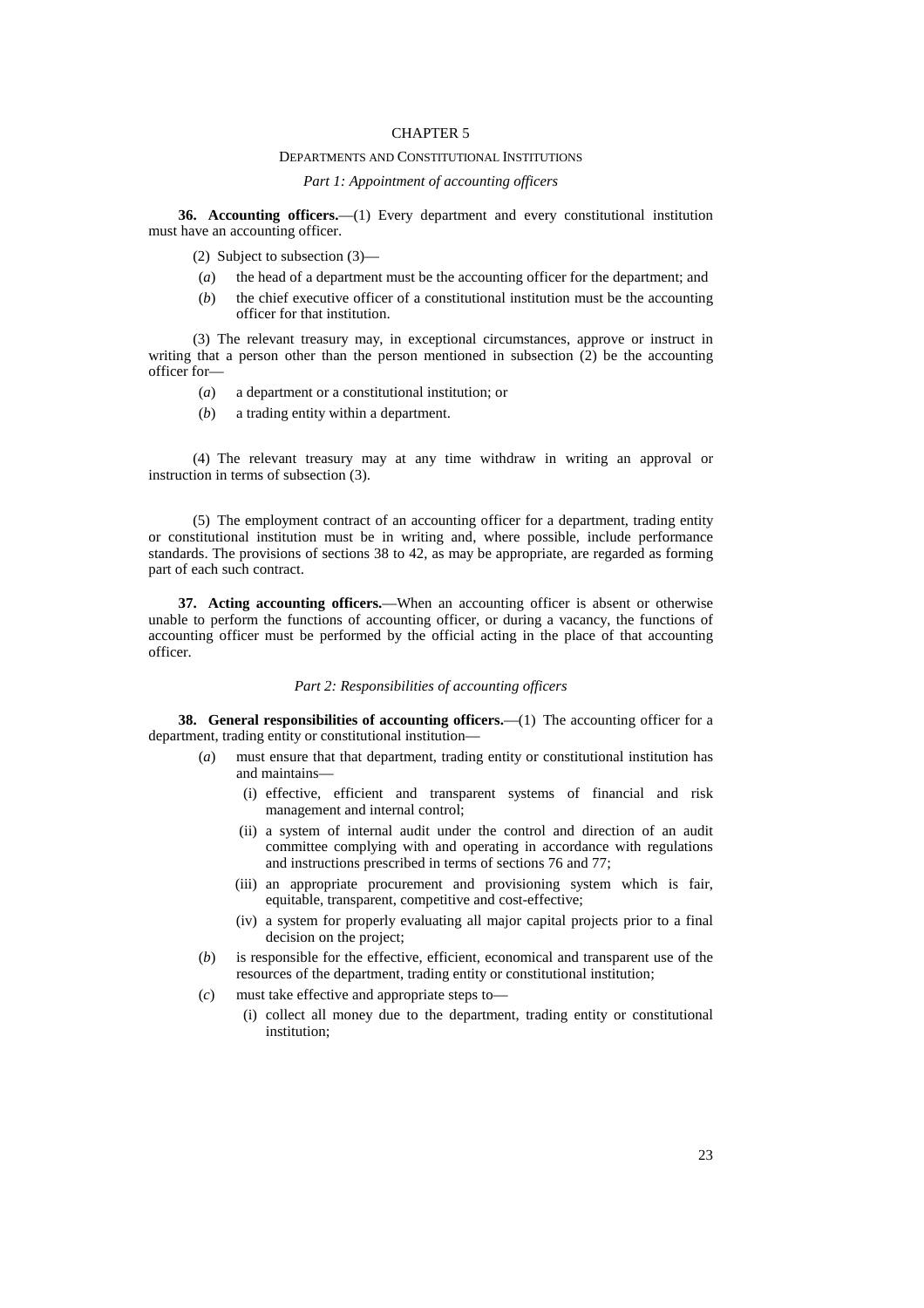# CHAPTER 5

## DEPARTMENTS AND CONSTITUTIONAL INSTITUTIONS

### *Part 1: Appointment of accounting officers*

**36. Accounting officers.**—(1) Every department and every constitutional institution must have an accounting officer.

(2) Subject to subsection (3)—

(*a*) the head of a department must be the accounting officer for the department; and

(*b*) the chief executive officer of a constitutional institution must be the accounting officer for that institution.

(3) The relevant treasury may, in exceptional circumstances, approve or instruct in writing that a person other than the person mentioned in subsection (2) be the accounting officer for—

(*a*) a department or a constitutional institution; or

(*b*) a trading entity within a department.

(4) The relevant treasury may at any time withdraw in writing an approval or instruction in terms of subsection (3).

(5) The employment contract of an accounting officer for a department, trading entity or constitutional institution must be in writing and, where possible, include performance standards. The provisions of sections 38 to 42, as may be appropriate, are regarded as forming part of each such contract.

**37. Acting accounting officers.**—When an accounting officer is absent or otherwise unable to perform the functions of accounting officer, or during a vacancy, the functions of accounting officer must be performed by the official acting in the place of that accounting officer.

### *Part 2: Responsibilities of accounting officers*

**38. General responsibilities of accounting officers.**—(1) The accounting officer for a department, trading entity or constitutional institution—

(*a*) must ensure that that department, trading entity or constitutional institution has and maintains—

(i) effective, efficient and transparent systems of financial and risk management and internal control;

(ii) a system of internal audit under the control and direction of an audit committee complying with and operating in accordance with regulations and instructions prescribed in terms of sections 76 and 77;

(iii) an appropriate procurement and provisioning system which is fair, equitable, transparent, competitive and cost-effective;

(iv) a system for properly evaluating all major capital projects prior to a final decision on the project;

(*b*) is responsible for the effective, efficient, economical and transparent use of the resources of the department, trading entity or constitutional institution;

(*c*) must take effective and appropriate steps to—

(i) collect all money due to the department, trading entity or constitutional institution;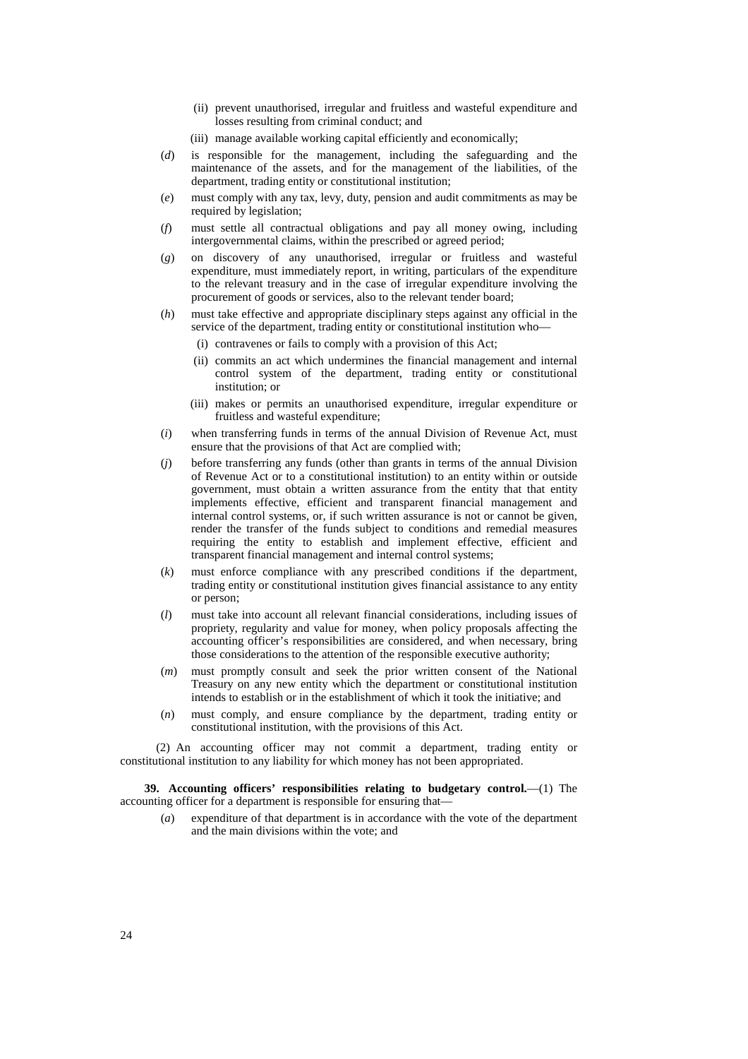(ii) prevent unauthorised, irregular and fruitless and wasteful expenditure and losses resulting from criminal conduct; and

(iii) manage available working capital efficiently and economically;

(*d*) is responsible for the management, including the safeguarding and the maintenance of the assets, and for the management of the liabilities, of the department, trading entity or constitutional institution;

(*e*) must comply with any tax, levy, duty, pension and audit commitments as may be required by legislation;

(*f*) must settle all contractual obligations and pay all money owing, including intergovernmental claims, within the prescribed or agreed period;

(*g*) on discovery of any unauthorised, irregular or fruitless and wasteful expenditure, must immediately report, in writing, particulars of the expenditure to the relevant treasury and in the case of irregular expenditure involving the procurement of goods or services, also to the relevant tender board;

(*h*) must take effective and appropriate disciplinary steps against any official in the service of the department, trading entity or constitutional institution who—

(i) contravenes or fails to comply with a provision of this Act;

(ii) commits an act which undermines the financial management and internal control system of the department, trading entity or constitutional institution; or

(iii) makes or permits an unauthorised expenditure, irregular expenditure or fruitless and wasteful expenditure;

(*i*) when transferring funds in terms of the annual Division of Revenue Act, must ensure that the provisions of that Act are complied with;

(*j*) before transferring any funds (other than grants in terms of the annual Division of Revenue Act or to a constitutional institution) to an entity within or outside government, must obtain a written assurance from the entity that that entity implements effective, efficient and transparent financial management and internal control systems, or, if such written assurance is not or cannot be given, render the transfer of the funds subject to conditions and remedial measures requiring the entity to establish and implement effective, efficient and transparent financial management and internal control systems;

(*k*) must enforce compliance with any prescribed conditions if the department, trading entity or constitutional institution gives financial assistance to any entity or person;

(*l*) must take into account all relevant financial considerations, including issues of propriety, regularity and value for money, when policy proposals affecting the accounting officer's responsibilities are considered, and when necessary, bring those considerations to the attention of the responsible executive authority;

(*m*) must promptly consult and seek the prior written consent of the National Treasury on any new entity which the department or constitutional institution intends to establish or in the establishment of which it took the initiative; and

(*n*) must comply, and ensure compliance by the department, trading entity or constitutional institution, with the provisions of this Act.

(2) An accounting officer may not commit a department, trading entity or constitutional institution to any liability for which money has not been appropriated.

**39. Accounting officers' responsibilities relating to budgetary control.**—(1) The accounting officer for a department is responsible for ensuring that—

(*a*) expenditure of that department is in accordance with the vote of the department and the main divisions within the vote; and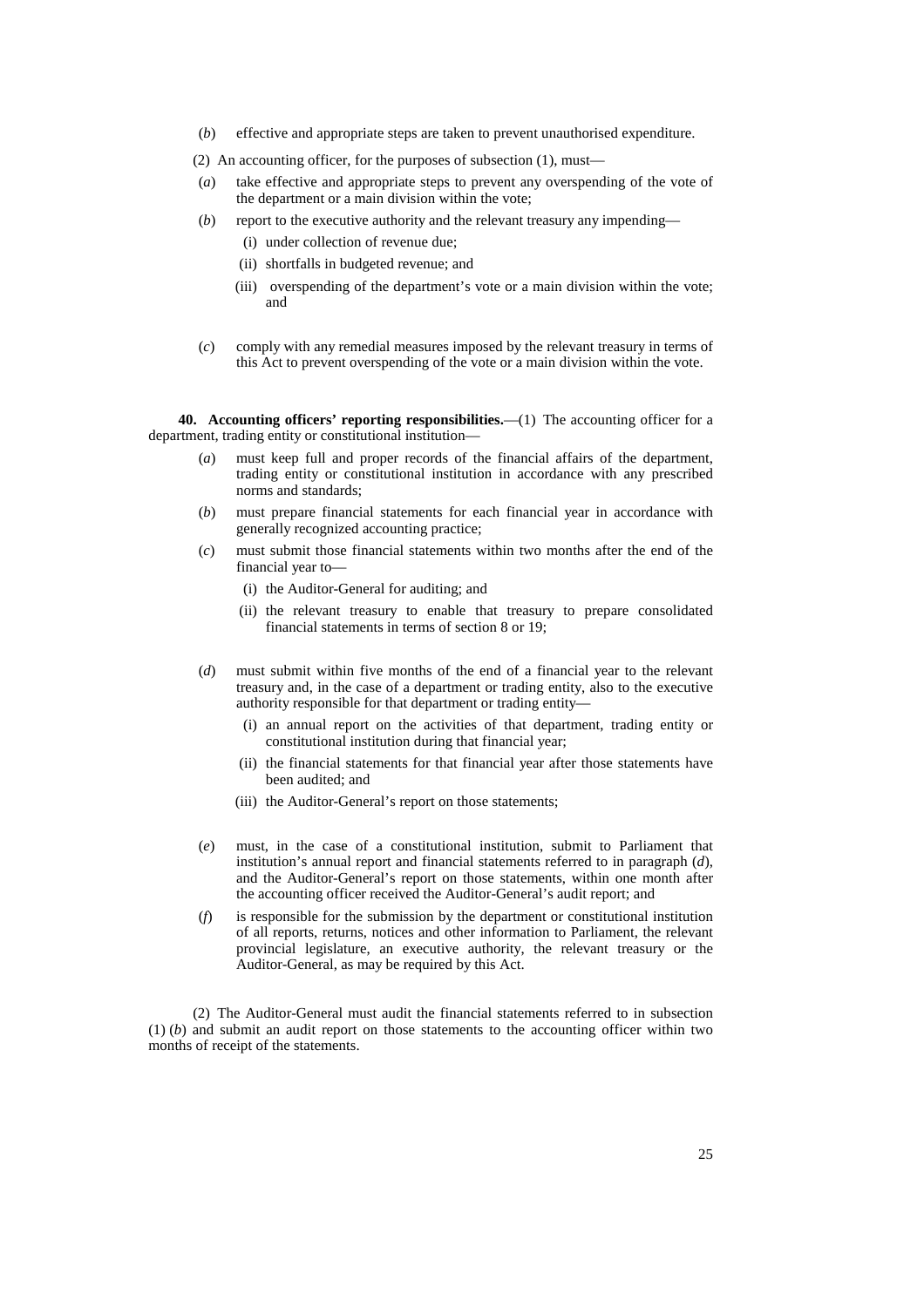(*b*) effective and appropriate steps are taken to prevent unauthorised expenditure.

(2) An accounting officer, for the purposes of subsection (1), must—

(*a*) take effective and appropriate steps to prevent any overspending of the vote of the department or a main division within the vote;

(*b*) report to the executive authority and the relevant treasury any impending—

(i) under collection of revenue due;

(ii) shortfalls in budgeted revenue; and

(iii) overspending of the department's vote or a main division within the vote; and

(*c*) comply with any remedial measures imposed by the relevant treasury in terms of this Act to prevent overspending of the vote or a main division within the vote.

**40. Accounting officers' reporting responsibilities.**—(1) The accounting officer for a department, trading entity or constitutional institution—

(*a*) must keep full and proper records of the financial affairs of the department, trading entity or constitutional institution in accordance with any prescribed norms and standards;

(*b*) must prepare financial statements for each financial year in accordance with generally recognized accounting practice;

(*c*) must submit those financial statements within two months after the end of the financial year to—

(i) the Auditor-General for auditing; and

(ii) the relevant treasury to enable that treasury to prepare consolidated financial statements in terms of section 8 or 19;

(*d*) must submit within five months of the end of a financial year to the relevant treasury and, in the case of a department or trading entity, also to the executive authority responsible for that department or trading entity—

(i) an annual report on the activities of that department, trading entity or constitutional institution during that financial year;

(ii) the financial statements for that financial year after those statements have been audited; and

(iii) the Auditor-General's report on those statements;

(*e*) must, in the case of a constitutional institution, submit to Parliament that institution's annual report and financial statements referred to in paragraph (*d*), and the Auditor-General's report on those statements, within one month after the accounting officer received the Auditor-General's audit report; and

(*f*) is responsible for the submission by the department or constitutional institution of all reports, returns, notices and other information to Parliament, the relevant provincial legislature, an executive authority, the relevant treasury or the Auditor-General, as may be required by this Act.

(2) The Auditor-General must audit the financial statements referred to in subsection (1) (*b*) and submit an audit report on those statements to the accounting officer within two months of receipt of the statements.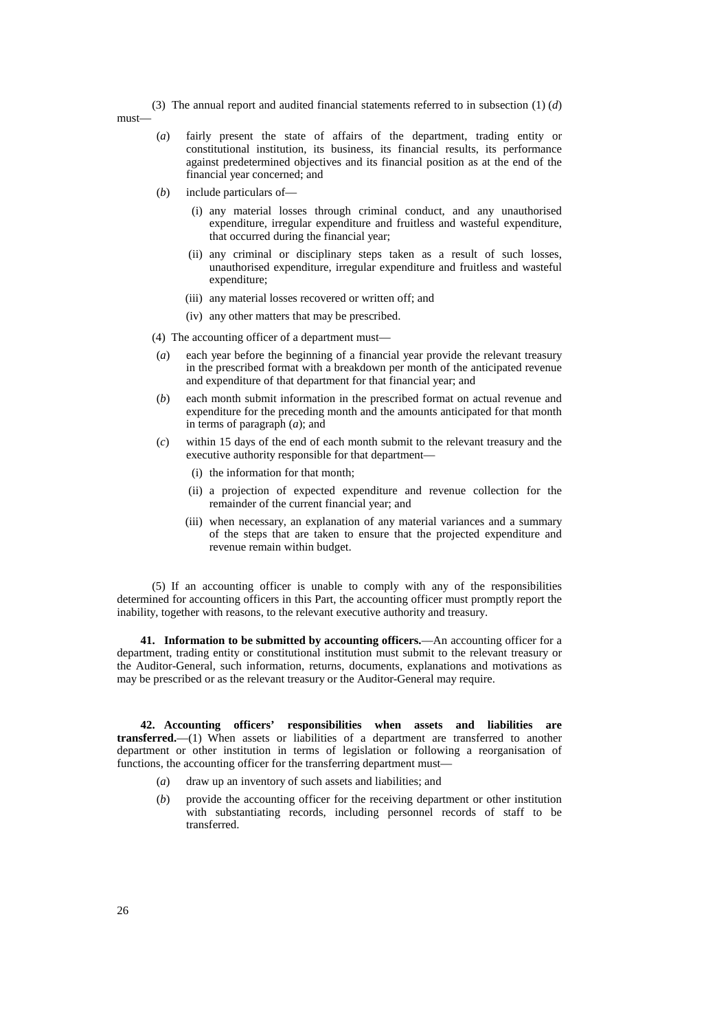(3) The annual report and audited financial statements referred to in subsection (1) (*d*) must—

(*a*) fairly present the state of affairs of the department, trading entity or constitutional institution, its business, its financial results, its performance against predetermined objectives and its financial position as at the end of the financial year concerned; and

(*b*) include particulars of—

(i) any material losses through criminal conduct, and any unauthorised expenditure, irregular expenditure and fruitless and wasteful expenditure, that occurred during the financial year;

(ii) any criminal or disciplinary steps taken as a result of such losses, unauthorised expenditure, irregular expenditure and fruitless and wasteful expenditure;

(iii) any material losses recovered or written off; and

(iv) any other matters that may be prescribed.

(4) The accounting officer of a department must—

(*a*) each year before the beginning of a financial year provide the relevant treasury in the prescribed format with a breakdown per month of the anticipated revenue and expenditure of that department for that financial year; and

(*b*) each month submit information in the prescribed format on actual revenue and expenditure for the preceding month and the amounts anticipated for that month in terms of paragraph (*a*); and

(*c*) within 15 days of the end of each month submit to the relevant treasury and the executive authority responsible for that department—

(i) the information for that month;

(ii) a projection of expected expenditure and revenue collection for the remainder of the current financial year; and

(iii) when necessary, an explanation of any material variances and a summary of the steps that are taken to ensure that the projected expenditure and revenue remain within budget.

(5) If an accounting officer is unable to comply with any of the responsibilities determined for accounting officers in this Part, the accounting officer must promptly report the inability, together with reasons, to the relevant executive authority and treasury.

**41. Information to be submitted by accounting officers.**—An accounting officer for a department, trading entity or constitutional institution must submit to the relevant treasury or the Auditor-General, such information, returns, documents, explanations and motivations as may be prescribed or as the relevant treasury or the Auditor-General may require.

**42. Accounting officers' responsibilities when assets and liabilities are transferred.**—(1) When assets or liabilities of a department are transferred to another department or other institution in terms of legislation or following a reorganisation of functions, the accounting officer for the transferring department must—

(*a*) draw up an inventory of such assets and liabilities; and

(*b*) provide the accounting officer for the receiving department or other institution with substantiating records, including personnel records of staff to be transferred.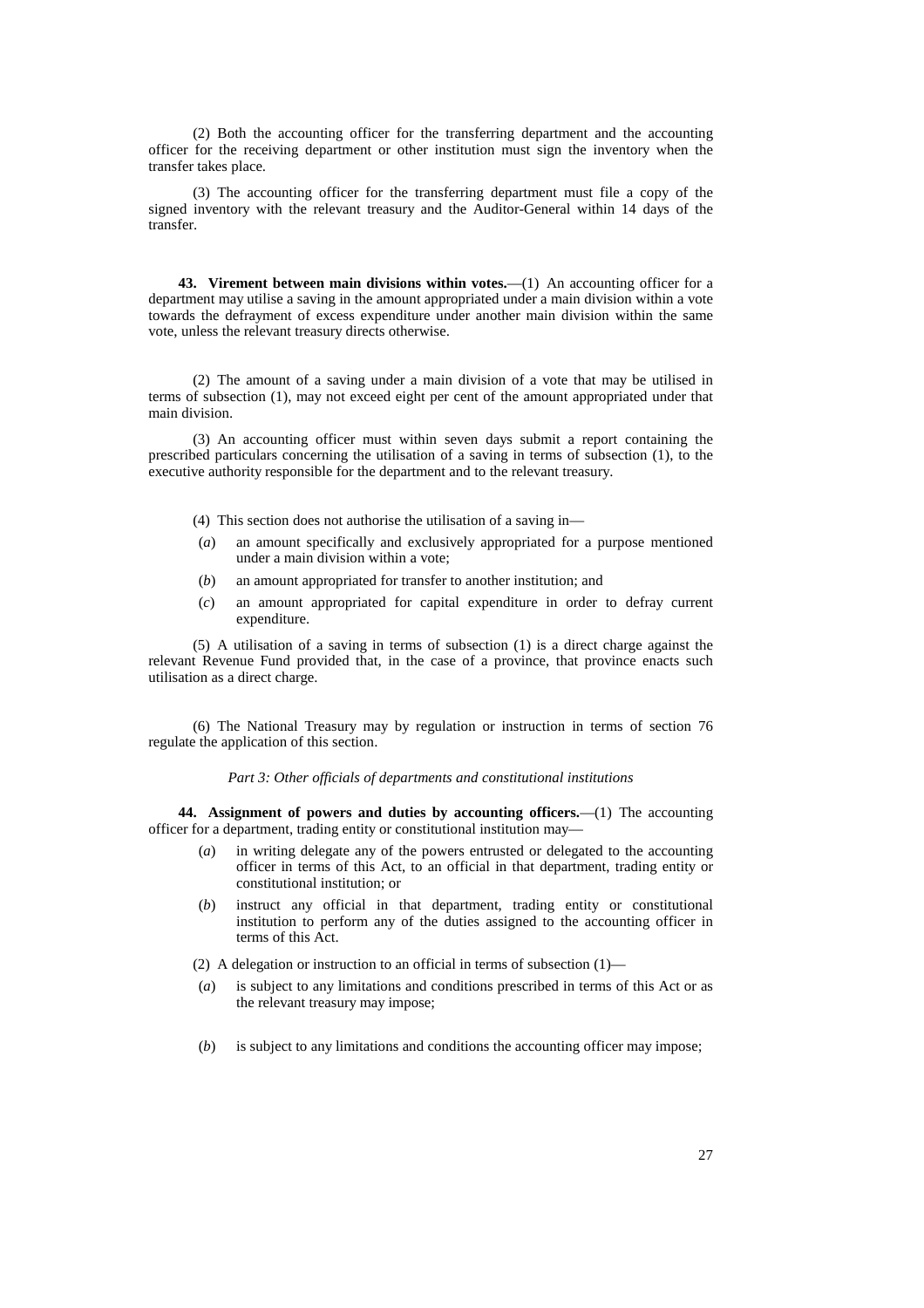(2) Both the accounting officer for the transferring department and the accounting officer for the receiving department or other institution must sign the inventory when the transfer takes place.

(3) The accounting officer for the transferring department must file a copy of the signed inventory with the relevant treasury and the Auditor-General within 14 days of the transfer.

**43. Virement between main divisions within votes.**—(1) An accounting officer for a department may utilise a saving in the amount appropriated under a main division within a vote towards the defrayment of excess expenditure under another main division within the same vote, unless the relevant treasury directs otherwise.

(2) The amount of a saving under a main division of a vote that may be utilised in terms of subsection (1), may not exceed eight per cent of the amount appropriated under that main division.

(3) An accounting officer must within seven days submit a report containing the prescribed particulars concerning the utilisation of a saving in terms of subsection (1), to the executive authority responsible for the department and to the relevant treasury.

(4) This section does not authorise the utilisation of a saving in—

(*a*) an amount specifically and exclusively appropriated for a purpose mentioned under a main division within a vote;

(*b*) an amount appropriated for transfer to another institution; and

(*c*) an amount appropriated for capital expenditure in order to defray current expenditure.

(5) A utilisation of a saving in terms of subsection (1) is a direct charge against the relevant Revenue Fund provided that, in the case of a province, that province enacts such utilisation as a direct charge.

(6) The National Treasury may by regulation or instruction in terms of section 76 regulate the application of this section.

*Part 3: Other officials of departments and constitutional institutions*

**44. Assignment of powers and duties by accounting officers.**—(1) The accounting officer for a department, trading entity or constitutional institution may—

(*a*) in writing delegate any of the powers entrusted or delegated to the accounting officer in terms of this Act, to an official in that department, trading entity or constitutional institution; or

(*b*) instruct any official in that department, trading entity or constitutional institution to perform any of the duties assigned to the accounting officer in terms of this Act.

(2) A delegation or instruction to an official in terms of subsection (1)—

(*a*) is subject to any limitations and conditions prescribed in terms of this Act or as the relevant treasury may impose;

(*b*) is subject to any limitations and conditions the accounting officer may impose;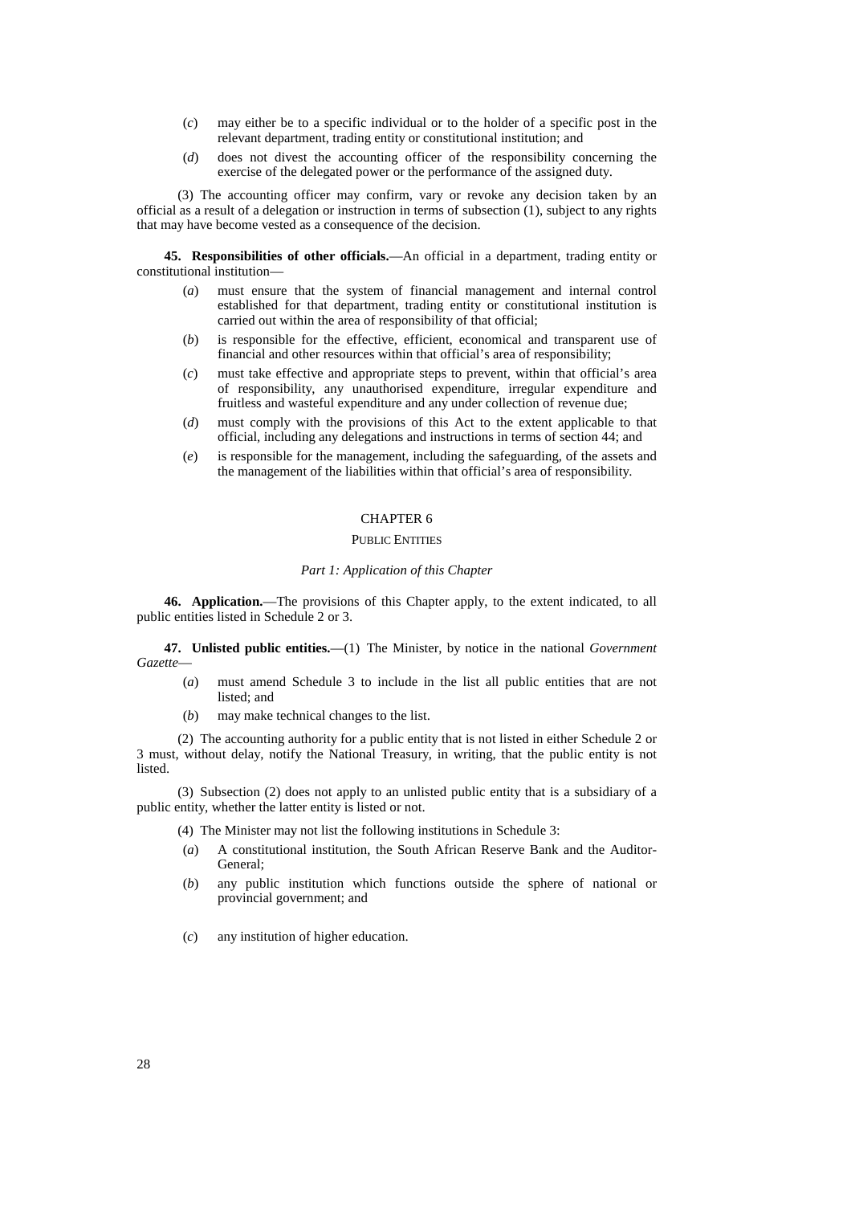(*c*) may either be to a specific individual or to the holder of a specific post in the relevant department, trading entity or constitutional institution; and

(*d*) does not divest the accounting officer of the responsibility concerning the exercise of the delegated power or the performance of the assigned duty.

(3) The accounting officer may confirm, vary or revoke any decision taken by an official as a result of a delegation or instruction in terms of subsection (1), subject to any rights that may have become vested as a consequence of the decision.

**45. Responsibilities of other officials.**—An official in a department, trading entity or constitutional institution—

(*a*) must ensure that the system of financial management and internal control established for that department, trading entity or constitutional institution is carried out within the area of responsibility of that official;

(*b*) is responsible for the effective, efficient, economical and transparent use of financial and other resources within that official's area of responsibility;

(*c*) must take effective and appropriate steps to prevent, within that official's area of responsibility, any unauthorised expenditure, irregular expenditure and fruitless and wasteful expenditure and any under collection of revenue due;

(*d*) must comply with the provisions of this Act to the extent applicable to that official, including any delegations and instructions in terms of section 44; and

(*e*) is responsible for the management, including the safeguarding, of the assets and the management of the liabilities within that official's area of responsibility.

## CHAPTER 6

### PUBLIC ENTITIES

*Part 1: Application of this Chapter*

**46. Application.**—The provisions of this Chapter apply, to the extent indicated, to all public entities listed in Schedule 2 or 3.

**47. Unlisted public entities.**—(1) The Minister, by notice in the national *Government Gazette*—

(*a*) must amend Schedule 3 to include in the list all public entities that are not listed; and

(*b*) may make technical changes to the list.

(2) The accounting authority for a public entity that is not listed in either Schedule 2 or 3 must, without delay, notify the National Treasury, in writing, that the public entity is not listed.

(3) Subsection (2) does not apply to an unlisted public entity that is a subsidiary of a public entity, whether the latter entity is listed or not.

(4) The Minister may not list the following institutions in Schedule 3:

(*a*) A constitutional institution, the South African Reserve Bank and the Auditor-General;

(*b*) any public institution which functions outside the sphere of national or provincial government; and

(*c*) any institution of higher education.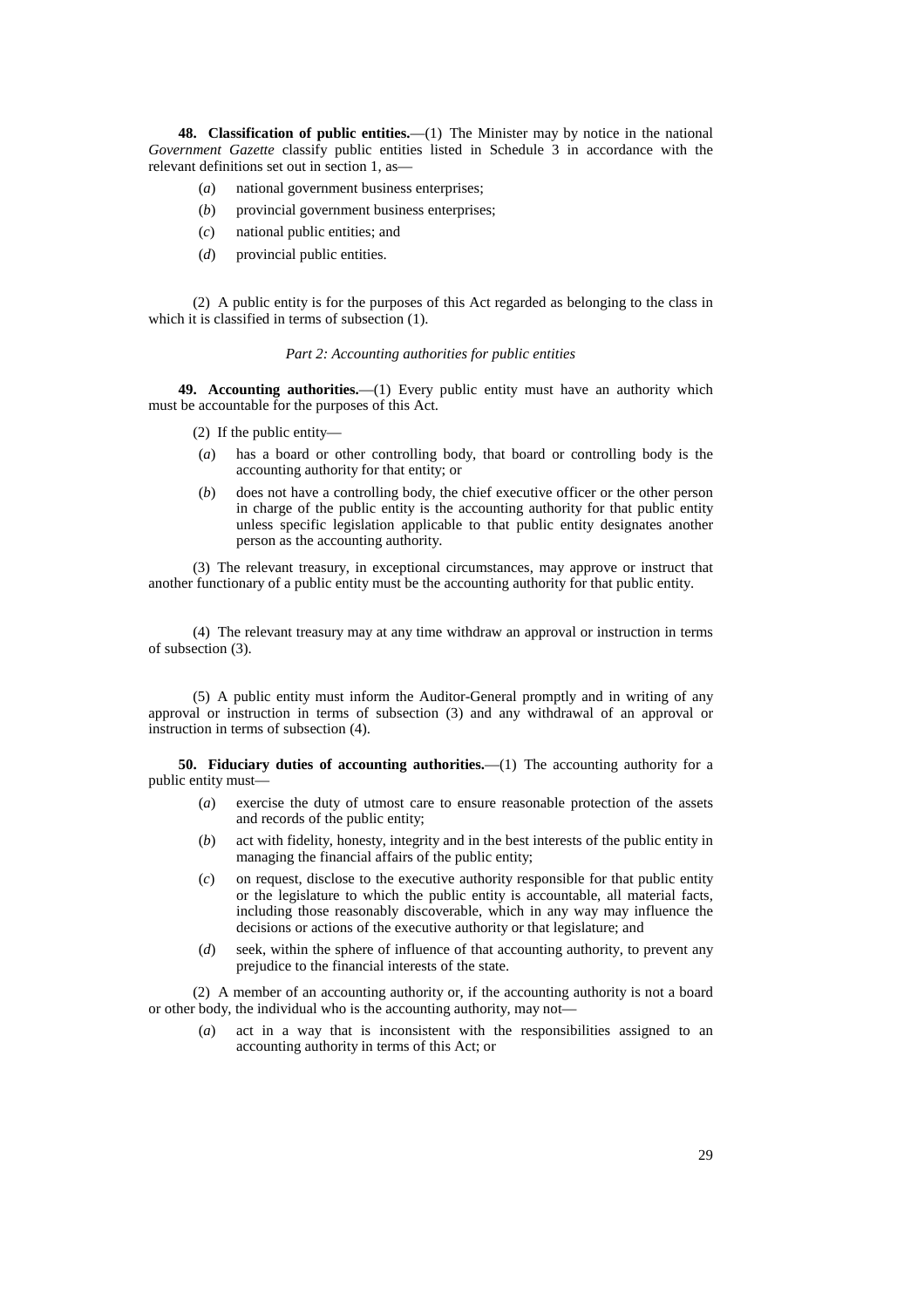**48. Classification of public entities.**—(1) The Minister may by notice in the national *Government Gazette* classify public entities listed in Schedule 3 in accordance with the relevant definitions set out in section 1, as—

(*a*) national government business enterprises;

(*b*) provincial government business enterprises;

(*c*) national public entities; and

(*d*) provincial public entities.

(2) A public entity is for the purposes of this Act regarded as belonging to the class in which it is classified in terms of subsection (1).

*Part 2: Accounting authorities for public entities*

**49. Accounting authorities.**—(1) Every public entity must have an authority which must be accountable for the purposes of this Act.

(2) If the public entity—

(*a*) has a board or other controlling body, that board or controlling body is the accounting authority for that entity; or

(*b*) does not have a controlling body, the chief executive officer or the other person in charge of the public entity is the accounting authority for that public entity unless specific legislation applicable to that public entity designates another person as the accounting authority.

(3) The relevant treasury, in exceptional circumstances, may approve or instruct that another functionary of a public entity must be the accounting authority for that public entity.

(4) The relevant treasury may at any time withdraw an approval or instruction in terms of subsection (3).

(5) A public entity must inform the Auditor-General promptly and in writing of any approval or instruction in terms of subsection (3) and any withdrawal of an approval or instruction in terms of subsection (4).

**50. Fiduciary duties of accounting authorities.**—(1) The accounting authority for a public entity must—

(*a*) exercise the duty of utmost care to ensure reasonable protection of the assets and records of the public entity;

(*b*) act with fidelity, honesty, integrity and in the best interests of the public entity in managing the financial affairs of the public entity;

(*c*) on request, disclose to the executive authority responsible for that public entity or the legislature to which the public entity is accountable, all material facts, including those reasonably discoverable, which in any way may influence the decisions or actions of the executive authority or that legislature; and

(*d*) seek, within the sphere of influence of that accounting authority, to prevent any prejudice to the financial interests of the state.

(2) A member of an accounting authority or, if the accounting authority is not a board or other body, the individual who is the accounting authority, may not—

(*a*) act in a way that is inconsistent with the responsibilities assigned to an accounting authority in terms of this Act; or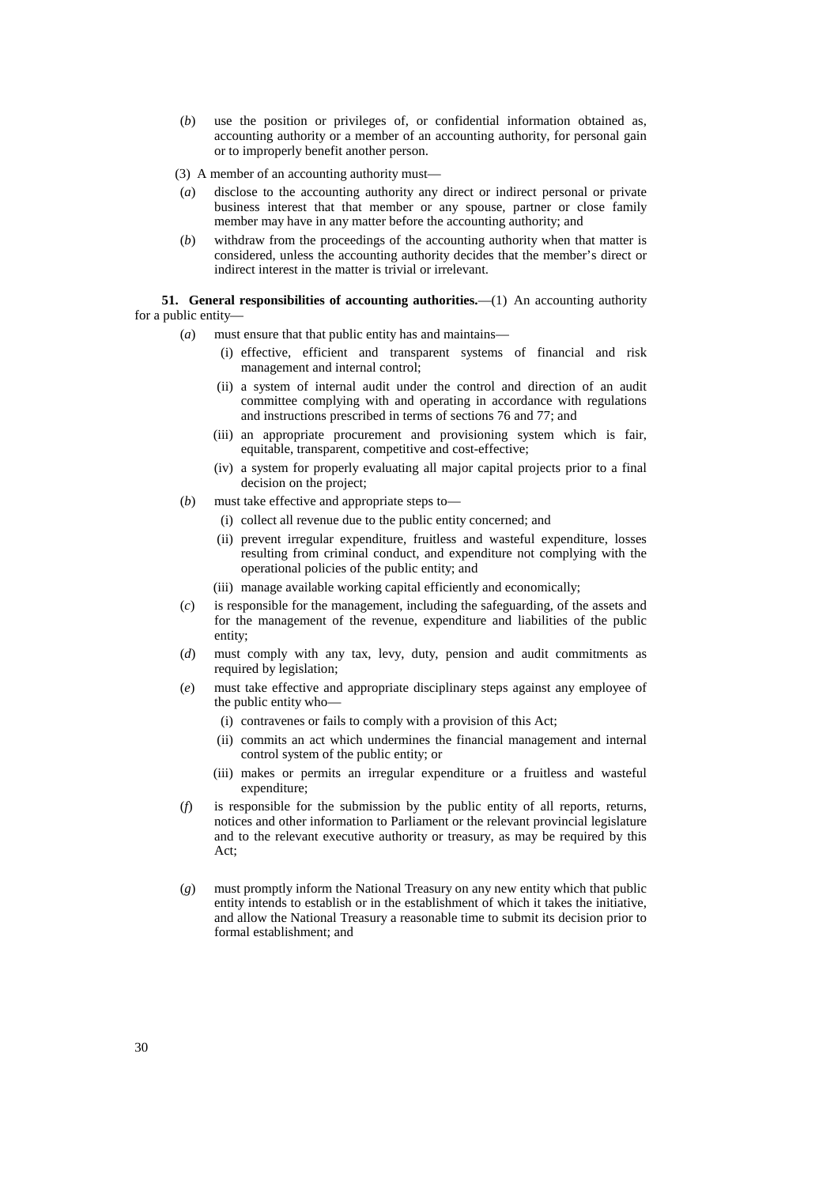(*b*) use the position or privileges of, or confidential information obtained as, accounting authority or a member of an accounting authority, for personal gain or to improperly benefit another person.

(3) A member of an accounting authority must—

(*a*) disclose to the accounting authority any direct or indirect personal or private business interest that that member or any spouse, partner or close family member may have in any matter before the accounting authority; and

(*b*) withdraw from the proceedings of the accounting authority when that matter is considered, unless the accounting authority decides that the member's direct or indirect interest in the matter is trivial or irrelevant.

**51. General responsibilities of accounting authorities.**—(1) An accounting authority for a public entity—

(*a*) must ensure that that public entity has and maintains—

(i) effective, efficient and transparent systems of financial and risk management and internal control;

(ii) a system of internal audit under the control and direction of an audit committee complying with and operating in accordance with regulations and instructions prescribed in terms of sections 76 and 77; and

(iii) an appropriate procurement and provisioning system which is fair, equitable, transparent, competitive and cost-effective;

(iv) a system for properly evaluating all major capital projects prior to a final decision on the project;

(*b*) must take effective and appropriate steps to—

(i) collect all revenue due to the public entity concerned; and

(ii) prevent irregular expenditure, fruitless and wasteful expenditure, losses resulting from criminal conduct, and expenditure not complying with the operational policies of the public entity; and

(iii) manage available working capital efficiently and economically;

(*c*) is responsible for the management, including the safeguarding, of the assets and for the management of the revenue, expenditure and liabilities of the public entity;

(*d*) must comply with any tax, levy, duty, pension and audit commitments as required by legislation;

(*e*) must take effective and appropriate disciplinary steps against any employee of the public entity who—

(i) contravenes or fails to comply with a provision of this Act;

(ii) commits an act which undermines the financial management and internal control system of the public entity; or

(iii) makes or permits an irregular expenditure or a fruitless and wasteful expenditure;

(*f*) is responsible for the submission by the public entity of all reports, returns, notices and other information to Parliament or the relevant provincial legislature and to the relevant executive authority or treasury, as may be required by this Act;

(*g*) must promptly inform the National Treasury on any new entity which that public entity intends to establish or in the establishment of which it takes the initiative, and allow the National Treasury a reasonable time to submit its decision prior to formal establishment; and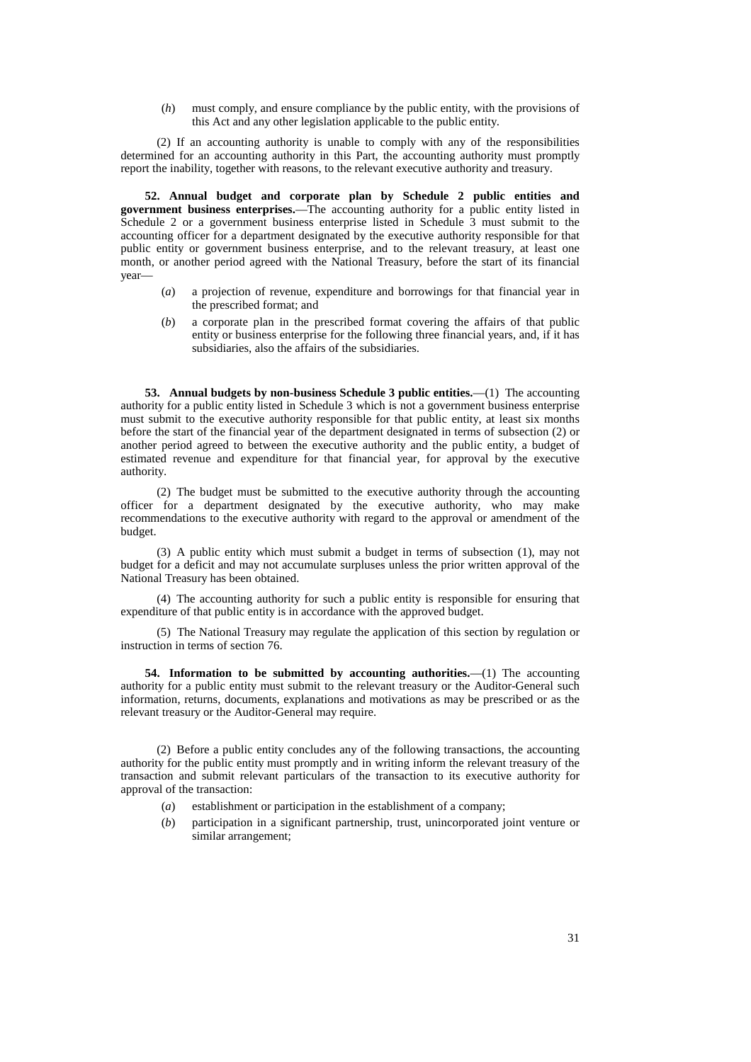(*h*) must comply, and ensure compliance by the public entity, with the provisions of this Act and any other legislation applicable to the public entity.

(2) If an accounting authority is unable to comply with any of the responsibilities determined for an accounting authority in this Part, the accounting authority must promptly report the inability, together with reasons, to the relevant executive authority and treasury.

**52. Annual budget and corporate plan by Schedule 2 public entities and government business enterprises.**—The accounting authority for a public entity listed in Schedule 2 or a government business enterprise listed in Schedule 3 must submit to the accounting officer for a department designated by the executive authority responsible for that public entity or government business enterprise, and to the relevant treasury, at least one month, or another period agreed with the National Treasury, before the start of its financial year—

(*a*) a projection of revenue, expenditure and borrowings for that financial year in the prescribed format; and

(*b*) a corporate plan in the prescribed format covering the affairs of that public entity or business enterprise for the following three financial years, and, if it has subsidiaries, also the affairs of the subsidiaries.

**53. Annual budgets by non-business Schedule 3 public entities.**—(1) The accounting authority for a public entity listed in Schedule 3 which is not a government business enterprise must submit to the executive authority responsible for that public entity, at least six months before the start of the financial year of the department designated in terms of subsection (2) or another period agreed to between the executive authority and the public entity, a budget of estimated revenue and expenditure for that financial year, for approval by the executive authority.

(2) The budget must be submitted to the executive authority through the accounting officer for a department designated by the executive authority, who may make recommendations to the executive authority with regard to the approval or amendment of the budget.

(3) A public entity which must submit a budget in terms of subsection (1), may not budget for a deficit and may not accumulate surpluses unless the prior written approval of the National Treasury has been obtained.

(4) The accounting authority for such a public entity is responsible for ensuring that expenditure of that public entity is in accordance with the approved budget.

(5) The National Treasury may regulate the application of this section by regulation or instruction in terms of section 76.

**54. Information to be submitted by accounting authorities.**—(1) The accounting authority for a public entity must submit to the relevant treasury or the Auditor-General such information, returns, documents, explanations and motivations as may be prescribed or as the relevant treasury or the Auditor-General may require.

(2) Before a public entity concludes any of the following transactions, the accounting authority for the public entity must promptly and in writing inform the relevant treasury of the transaction and submit relevant particulars of the transaction to its executive authority for approval of the transaction:

(*a*) establishment or participation in the establishment of a company;

(*b*) participation in a significant partnership, trust, unincorporated joint venture or similar arrangement;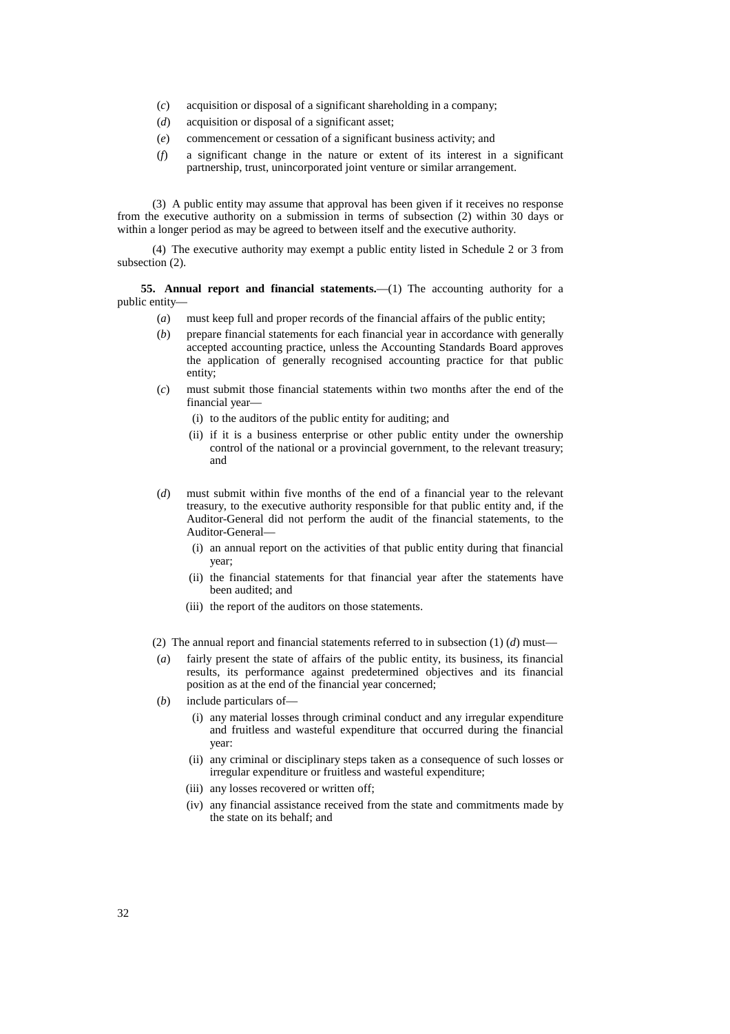(*c*) acquisition or disposal of a significant shareholding in a company;

(*d*) acquisition or disposal of a significant asset;

(*e*) commencement or cessation of a significant business activity; and

(*f*) a significant change in the nature or extent of its interest in a significant partnership, trust, unincorporated joint venture or similar arrangement.

(3) A public entity may assume that approval has been given if it receives no response from the executive authority on a submission in terms of subsection (2) within 30 days or within a longer period as may be agreed to between itself and the executive authority.

(4) The executive authority may exempt a public entity listed in Schedule 2 or 3 from subsection (2).

**55. Annual report and financial statements.**—(1) The accounting authority for a public entity—

(*a*) must keep full and proper records of the financial affairs of the public entity;

(*b*) prepare financial statements for each financial year in accordance with generally accepted accounting practice, unless the Accounting Standards Board approves the application of generally recognised accounting practice for that public entity;

(*c*) must submit those financial statements within two months after the end of the financial year—

  (i) to the auditors of the public entity for auditing; and

  (ii) if it is a business enterprise or other public entity under the ownership control of the national or a provincial government, to the relevant treasury; and

(*d*) must submit within five months of the end of a financial year to the relevant treasury, to the executive authority responsible for that public entity and, if the Auditor-General did not perform the audit of the financial statements, to the Auditor-General—

  (i) an annual report on the activities of that public entity during that financial year;

  (ii) the financial statements for that financial year after the statements have been audited; and

  (iii) the report of the auditors on those statements.

(2) The annual report and financial statements referred to in subsection (1) (*d*) must—

(*a*) fairly present the state of affairs of the public entity, its business, its financial results, its performance against predetermined objectives and its financial position as at the end of the financial year concerned;

(*b*) include particulars of—

  (i) any material losses through criminal conduct and any irregular expenditure and fruitless and wasteful expenditure that occurred during the financial year:

  (ii) any criminal or disciplinary steps taken as a consequence of such losses or irregular expenditure or fruitless and wasteful expenditure;

  (iii) any losses recovered or written off;

  (iv) any financial assistance received from the state and commitments made by the state on its behalf; and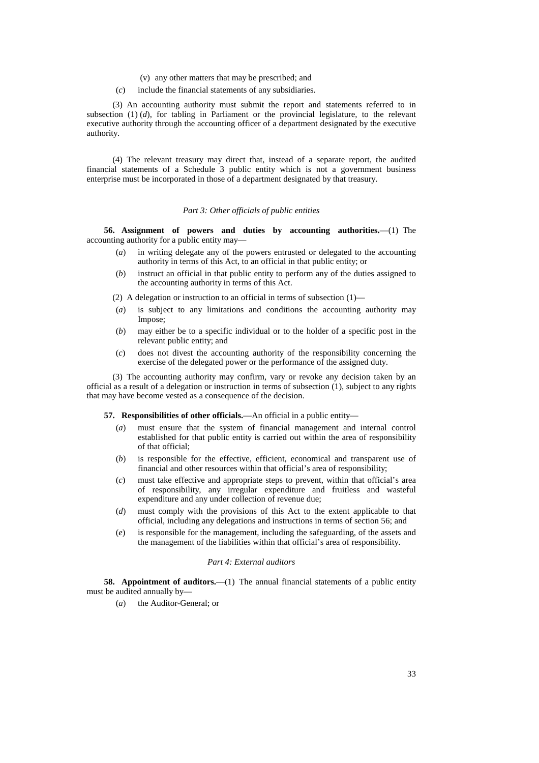(v) any other matters that may be prescribed; and

(*c*) include the financial statements of any subsidiaries.

(3) An accounting authority must submit the report and statements referred to in subsection (1) (*d*), for tabling in Parliament or the provincial legislature, to the relevant executive authority through the accounting officer of a department designated by the executive authority.

(4) The relevant treasury may direct that, instead of a separate report, the audited financial statements of a Schedule 3 public entity which is not a government business enterprise must be incorporated in those of a department designated by that treasury.

*Part 3: Other officials of public entities*

**56. Assignment of powers and duties by accounting authorities.**—(1) The accounting authority for a public entity may—

(*a*) in writing delegate any of the powers entrusted or delegated to the accounting authority in terms of this Act, to an official in that public entity; or

(*b*) instruct an official in that public entity to perform any of the duties assigned to the accounting authority in terms of this Act.

(2) A delegation or instruction to an official in terms of subsection (1)—

(*a*) is subject to any limitations and conditions the accounting authority may Impose;

(*b*) may either be to a specific individual or to the holder of a specific post in the relevant public entity; and

(*c*) does not divest the accounting authority of the responsibility concerning the exercise of the delegated power or the performance of the assigned duty.

(3) The accounting authority may confirm, vary or revoke any decision taken by an official as a result of a delegation or instruction in terms of subsection (1), subject to any rights that may have become vested as a consequence of the decision.

**57. Responsibilities of other officials.**—An official in a public entity—

(*a*) must ensure that the system of financial management and internal control established for that public entity is carried out within the area of responsibility of that official;

(*b*) is responsible for the effective, efficient, economical and transparent use of financial and other resources within that official's area of responsibility;

(*c*) must take effective and appropriate steps to prevent, within that official's area of responsibility, any irregular expenditure and fruitless and wasteful expenditure and any under collection of revenue due;

(*d*) must comply with the provisions of this Act to the extent applicable to that official, including any delegations and instructions in terms of section 56; and

(*e*) is responsible for the management, including the safeguarding, of the assets and the management of the liabilities within that official's area of responsibility.

*Part 4: External auditors*

**58. Appointment of auditors.**—(1) The annual financial statements of a public entity must be audited annually by—

(*a*) the Auditor-General; or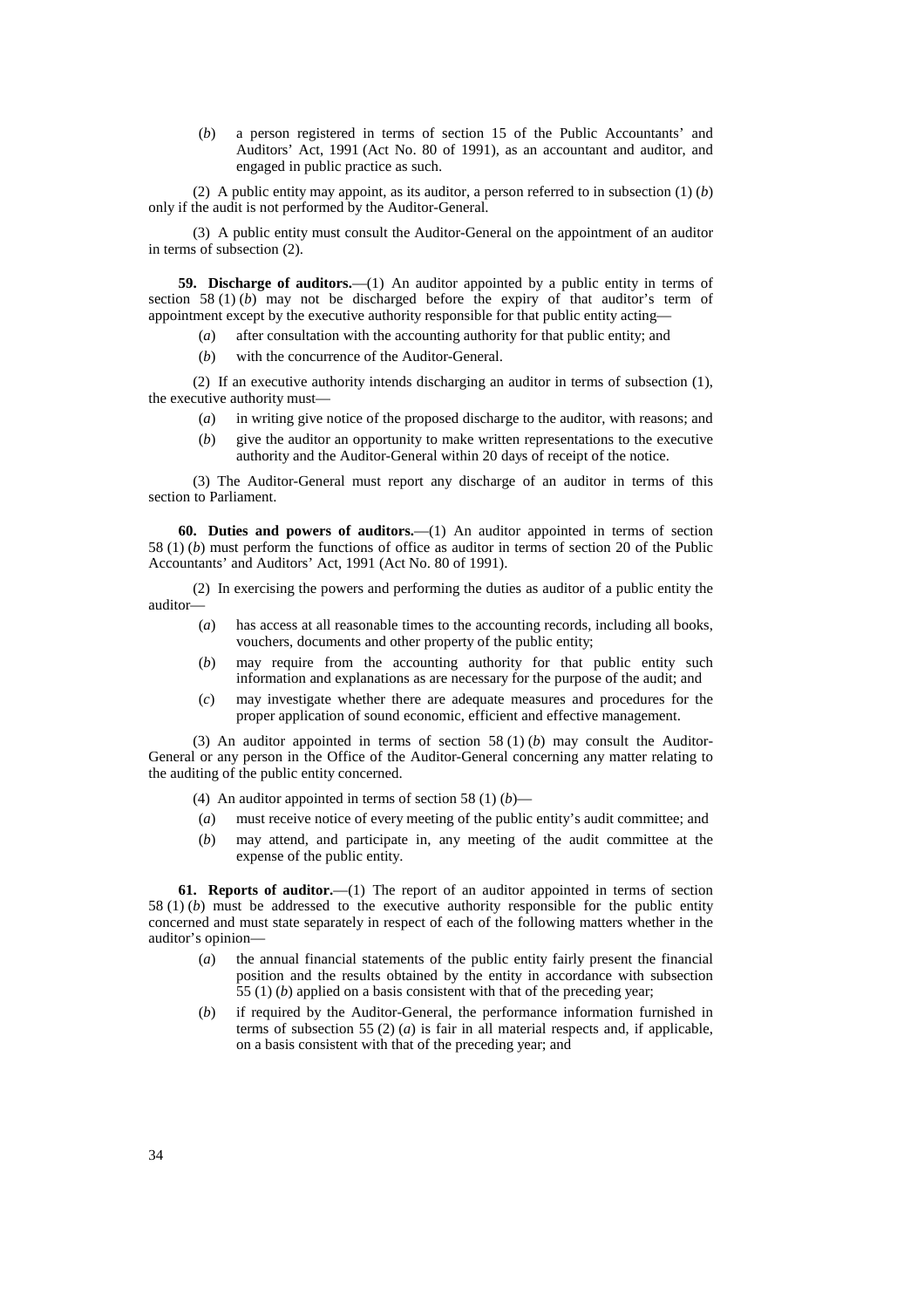(*b*) a person registered in terms of section 15 of the Public Accountants' and Auditors' Act, 1991 (Act No. 80 of 1991), as an accountant and auditor, and engaged in public practice as such.

(2) A public entity may appoint, as its auditor, a person referred to in subsection (1) (*b*) only if the audit is not performed by the Auditor-General.

(3) A public entity must consult the Auditor-General on the appointment of an auditor in terms of subsection (2).

**59. Discharge of auditors.**—(1) An auditor appointed by a public entity in terms of section 58 (1) (*b*) may not be discharged before the expiry of that auditor's term of appointment except by the executive authority responsible for that public entity acting—

(*a*) after consultation with the accounting authority for that public entity; and

(*b*) with the concurrence of the Auditor-General.

(2) If an executive authority intends discharging an auditor in terms of subsection (1), the executive authority must—

(*a*) in writing give notice of the proposed discharge to the auditor, with reasons; and

(*b*) give the auditor an opportunity to make written representations to the executive authority and the Auditor-General within 20 days of receipt of the notice.

(3) The Auditor-General must report any discharge of an auditor in terms of this section to Parliament.

**60. Duties and powers of auditors.**—(1) An auditor appointed in terms of section 58 (1) (*b*) must perform the functions of office as auditor in terms of section 20 of the Public Accountants' and Auditors' Act, 1991 (Act No. 80 of 1991).

(2) In exercising the powers and performing the duties as auditor of a public entity the auditor—

(*a*) has access at all reasonable times to the accounting records, including all books, vouchers, documents and other property of the public entity;

(*b*) may require from the accounting authority for that public entity such information and explanations as are necessary for the purpose of the audit; and

(*c*) may investigate whether there are adequate measures and procedures for the proper application of sound economic, efficient and effective management.

(3) An auditor appointed in terms of section 58 (1) (*b*) may consult the Auditor-General or any person in the Office of the Auditor-General concerning any matter relating to the auditing of the public entity concerned.

(4) An auditor appointed in terms of section 58 (1) (*b*)—

(*a*) must receive notice of every meeting of the public entity's audit committee; and

(*b*) may attend, and participate in, any meeting of the audit committee at the expense of the public entity.

**61. Reports of auditor.**—(1) The report of an auditor appointed in terms of section 58 (1) (*b*) must be addressed to the executive authority responsible for the public entity concerned and must state separately in respect of each of the following matters whether in the auditor's opinion—

(*a*) the annual financial statements of the public entity fairly present the financial position and the results obtained by the entity in accordance with subsection 55 (1) (*b*) applied on a basis consistent with that of the preceding year;

(*b*) if required by the Auditor-General, the performance information furnished in terms of subsection 55 (2) (*a*) is fair in all material respects and, if applicable, on a basis consistent with that of the preceding year; and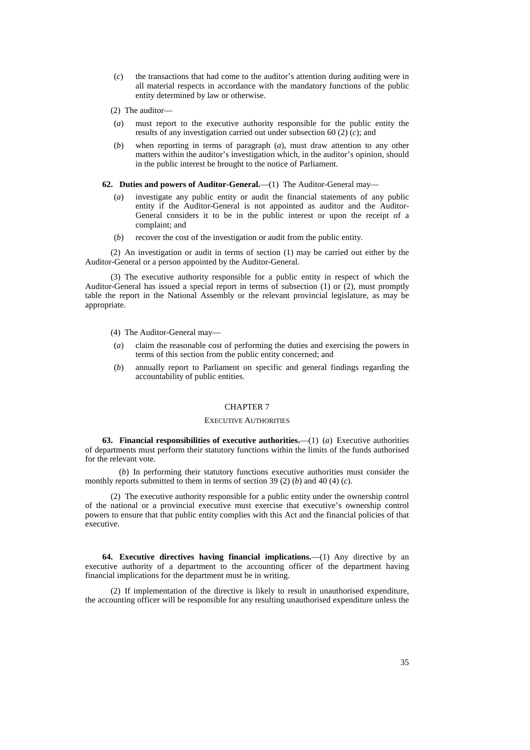(*c*) the transactions that had come to the auditor's attention during auditing were in all material respects in accordance with the mandatory functions of the public entity determined by law or otherwise.

(2) The auditor—

(*a*) must report to the executive authority responsible for the public entity the results of any investigation carried out under subsection 60 (2) (*c*); and

(*b*) when reporting in terms of paragraph (*a*), must draw attention to any other matters within the auditor's investigation which, in the auditor's opinion, should in the public interest be brought to the notice of Parliament.

**62. Duties and powers of Auditor-General.**—(1) The Auditor-General may—

(*a*) investigate any public entity or audit the financial statements of any public entity if the Auditor-General is not appointed as auditor and the Auditor-General considers it to be in the public interest or upon the receipt of a complaint; and

(*b*) recover the cost of the investigation or audit from the public entity.

(2) An investigation or audit in terms of section (1) may be carried out either by the Auditor-General or a person appointed by the Auditor-General.

(3) The executive authority responsible for a public entity in respect of which the Auditor-General has issued a special report in terms of subsection (1) or (2), must promptly table the report in the National Assembly or the relevant provincial legislature, as may be appropriate.

(4) The Auditor-General may—

(*a*) claim the reasonable cost of performing the duties and exercising the powers in terms of this section from the public entity concerned; and

(*b*) annually report to Parliament on specific and general findings regarding the accountability of public entities.

## CHAPTER 7

### EXECUTIVE AUTHORITIES

**63. Financial responsibilities of executive authorities.**—(1) (*a*) Executive authorities of departments must perform their statutory functions within the limits of the funds authorised for the relevant vote.

(*b*) In performing their statutory functions executive authorities must consider the monthly reports submitted to them in terms of section 39 (2) (*b*) and 40 (4) (*c*).

(2) The executive authority responsible for a public entity under the ownership control of the national or a provincial executive must exercise that executive's ownership control powers to ensure that that public entity complies with this Act and the financial policies of that executive.

**64. Executive directives having financial implications.**—(1) Any directive by an executive authority of a department to the accounting officer of the department having financial implications for the department must be in writing.

(2) If implementation of the directive is likely to result in unauthorised expenditure, the accounting officer will be responsible for any resulting unauthorised expenditure unless the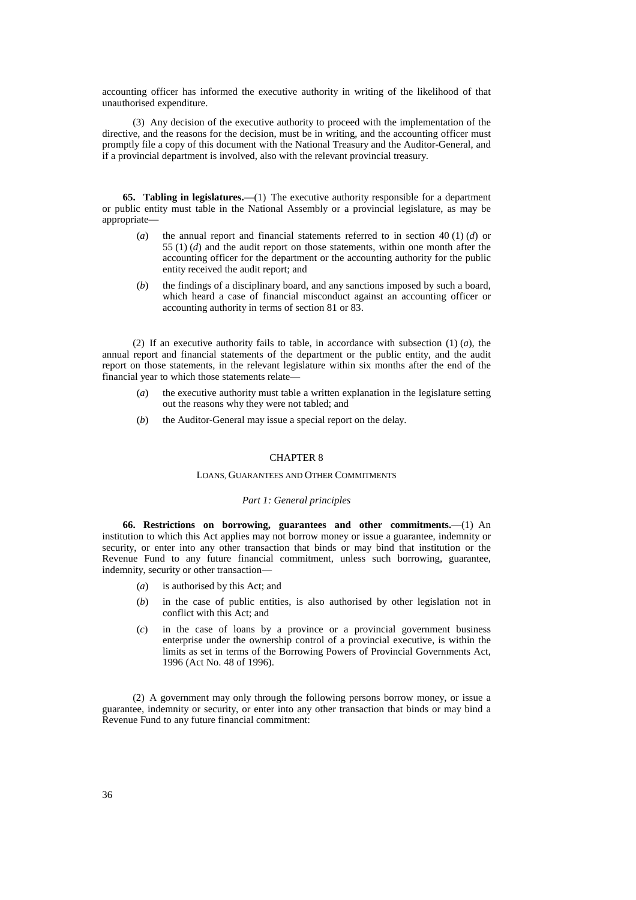accounting officer has informed the executive authority in writing of the likelihood of that unauthorised expenditure.

(3) Any decision of the executive authority to proceed with the implementation of the directive, and the reasons for the decision, must be in writing, and the accounting officer must promptly file a copy of this document with the National Treasury and the Auditor-General, and if a provincial department is involved, also with the relevant provincial treasury.

**65. Tabling in legislatures.**—(1) The executive authority responsible for a department or public entity must table in the National Assembly or a provincial legislature, as may be appropriate—

(*a*) the annual report and financial statements referred to in section 40 (1) (*d*) or 55 (1) (*d*) and the audit report on those statements, within one month after the accounting officer for the department or the accounting authority for the public entity received the audit report; and

(*b*) the findings of a disciplinary board, and any sanctions imposed by such a board, which heard a case of financial misconduct against an accounting officer or accounting authority in terms of section 81 or 83.

(2) If an executive authority fails to table, in accordance with subsection (1) (*a*), the annual report and financial statements of the department or the public entity, and the audit report on those statements, in the relevant legislature within six months after the end of the financial year to which those statements relate—

(*a*) the executive authority must table a written explanation in the legislature setting out the reasons why they were not tabled; and

(*b*) the Auditor-General may issue a special report on the delay.

## CHAPTER 8

### LOANS, GUARANTEES AND OTHER COMMITMENTS

*Part 1: General principles*

**66. Restrictions on borrowing, guarantees and other commitments.**—(1) An institution to which this Act applies may not borrow money or issue a guarantee, indemnity or security, or enter into any other transaction that binds or may bind that institution or the Revenue Fund to any future financial commitment, unless such borrowing, guarantee, indemnity, security or other transaction—

(*a*) is authorised by this Act; and

(*b*) in the case of public entities, is also authorised by other legislation not in conflict with this Act; and

(*c*) in the case of loans by a province or a provincial government business enterprise under the ownership control of a provincial executive, is within the limits as set in terms of the Borrowing Powers of Provincial Governments Act, 1996 (Act No. 48 of 1996).

(2) A government may only through the following persons borrow money, or issue a guarantee, indemnity or security, or enter into any other transaction that binds or may bind a Revenue Fund to any future financial commitment: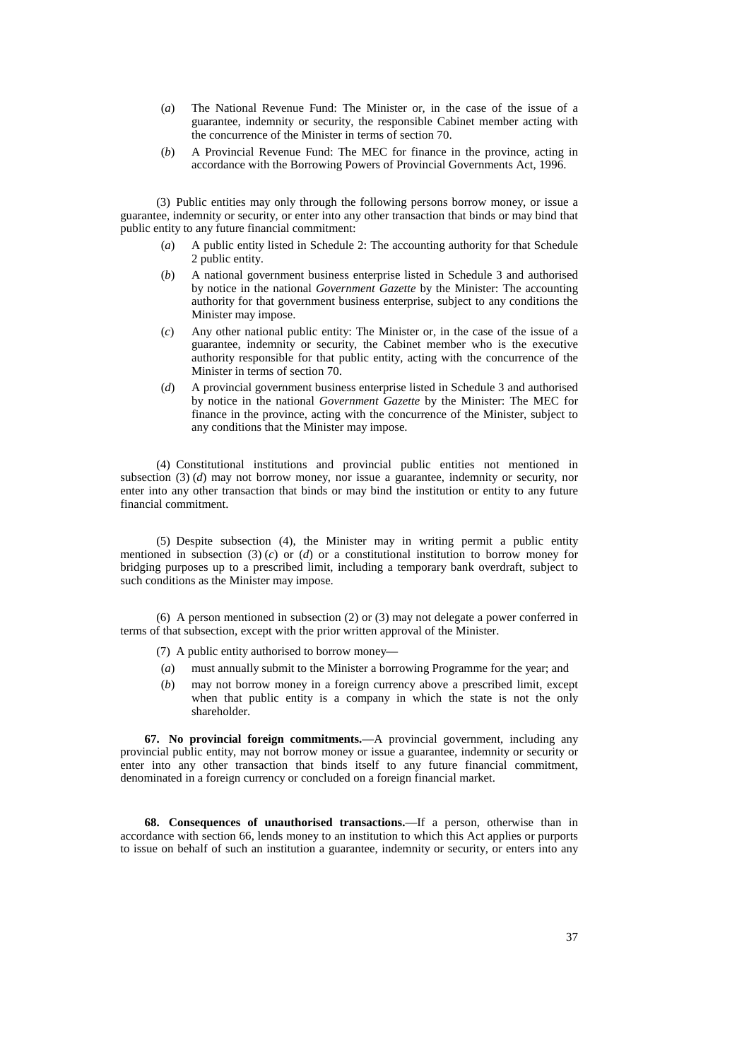(*a*) The National Revenue Fund: The Minister or, in the case of the issue of a guarantee, indemnity or security, the responsible Cabinet member acting with the concurrence of the Minister in terms of section 70.

(*b*) A Provincial Revenue Fund: The MEC for finance in the province, acting in accordance with the Borrowing Powers of Provincial Governments Act, 1996.

(3) Public entities may only through the following persons borrow money, or issue a guarantee, indemnity or security, or enter into any other transaction that binds or may bind that public entity to any future financial commitment:

(*a*) A public entity listed in Schedule 2: The accounting authority for that Schedule 2 public entity.

(*b*) A national government business enterprise listed in Schedule 3 and authorised by notice in the national *Government Gazette* by the Minister: The accounting authority for that government business enterprise, subject to any conditions the Minister may impose.

(*c*) Any other national public entity: The Minister or, in the case of the issue of a guarantee, indemnity or security, the Cabinet member who is the executive authority responsible for that public entity, acting with the concurrence of the Minister in terms of section 70.

(*d*) A provincial government business enterprise listed in Schedule 3 and authorised by notice in the national *Government Gazette* by the Minister: The MEC for finance in the province, acting with the concurrence of the Minister, subject to any conditions that the Minister may impose.

(4) Constitutional institutions and provincial public entities not mentioned in subsection (3) (*d*) may not borrow money, nor issue a guarantee, indemnity or security, nor enter into any other transaction that binds or may bind the institution or entity to any future financial commitment.

(5) Despite subsection (4), the Minister may in writing permit a public entity mentioned in subsection (3) (*c*) or (*d*) or a constitutional institution to borrow money for bridging purposes up to a prescribed limit, including a temporary bank overdraft, subject to such conditions as the Minister may impose.

(6) A person mentioned in subsection (2) or (3) may not delegate a power conferred in terms of that subsection, except with the prior written approval of the Minister.

(7) A public entity authorised to borrow money—

(*a*) must annually submit to the Minister a borrowing Programme for the year; and

(*b*) may not borrow money in a foreign currency above a prescribed limit, except when that public entity is a company in which the state is not the only shareholder.

**67. No provincial foreign commitments.**—A provincial government, including any provincial public entity, may not borrow money or issue a guarantee, indemnity or security or enter into any other transaction that binds itself to any future financial commitment, denominated in a foreign currency or concluded on a foreign financial market.

**68. Consequences of unauthorised transactions.**—If a person, otherwise than in accordance with section 66, lends money to an institution to which this Act applies or purports to issue on behalf of such an institution a guarantee, indemnity or security, or enters into any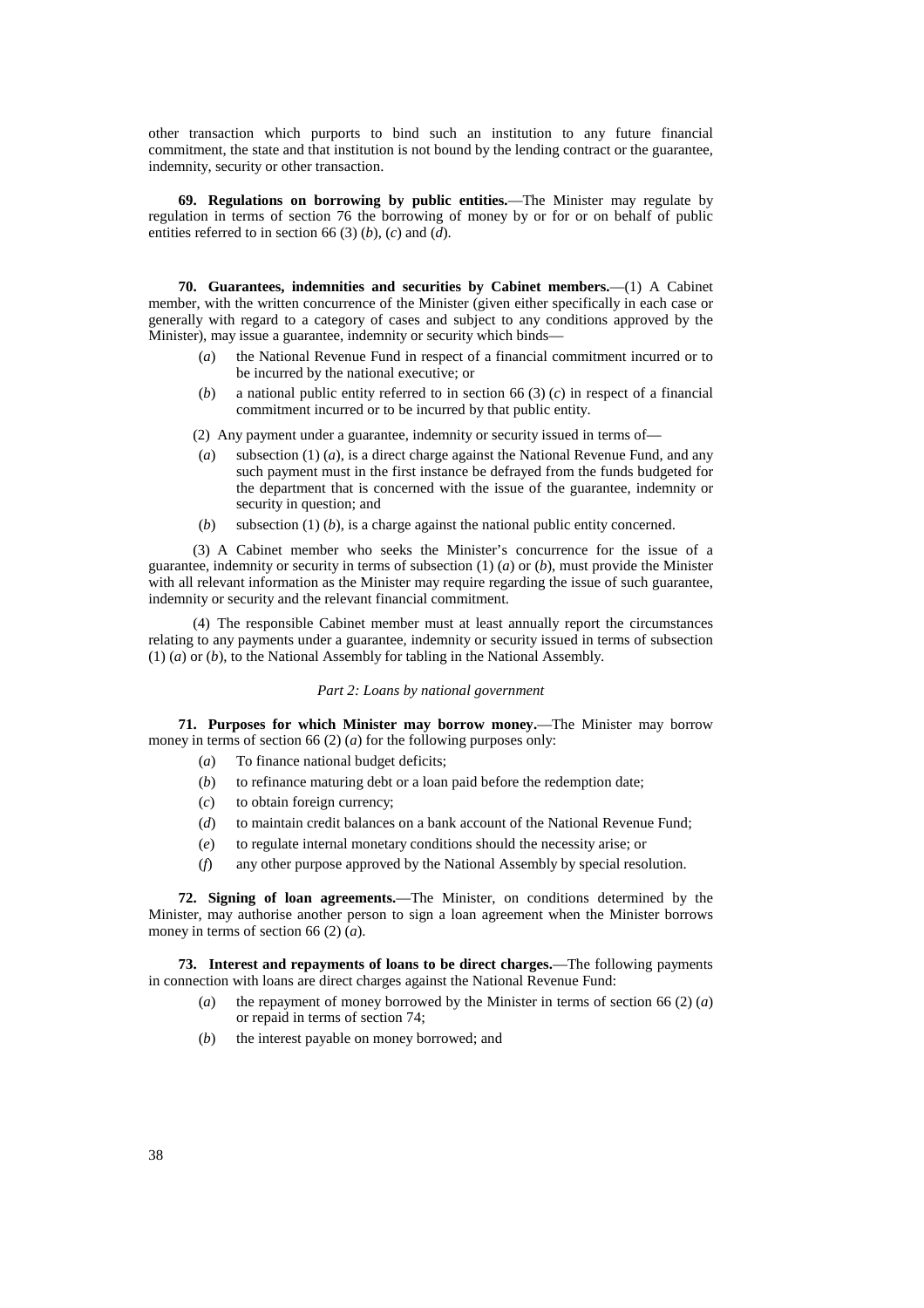other transaction which purports to bind such an institution to any future financial commitment, the state and that institution is not bound by the lending contract or the guarantee, indemnity, security or other transaction.

**69. Regulations on borrowing by public entities.**—The Minister may regulate by regulation in terms of section 76 the borrowing of money by or for or on behalf of public entities referred to in section 66 (3) (*b*), (*c*) and (*d*).

**70. Guarantees, indemnities and securities by Cabinet members.**—(1) A Cabinet member, with the written concurrence of the Minister (given either specifically in each case or generally with regard to a category of cases and subject to any conditions approved by the Minister), may issue a guarantee, indemnity or security which binds—

(*a*) the National Revenue Fund in respect of a financial commitment incurred or to be incurred by the national executive; or

(*b*) a national public entity referred to in section 66 (3) (*c*) in respect of a financial commitment incurred or to be incurred by that public entity.

(2) Any payment under a guarantee, indemnity or security issued in terms of—

(*a*) subsection (1) (*a*), is a direct charge against the National Revenue Fund, and any such payment must in the first instance be defrayed from the funds budgeted for the department that is concerned with the issue of the guarantee, indemnity or security in question; and

(*b*) subsection (1) (*b*), is a charge against the national public entity concerned.

(3) A Cabinet member who seeks the Minister's concurrence for the issue of a guarantee, indemnity or security in terms of subsection (1) (*a*) or (*b*), must provide the Minister with all relevant information as the Minister may require regarding the issue of such guarantee, indemnity or security and the relevant financial commitment.

(4) The responsible Cabinet member must at least annually report the circumstances relating to any payments under a guarantee, indemnity or security issued in terms of subsection (1) (*a*) or (*b*), to the National Assembly for tabling in the National Assembly.

*Part 2: Loans by national government*

**71. Purposes for which Minister may borrow money.**—The Minister may borrow money in terms of section 66 (2) (*a*) for the following purposes only:

(*a*) To finance national budget deficits;

(*b*) to refinance maturing debt or a loan paid before the redemption date;

(*c*) to obtain foreign currency;

(*d*) to maintain credit balances on a bank account of the National Revenue Fund;

(*e*) to regulate internal monetary conditions should the necessity arise; or

(*f*) any other purpose approved by the National Assembly by special resolution.

**72. Signing of loan agreements.**—The Minister, on conditions determined by the Minister, may authorise another person to sign a loan agreement when the Minister borrows money in terms of section 66 (2) (*a*).

**73. Interest and repayments of loans to be direct charges.**—The following payments in connection with loans are direct charges against the National Revenue Fund:

(*a*) the repayment of money borrowed by the Minister in terms of section 66 (2) (*a*) or repaid in terms of section 74;

(*b*) the interest payable on money borrowed; and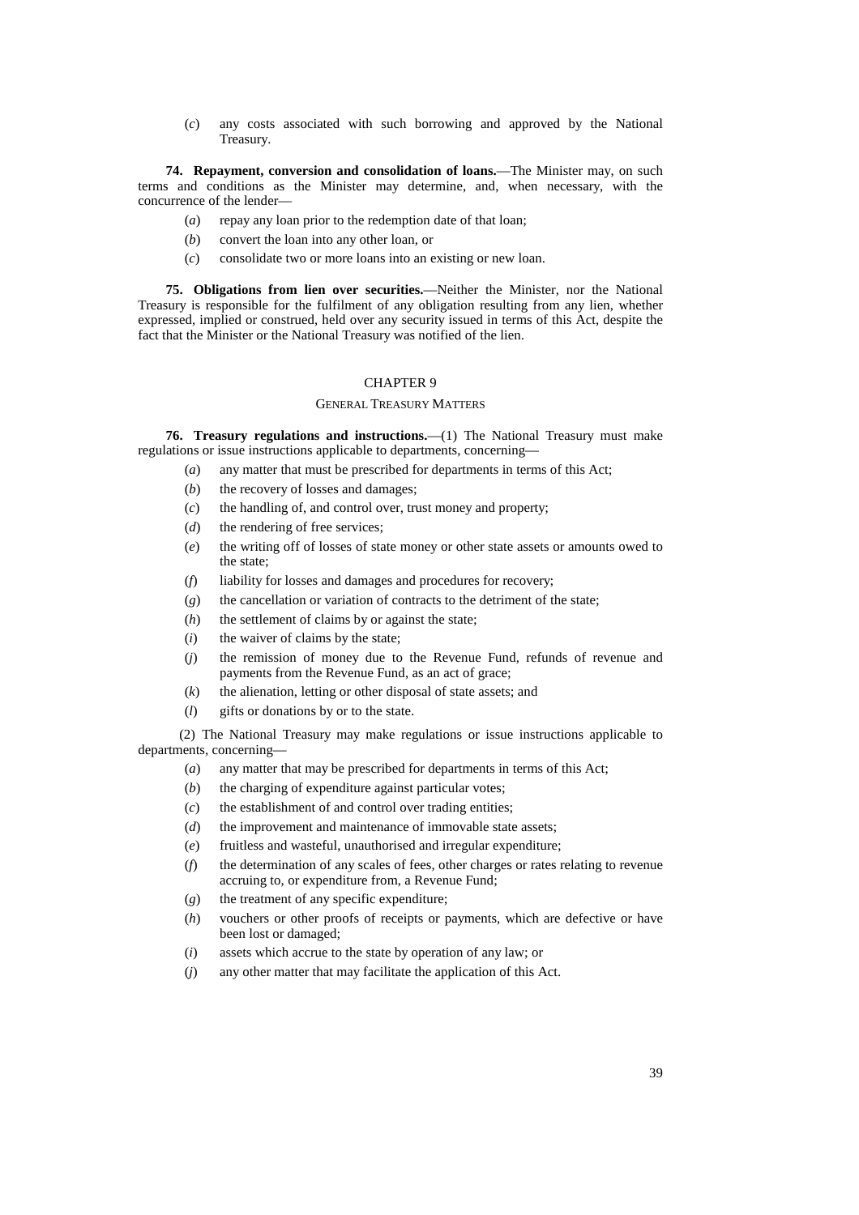(*c*) any costs associated with such borrowing and approved by the National Treasury.

**74. Repayment, conversion and consolidation of loans.**—The Minister may, on such terms and conditions as the Minister may determine, and, when necessary, with the concurrence of the lender—

(*a*) repay any loan prior to the redemption date of that loan;

(*b*) convert the loan into any other loan, or

(*c*) consolidate two or more loans into an existing or new loan.

**75. Obligations from lien over securities.**—Neither the Minister, nor the National Treasury is responsible for the fulfilment of any obligation resulting from any lien, whether expressed, implied or construed, held over any security issued in terms of this Act, despite the fact that the Minister or the National Treasury was notified of the lien.

## CHAPTER 9

### GENERAL TREASURY MATTERS

**76. Treasury regulations and instructions.**—(1) The National Treasury must make regulations or issue instructions applicable to departments, concerning—

(*a*) any matter that must be prescribed for departments in terms of this Act;

(*b*) the recovery of losses and damages;

(*c*) the handling of, and control over, trust money and property;

(*d*) the rendering of free services;

(*e*) the writing off of losses of state money or other state assets or amounts owed to the state;

(*f*) liability for losses and damages and procedures for recovery;

(*g*) the cancellation or variation of contracts to the detriment of the state;

(*h*) the settlement of claims by or against the state;

(*i*) the waiver of claims by the state;

(*j*) the remission of money due to the Revenue Fund, refunds of revenue and payments from the Revenue Fund, as an act of grace;

(*k*) the alienation, letting or other disposal of state assets; and

(*l*) gifts or donations by or to the state.

(2) The National Treasury may make regulations or issue instructions applicable to departments, concerning—

(*a*) any matter that may be prescribed for departments in terms of this Act;

(*b*) the charging of expenditure against particular votes;

(*c*) the establishment of and control over trading entities;

(*d*) the improvement and maintenance of immovable state assets;

(*e*) fruitless and wasteful, unauthorised and irregular expenditure;

(*f*) the determination of any scales of fees, other charges or rates relating to revenue accruing to, or expenditure from, a Revenue Fund;

(*g*) the treatment of any specific expenditure;

(*h*) vouchers or other proofs of receipts or payments, which are defective or have been lost or damaged;

(*i*) assets which accrue to the state by operation of any law; or

(*j*) any other matter that may facilitate the application of this Act.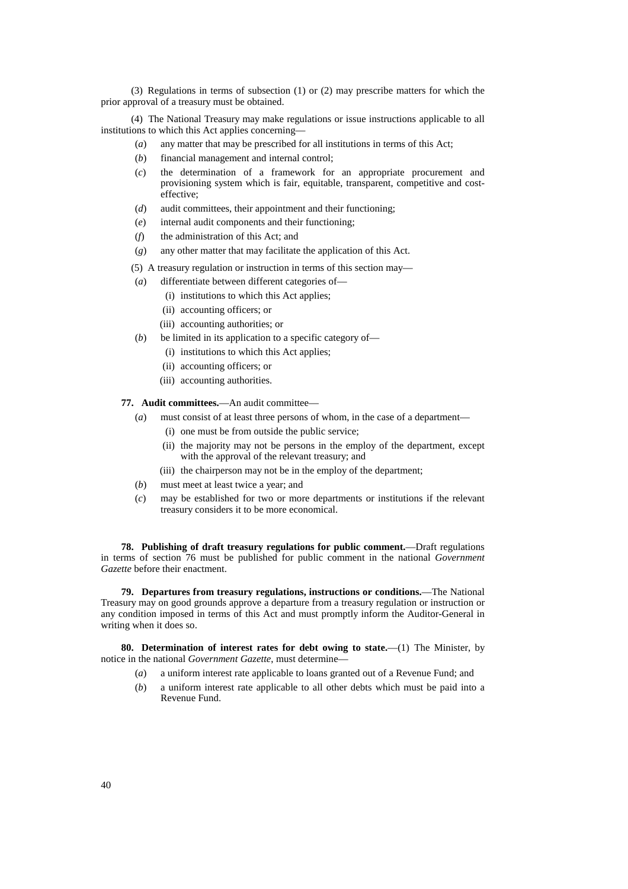(3) Regulations in terms of subsection (1) or (2) may prescribe matters for which the prior approval of a treasury must be obtained.

(4) The National Treasury may make regulations or issue instructions applicable to all institutions to which this Act applies concerning—

(*a*) any matter that may be prescribed for all institutions in terms of this Act;

(*b*) financial management and internal control;

(*c*) the determination of a framework for an appropriate procurement and provisioning system which is fair, equitable, transparent, competitive and cost-effective;

(*d*) audit committees, their appointment and their functioning;

(*e*) internal audit components and their functioning;

(*f*) the administration of this Act; and

(*g*) any other matter that may facilitate the application of this Act.

(5) A treasury regulation or instruction in terms of this section may—

(*a*) differentiate between different categories of—

(i) institutions to which this Act applies;

(ii) accounting officers; or

(iii) accounting authorities; or

(*b*) be limited in its application to a specific category of—

(i) institutions to which this Act applies;

(ii) accounting officers; or

(iii) accounting authorities.

**77. Audit committees.**—An audit committee—

(*a*) must consist of at least three persons of whom, in the case of a department—

(i) one must be from outside the public service;

(ii) the majority may not be persons in the employ of the department, except with the approval of the relevant treasury; and

(iii) the chairperson may not be in the employ of the department;

(*b*) must meet at least twice a year; and

(*c*) may be established for two or more departments or institutions if the relevant treasury considers it to be more economical.

**78. Publishing of draft treasury regulations for public comment.**—Draft regulations in terms of section 76 must be published for public comment in the national *Government Gazette* before their enactment.

**79. Departures from treasury regulations, instructions or conditions.**—The National Treasury may on good grounds approve a departure from a treasury regulation or instruction or any condition imposed in terms of this Act and must promptly inform the Auditor-General in writing when it does so.

**80. Determination of interest rates for debt owing to state.**—(1) The Minister, by notice in the national *Government Gazette*, must determine—

(*a*) a uniform interest rate applicable to loans granted out of a Revenue Fund; and

(*b*) a uniform interest rate applicable to all other debts which must be paid into a Revenue Fund.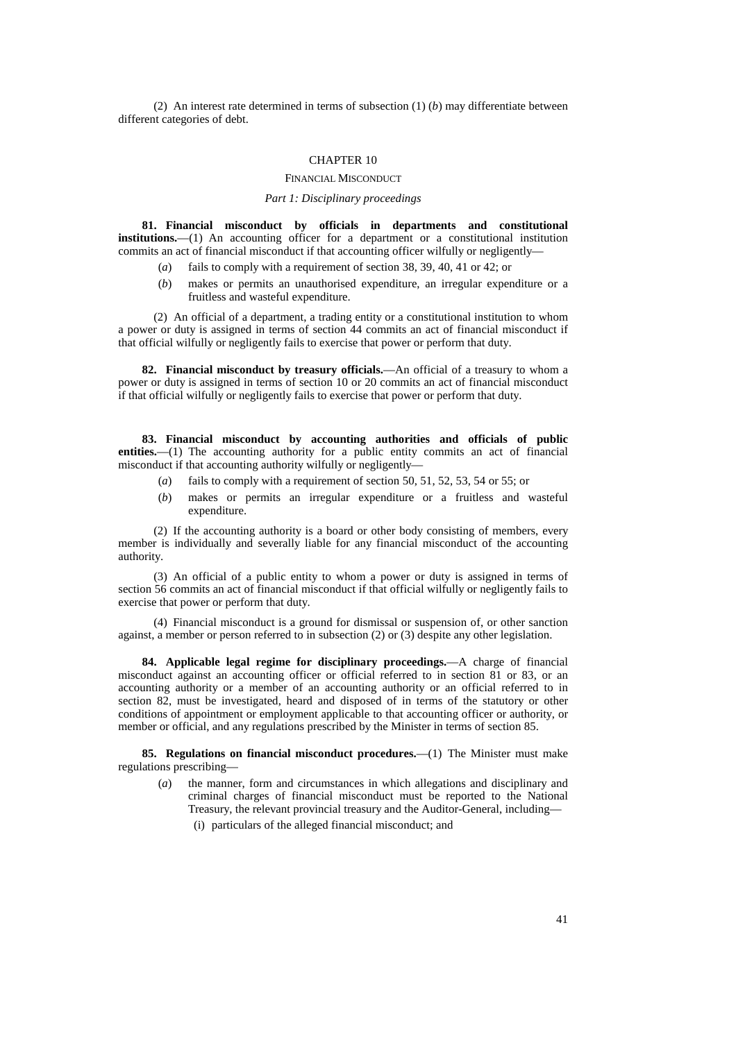(2) An interest rate determined in terms of subsection (1) (*b*) may differentiate between different categories of debt.

## CHAPTER 10

### FINANCIAL MISCONDUCT

#### *Part 1: Disciplinary proceedings*

**81. Financial misconduct by officials in departments and constitutional institutions.**—(1) An accounting officer for a department or a constitutional institution commits an act of financial misconduct if that accounting officer wilfully or negligently—

(*a*) fails to comply with a requirement of section 38, 39, 40, 41 or 42; or

(*b*) makes or permits an unauthorised expenditure, an irregular expenditure or a fruitless and wasteful expenditure.

(2) An official of a department, a trading entity or a constitutional institution to whom a power or duty is assigned in terms of section 44 commits an act of financial misconduct if that official wilfully or negligently fails to exercise that power or perform that duty.

**82. Financial misconduct by treasury officials.**—An official of a treasury to whom a power or duty is assigned in terms of section 10 or 20 commits an act of financial misconduct if that official wilfully or negligently fails to exercise that power or perform that duty.

**83. Financial misconduct by accounting authorities and officials of public entities.**—(1) The accounting authority for a public entity commits an act of financial misconduct if that accounting authority wilfully or negligently—

(*a*) fails to comply with a requirement of section 50, 51, 52, 53, 54 or 55; or

(*b*) makes or permits an irregular expenditure or a fruitless and wasteful expenditure.

(2) If the accounting authority is a board or other body consisting of members, every member is individually and severally liable for any financial misconduct of the accounting authority.

(3) An official of a public entity to whom a power or duty is assigned in terms of section 56 commits an act of financial misconduct if that official wilfully or negligently fails to exercise that power or perform that duty.

(4) Financial misconduct is a ground for dismissal or suspension of, or other sanction against, a member or person referred to in subsection (2) or (3) despite any other legislation.

**84. Applicable legal regime for disciplinary proceedings.**—A charge of financial misconduct against an accounting officer or official referred to in section 81 or 83, or an accounting authority or a member of an accounting authority or an official referred to in section 82, must be investigated, heard and disposed of in terms of the statutory or other conditions of appointment or employment applicable to that accounting officer or authority, or member or official, and any regulations prescribed by the Minister in terms of section 85.

**85. Regulations on financial misconduct procedures.**—(1) The Minister must make regulations prescribing—

(*a*) the manner, form and circumstances in which allegations and disciplinary and criminal charges of financial misconduct must be reported to the National Treasury, the relevant provincial treasury and the Auditor-General, including—

(i) particulars of the alleged financial misconduct; and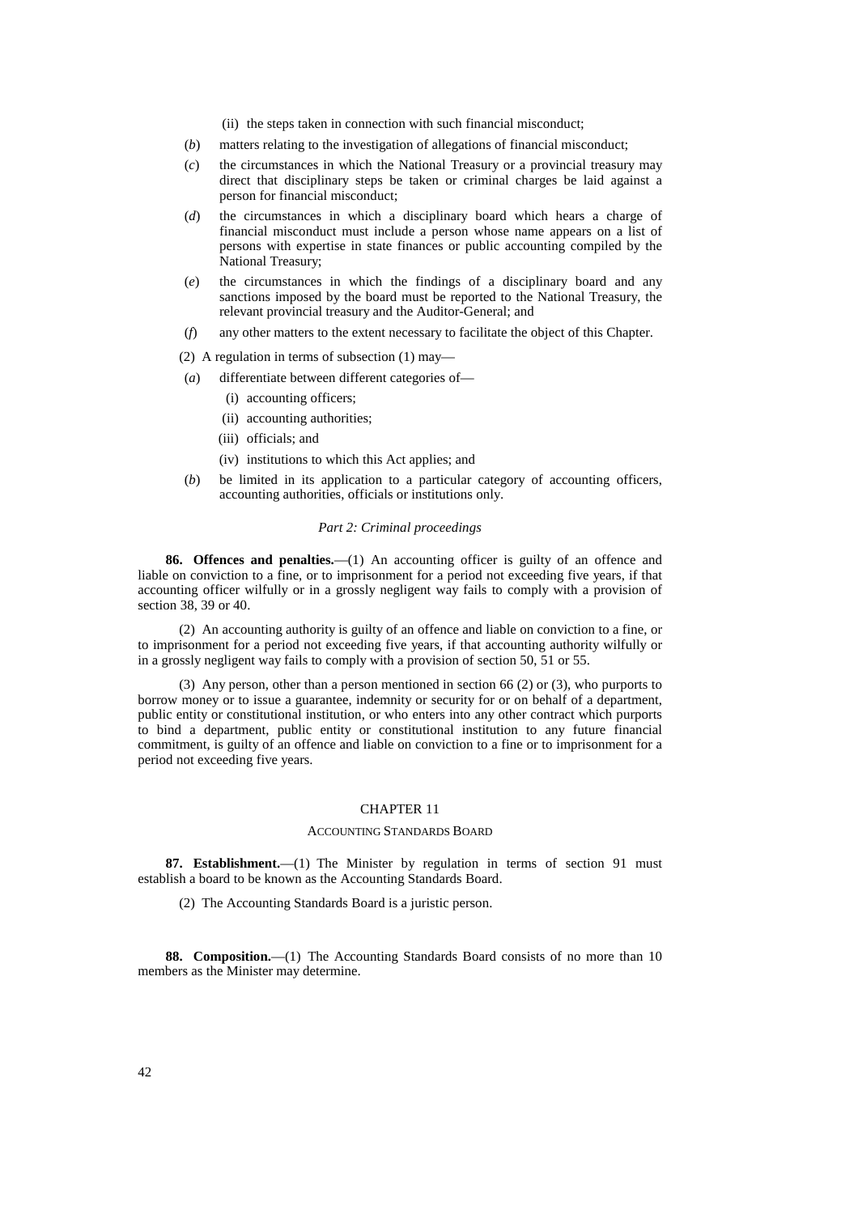(ii) the steps taken in connection with such financial misconduct;

(*b*) matters relating to the investigation of allegations of financial misconduct;

(*c*) the circumstances in which the National Treasury or a provincial treasury may direct that disciplinary steps be taken or criminal charges be laid against a person for financial misconduct;

(*d*) the circumstances in which a disciplinary board which hears a charge of financial misconduct must include a person whose name appears on a list of persons with expertise in state finances or public accounting compiled by the National Treasury;

(*e*) the circumstances in which the findings of a disciplinary board and any sanctions imposed by the board must be reported to the National Treasury, the relevant provincial treasury and the Auditor-General; and

(*f*) any other matters to the extent necessary to facilitate the object of this Chapter.

(2) A regulation in terms of subsection (1) may—

(*a*) differentiate between different categories of—

(i) accounting officers;

(ii) accounting authorities;

(iii) officials; and

(iv) institutions to which this Act applies; and

(*b*) be limited in its application to a particular category of accounting officers, accounting authorities, officials or institutions only.

*Part 2: Criminal proceedings*

**86. Offences and penalties.**—(1) An accounting officer is guilty of an offence and liable on conviction to a fine, or to imprisonment for a period not exceeding five years, if that accounting officer wilfully or in a grossly negligent way fails to comply with a provision of section 38, 39 or 40.

(2) An accounting authority is guilty of an offence and liable on conviction to a fine, or to imprisonment for a period not exceeding five years, if that accounting authority wilfully or in a grossly negligent way fails to comply with a provision of section 50, 51 or 55.

(3) Any person, other than a person mentioned in section 66 (2) or (3), who purports to borrow money or to issue a guarantee, indemnity or security for or on behalf of a department, public entity or constitutional institution, or who enters into any other contract which purports to bind a department, public entity or constitutional institution to any future financial commitment, is guilty of an offence and liable on conviction to a fine or to imprisonment for a period not exceeding five years.

## CHAPTER 11

### ACCOUNTING STANDARDS BOARD

**87. Establishment.**—(1) The Minister by regulation in terms of section 91 must establish a board to be known as the Accounting Standards Board.

(2) The Accounting Standards Board is a juristic person.

**88. Composition.**—(1) The Accounting Standards Board consists of no more than 10 members as the Minister may determine.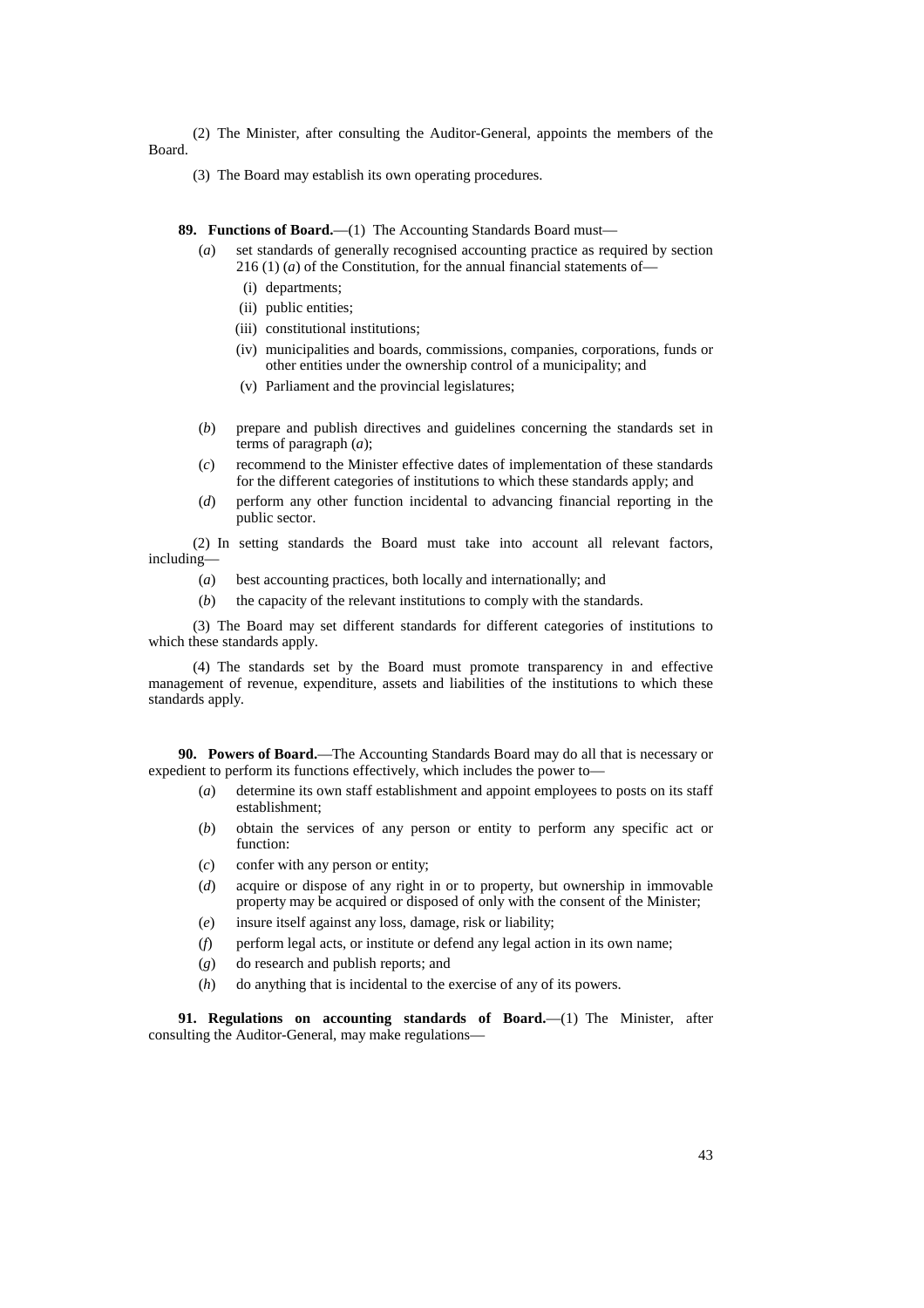(2) The Minister, after consulting the Auditor-General, appoints the members of the Board.

(3) The Board may establish its own operating procedures.

**89. Functions of Board.**—(1) The Accounting Standards Board must—

(*a*) set standards of generally recognised accounting practice as required by section 216 (1) (*a*) of the Constitution, for the annual financial statements of—

(i) departments;

(ii) public entities;

(iii) constitutional institutions;

(iv) municipalities and boards, commissions, companies, corporations, funds or other entities under the ownership control of a municipality; and

(v) Parliament and the provincial legislatures;

(*b*) prepare and publish directives and guidelines concerning the standards set in terms of paragraph (*a*);

(*c*) recommend to the Minister effective dates of implementation of these standards for the different categories of institutions to which these standards apply; and

(*d*) perform any other function incidental to advancing financial reporting in the public sector.

(2) In setting standards the Board must take into account all relevant factors, including—

(*a*) best accounting practices, both locally and internationally; and

(*b*) the capacity of the relevant institutions to comply with the standards.

(3) The Board may set different standards for different categories of institutions to which these standards apply.

(4) The standards set by the Board must promote transparency in and effective management of revenue, expenditure, assets and liabilities of the institutions to which these standards apply.

**90. Powers of Board.**—The Accounting Standards Board may do all that is necessary or expedient to perform its functions effectively, which includes the power to—

(*a*) determine its own staff establishment and appoint employees to posts on its staff establishment;

(*b*) obtain the services of any person or entity to perform any specific act or function:

(*c*) confer with any person or entity;

(*d*) acquire or dispose of any right in or to property, but ownership in immovable property may be acquired or disposed of only with the consent of the Minister;

(*e*) insure itself against any loss, damage, risk or liability;

(*f*) perform legal acts, or institute or defend any legal action in its own name;

(*g*) do research and publish reports; and

(*h*) do anything that is incidental to the exercise of any of its powers.

**91. Regulations on accounting standards of Board.**—(1) The Minister, after consulting the Auditor-General, may make regulations—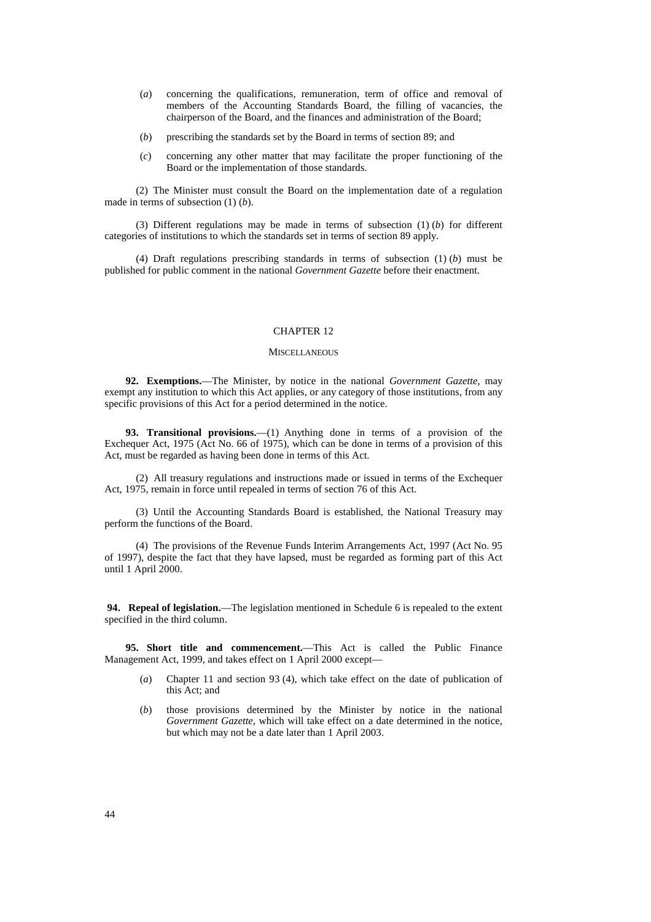(*a*) concerning the qualifications, remuneration, term of office and removal of members of the Accounting Standards Board, the filling of vacancies, the chairperson of the Board, and the finances and administration of the Board;

(*b*) prescribing the standards set by the Board in terms of section 89; and

(*c*) concerning any other matter that may facilitate the proper functioning of the Board or the implementation of those standards.

(2) The Minister must consult the Board on the implementation date of a regulation made in terms of subsection (1) (*b*).

(3) Different regulations may be made in terms of subsection (1) (*b*) for different categories of institutions to which the standards set in terms of section 89 apply.

(4) Draft regulations prescribing standards in terms of subsection (1) (*b*) must be published for public comment in the national *Government Gazette* before their enactment.

## CHAPTER 12

### MISCELLANEOUS

**92. Exemptions.**—The Minister, by notice in the national *Government Gazette*, may exempt any institution to which this Act applies, or any category of those institutions, from any specific provisions of this Act for a period determined in the notice.

**93. Transitional provisions.**—(1) Anything done in terms of a provision of the Exchequer Act, 1975 (Act No. 66 of 1975), which can be done in terms of a provision of this Act, must be regarded as having been done in terms of this Act.

(2) All treasury regulations and instructions made or issued in terms of the Exchequer Act, 1975, remain in force until repealed in terms of section 76 of this Act.

(3) Until the Accounting Standards Board is established, the National Treasury may perform the functions of the Board.

(4) The provisions of the Revenue Funds Interim Arrangements Act, 1997 (Act No. 95 of 1997), despite the fact that they have lapsed, must be regarded as forming part of this Act until 1 April 2000.

**94. Repeal of legislation.**—The legislation mentioned in Schedule 6 is repealed to the extent specified in the third column.

**95. Short title and commencement.**—This Act is called the Public Finance Management Act, 1999, and takes effect on 1 April 2000 except—

(*a*) Chapter 11 and section 93 (4), which take effect on the date of publication of this Act; and

(*b*) those provisions determined by the Minister by notice in the national *Government Gazette*, which will take effect on a date determined in the notice, but which may not be a date later than 1 April 2003.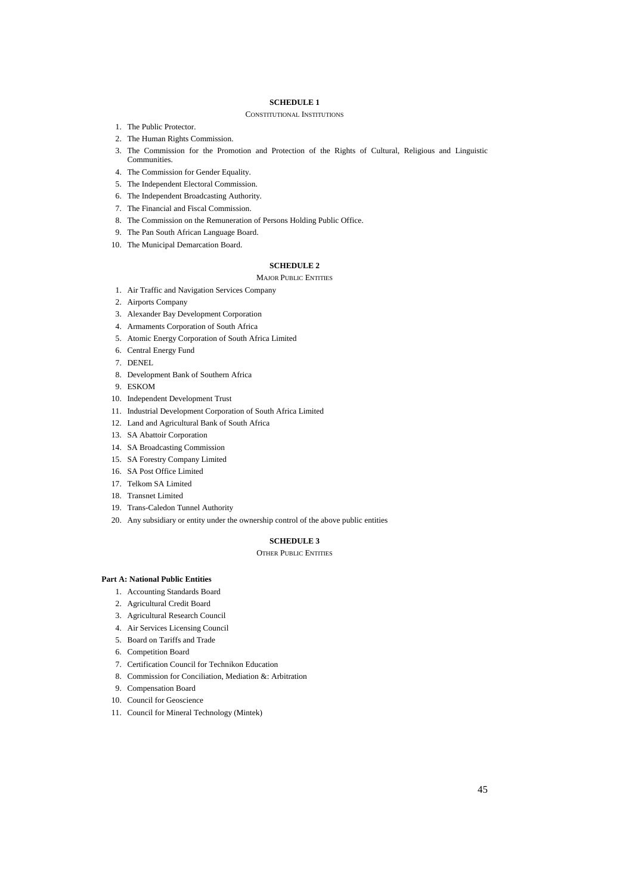## SCHEDULE 1

CONSTITUTIONAL INSTITUTIONS

1. The Public Protector.
2. The Human Rights Commission.
3. The Commission for the Promotion and Protection of the Rights of Cultural, Religious and Linguistic Communities.
4. The Commission for Gender Equality.
5. The Independent Electoral Commission.
6. The Independent Broadcasting Authority.
7. The Financial and Fiscal Commission.
8. The Commission on the Remuneration of Persons Holding Public Office.
9. The Pan South African Language Board.
10. The Municipal Demarcation Board.

## SCHEDULE 2

MAJOR PUBLIC ENTITIES

1. Air Traffic and Navigation Services Company
2. Airports Company
3. Alexander Bay Development Corporation
4. Armaments Corporation of South Africa
5. Atomic Energy Corporation of South Africa Limited
6. Central Energy Fund
7. DENEL
8. Development Bank of Southern Africa
9. ESKOM
10. Independent Development Trust
11. Industrial Development Corporation of South Africa Limited
12. Land and Agricultural Bank of South Africa
13. SA Abattoir Corporation
14. SA Broadcasting Commission
15. SA Forestry Company Limited
16. SA Post Office Limited
17. Telkom SA Limited
18. Transnet Limited
19. Trans-Caledon Tunnel Authority
20. Any subsidiary or entity under the ownership control of the above public entities

## SCHEDULE 3

OTHER PUBLIC ENTITIES

**Part A: National Public Entities**

1. Accounting Standards Board
2. Agricultural Credit Board
3. Agricultural Research Council
4. Air Services Licensing Council
5. Board on Tariffs and Trade
6. Competition Board
7. Certification Council for Technikon Education
8. Commission for Conciliation, Mediation &: Arbitration
9. Compensation Board
10. Council for Geoscience
11. Council for Mineral Technology (Mintek)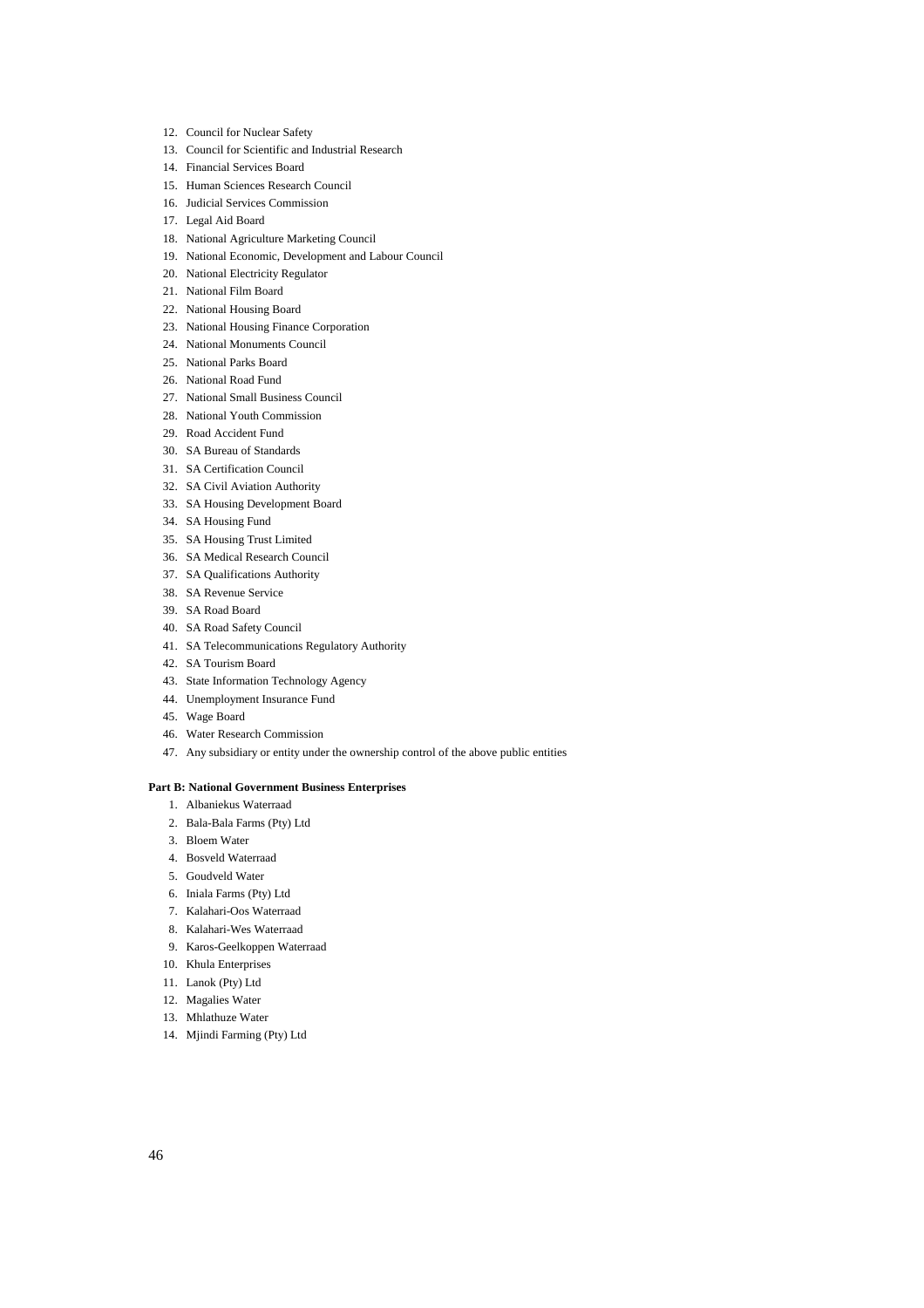12. Council for Nuclear Safety
13. Council for Scientific and Industrial Research
14. Financial Services Board
15. Human Sciences Research Council
16. Judicial Services Commission
17. Legal Aid Board
18. National Agriculture Marketing Council
19. National Economic, Development and Labour Council
20. National Electricity Regulator
21. National Film Board
22. National Housing Board
23. National Housing Finance Corporation
24. National Monuments Council
25. National Parks Board
26. National Road Fund
27. National Small Business Council
28. National Youth Commission
29. Road Accident Fund
30. SA Bureau of Standards
31. SA Certification Council
32. SA Civil Aviation Authority
33. SA Housing Development Board
34. SA Housing Fund
35. SA Housing Trust Limited
36. SA Medical Research Council
37. SA Qualifications Authority
38. SA Revenue Service
39. SA Road Board
40. SA Road Safety Council
41. SA Telecommunications Regulatory Authority
42. SA Tourism Board
43. State Information Technology Agency
44. Unemployment Insurance Fund
45. Wage Board
46. Water Research Commission
47. Any subsidiary or entity under the ownership control of the above public entities

**Part B: National Government Business Enterprises**

1. Albaniekus Waterraad
2. Bala-Bala Farms (Pty) Ltd
3. Bloem Water
4. Bosveld Waterraad
5. Goudveld Water
6. Iniala Farms (Pty) Ltd
7. Kalahari-Oos Waterraad
8. Kalahari-Wes Waterraad
9. Karos-Geelkoppen Waterraad
10. Khula Enterprises
11. Lanok (Pty) Ltd
12. Magalies Water
13. Mhlathuze Water
14. Mjindi Farming (Pty) Ltd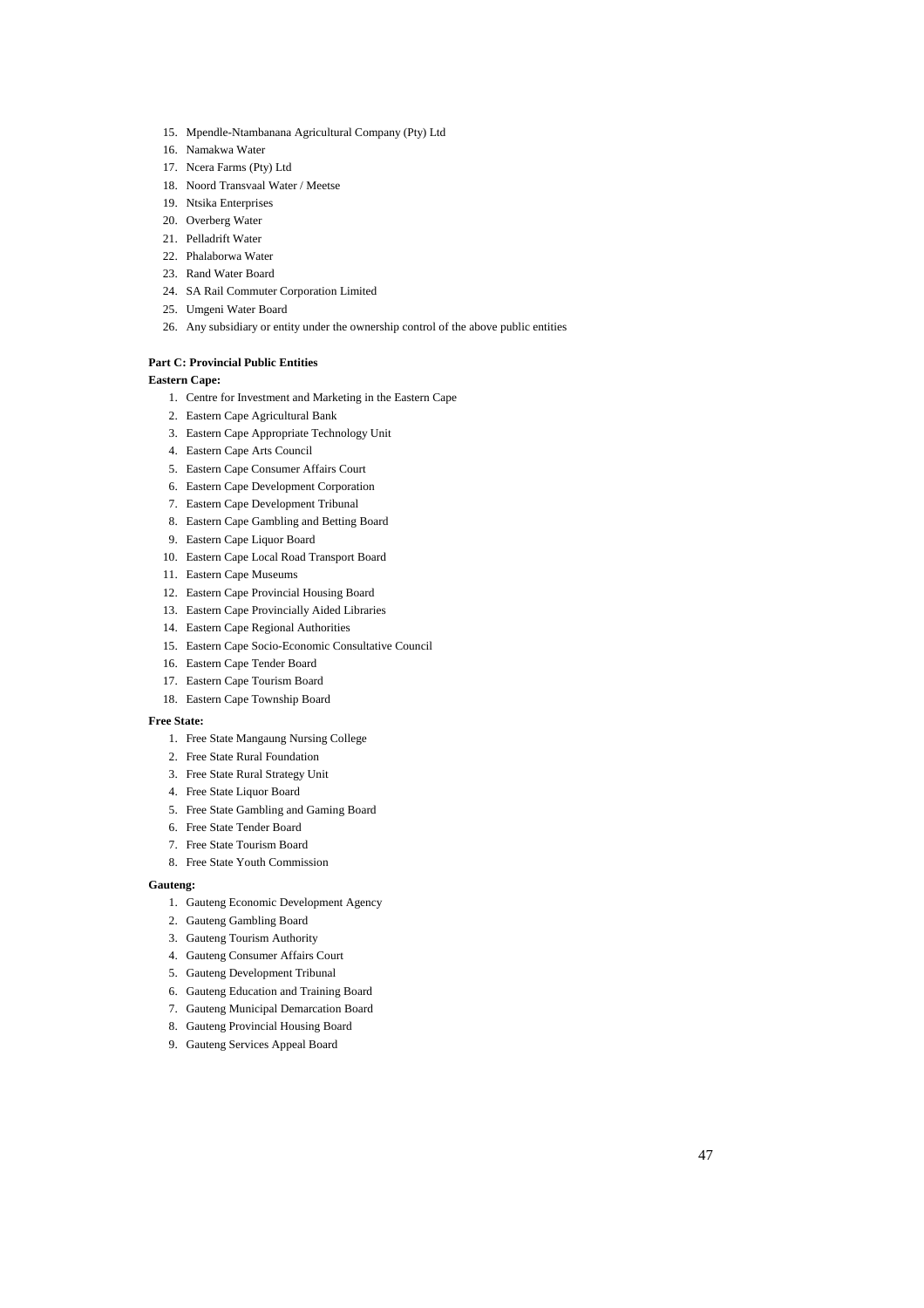15. Mpendle-Ntambanana Agricultural Company (Pty) Ltd
16. Namakwa Water
17. Ncera Farms (Pty) Ltd
18. Noord Transvaal Water / Meetse
19. Ntsika Enterprises
20. Overberg Water
21. Pelladrift Water
22. Phalaborwa Water
23. Rand Water Board
24. SA Rail Commuter Corporation Limited
25. Umgeni Water Board
26. Any subsidiary or entity under the ownership control of the above public entities

**Part C: Provincial Public Entities**

**Eastern Cape:**

1. Centre for Investment and Marketing in the Eastern Cape
2. Eastern Cape Agricultural Bank
3. Eastern Cape Appropriate Technology Unit
4. Eastern Cape Arts Council
5. Eastern Cape Consumer Affairs Court
6. Eastern Cape Development Corporation
7. Eastern Cape Development Tribunal
8. Eastern Cape Gambling and Betting Board
9. Eastern Cape Liquor Board
10. Eastern Cape Local Road Transport Board
11. Eastern Cape Museums
12. Eastern Cape Provincial Housing Board
13. Eastern Cape Provincially Aided Libraries
14. Eastern Cape Regional Authorities
15. Eastern Cape Socio-Economic Consultative Council
16. Eastern Cape Tender Board
17. Eastern Cape Tourism Board
18. Eastern Cape Township Board

**Free State:**

1. Free State Mangaung Nursing College
2. Free State Rural Foundation
3. Free State Rural Strategy Unit
4. Free State Liquor Board
5. Free State Gambling and Gaming Board
6. Free State Tender Board
7. Free State Tourism Board
8. Free State Youth Commission

**Gauteng:**

1. Gauteng Economic Development Agency
2. Gauteng Gambling Board
3. Gauteng Tourism Authority
4. Gauteng Consumer Affairs Court
5. Gauteng Development Tribunal
6. Gauteng Education and Training Board
7. Gauteng Municipal Demarcation Board
8. Gauteng Provincial Housing Board
9. Gauteng Services Appeal Board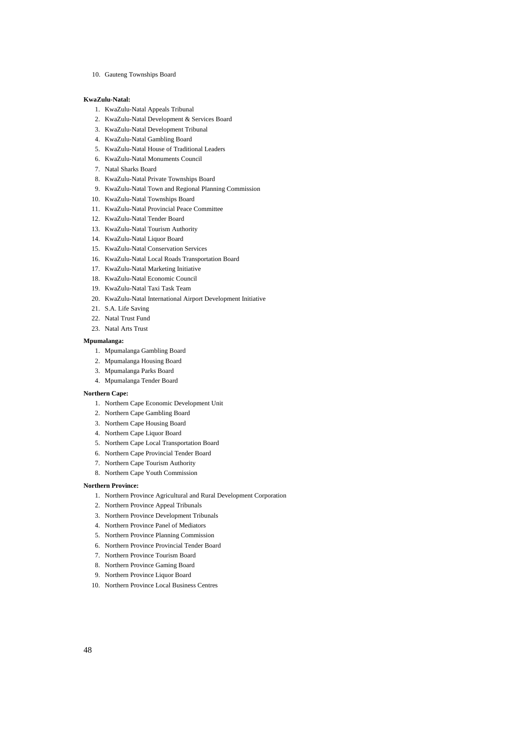10. Gauteng Townships Board

**KwaZulu-Natal:**

1. KwaZulu-Natal Appeals Tribunal
2. KwaZulu-Natal Development & Services Board
3. KwaZulu-Natal Development Tribunal
4. KwaZulu-Natal Gambling Board
5. KwaZulu-Natal House of Traditional Leaders
6. KwaZulu-Natal Monuments Council
7. Natal Sharks Board
8. KwaZulu-Natal Private Townships Board
9. KwaZulu-Natal Town and Regional Planning Commission
10. KwaZulu-Natal Townships Board
11. KwaZulu-Natal Provincial Peace Committee
12. KwaZulu-Natal Tender Board
13. KwaZulu-Natal Tourism Authority
14. KwaZulu-Natal Liquor Board
15. KwaZulu-Natal Conservation Services
16. KwaZulu-Natal Local Roads Transportation Board
17. KwaZulu-Natal Marketing Initiative
18. KwaZulu-Natal Economic Council
19. KwaZulu-Natal Taxi Task Team
20. KwaZulu-Natal International Airport Development Initiative
21. S.A. Life Saving
22. Natal Trust Fund
23. Natal Arts Trust

**Mpumalanga:**

1. Mpumalanga Gambling Board
2. Mpumalanga Housing Board
3. Mpumalanga Parks Board
4. Mpumalanga Tender Board

**Northern Cape:**

1. Northern Cape Economic Development Unit
2. Northern Cape Gambling Board
3. Northern Cape Housing Board
4. Northern Cape Liquor Board
5. Northern Cape Local Transportation Board
6. Northern Cape Provincial Tender Board
7. Northern Cape Tourism Authority
8. Northern Cape Youth Commission

**Northern Province:**

1. Northern Province Agricultural and Rural Development Corporation
2. Northern Province Appeal Tribunals
3. Northern Province Development Tribunals
4. Northern Province Panel of Mediators
5. Northern Province Planning Commission
6. Northern Province Provincial Tender Board
7. Northern Province Tourism Board
8. Northern Province Gaming Board
9. Northern Province Liquor Board
10. Northern Province Local Business Centres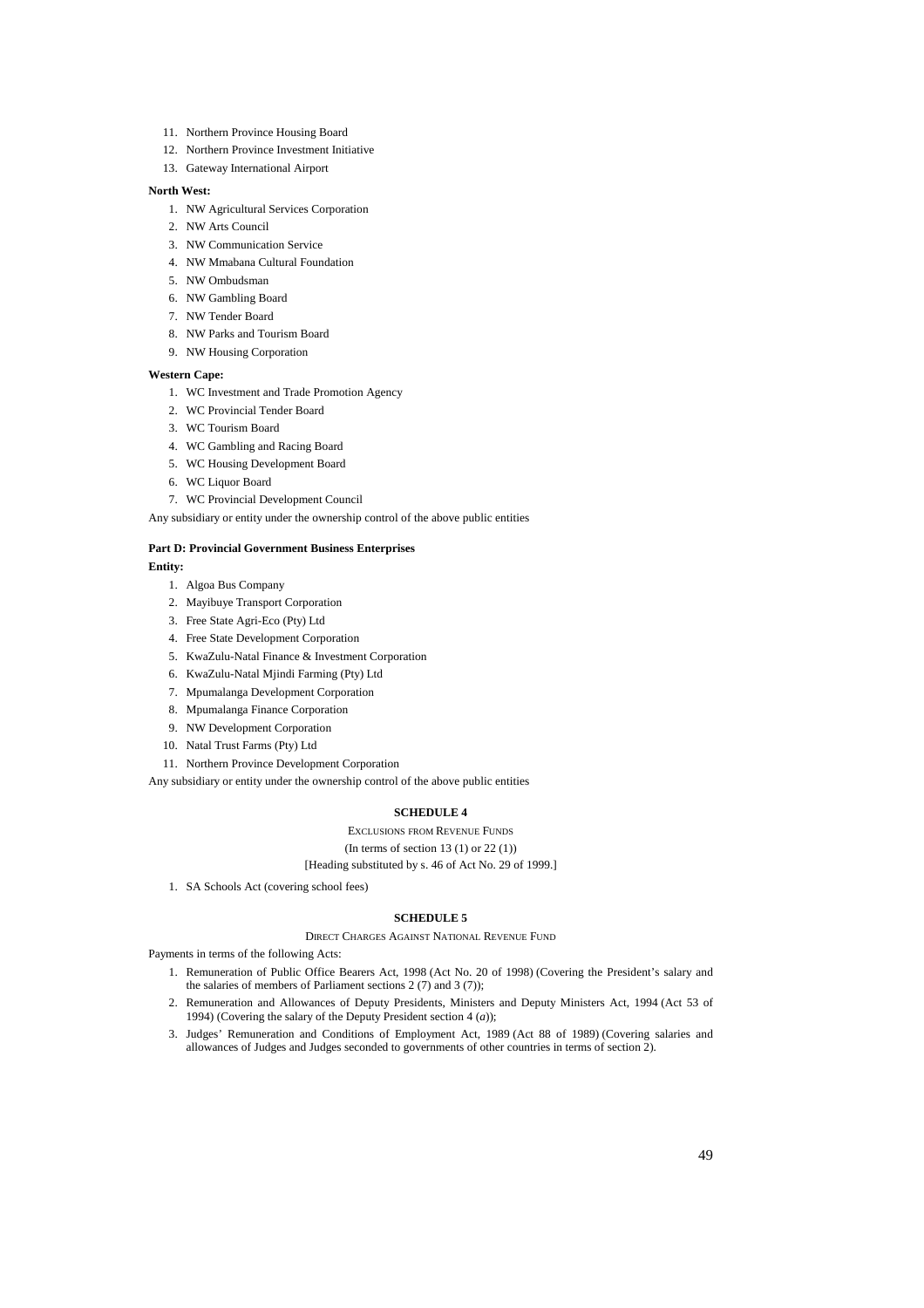11. Northern Province Housing Board
12. Northern Province Investment Initiative
13. Gateway International Airport

**North West:**

1. NW Agricultural Services Corporation
2. NW Arts Council
3. NW Communication Service
4. NW Mmabana Cultural Foundation
5. NW Ombudsman
6. NW Gambling Board
7. NW Tender Board
8. NW Parks and Tourism Board
9. NW Housing Corporation

**Western Cape:**

1. WC Investment and Trade Promotion Agency
2. WC Provincial Tender Board
3. WC Tourism Board
4. WC Gambling and Racing Board
5. WC Housing Development Board
6. WC Liquor Board
7. WC Provincial Development Council

Any subsidiary or entity under the ownership control of the above public entities

**Part D: Provincial Government Business Enterprises**

**Entity:**

1. Algoa Bus Company
2. Mayibuye Transport Corporation
3. Free State Agri-Eco (Pty) Ltd
4. Free State Development Corporation
5. KwaZulu-Natal Finance & Investment Corporation
6. KwaZulu-Natal Mjindi Farming (Pty) Ltd
7. Mpumalanga Development Corporation
8. Mpumalanga Finance Corporation
9. NW Development Corporation
10. Natal Trust Farms (Pty) Ltd
11. Northern Province Development Corporation

Any subsidiary or entity under the ownership control of the above public entities

## SCHEDULE 4

EXCLUSIONS FROM REVENUE FUNDS

(In terms of section 13 (1) or 22 (1))

[Heading substituted by s. 46 of Act No. 29 of 1999.]

1. SA Schools Act (covering school fees)

## SCHEDULE 5

DIRECT CHARGES AGAINST NATIONAL REVENUE FUND

Payments in terms of the following Acts:

1. Remuneration of Public Office Bearers Act, 1998 (Act No. 20 of 1998) (Covering the President's salary and the salaries of members of Parliament sections 2 (7) and 3 (7));
2. Remuneration and Allowances of Deputy Presidents, Ministers and Deputy Ministers Act, 1994 (Act 53 of 1994) (Covering the salary of the Deputy President section 4 (*a*));
3. Judges' Remuneration and Conditions of Employment Act, 1989 (Act 88 of 1989) (Covering salaries and allowances of Judges and Judges seconded to governments of other countries in terms of section 2).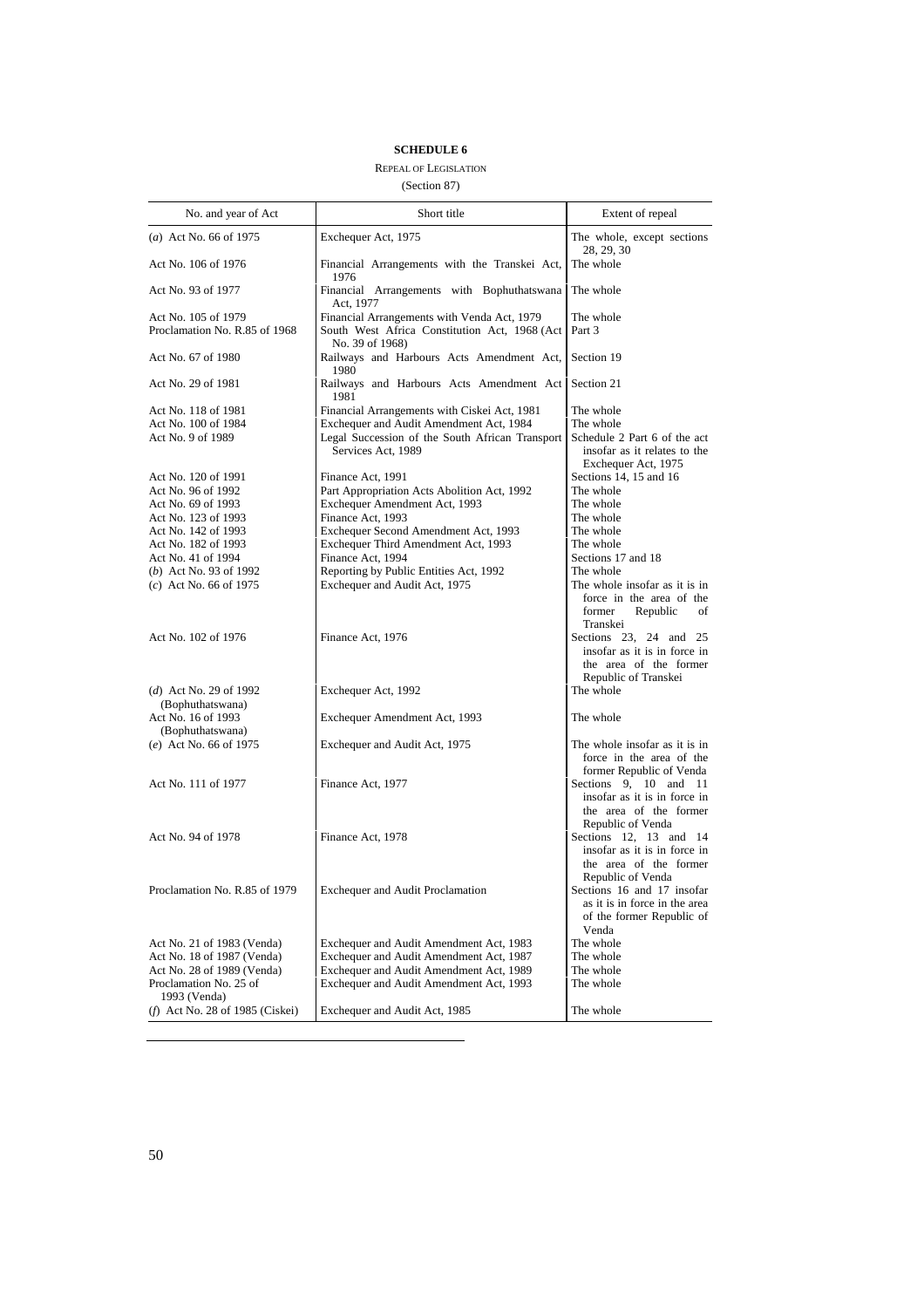**SCHEDULE 6**

REPEAL OF LEGISLATION

(Section 87)

| No. and year of Act | Short title | Extent of repeal |
|---|---|---|
| (*a*) Act No. 66 of 1975 | Exchequer Act, 1975 | The whole, except sections 28, 29, 30 |
| Act No. 106 of 1976 | Financial Arrangements with the Transkei Act, 1976 | The whole |
| Act No. 93 of 1977 | Financial Arrangements with Bophuthatswana Act, 1977 | The whole |
| Act No. 105 of 1979 | Financial Arrangements with Venda Act, 1979 | The whole |
| Proclamation No. R.85 of 1968 | South West Africa Constitution Act, 1968 (Act No. 39 of 1968) | Part 3 |
| Act No. 67 of 1980 | Railways and Harbours Acts Amendment Act, 1980 | Section 19 |
| Act No. 29 of 1981 | Railways and Harbours Acts Amendment Act 1981 | Section 21 |
| Act No. 118 of 1981 | Financial Arrangements with Ciskei Act, 1981 | The whole |
| Act No. 100 of 1984 | Exchequer and Audit Amendment Act, 1984 | The whole |
| Act No. 9 of 1989 | Legal Succession of the South African Transport Services Act, 1989 | Schedule 2 Part 6 of the act insofar as it relates to the Exchequer Act, 1975 |
| Act No. 120 of 1991 | Finance Act, 1991 | Sections 14, 15 and 16 |
| Act No. 96 of 1992 | Part Appropriation Acts Abolition Act, 1992 | The whole |
| Act No. 69 of 1993 | Exchequer Amendment Act, 1993 | The whole |
| Act No. 123 of 1993 | Finance Act, 1993 | The whole |
| Act No. 142 of 1993 | Exchequer Second Amendment Act, 1993 | The whole |
| Act No. 182 of 1993 | Exchequer Third Amendment Act, 1993 | The whole |
| Act No. 41 of 1994 | Finance Act, 1994 | Sections 17 and 18 |
| (*b*) Act No. 93 of 1992 | Reporting by Public Entities Act, 1992 | The whole |
| (*c*) Act No. 66 of 1975 | Exchequer and Audit Act, 1975 | The whole insofar as it is in force in the area of the former Republic of Transkei |
| Act No. 102 of 1976 | Finance Act, 1976 | Sections 23, 24 and 25 insofar as it is in force in the area of the former Republic of Transkei |
| (*d*) Act No. 29 of 1992 (Bophuthatswana) | Exchequer Act, 1992 | The whole |
| Act No. 16 of 1993 (Bophuthatswana) | Exchequer Amendment Act, 1993 | The whole |
| (*e*) Act No. 66 of 1975 | Exchequer and Audit Act, 1975 | The whole insofar as it is in force in the area of the former Republic of Venda |
| Act No. 111 of 1977 | Finance Act, 1977 | Sections 9, 10 and 11 insofar as it is in force in the area of the former Republic of Venda |
| Act No. 94 of 1978 | Finance Act, 1978 | Sections 12, 13 and 14 insofar as it is in force in the area of the former Republic of Venda |
| Proclamation No. R.85 of 1979 | Exchequer and Audit Proclamation | Sections 16 and 17 insofar as it is in force in the area of the former Republic of Venda |
| Act No. 21 of 1983 (Venda) | Exchequer and Audit Amendment Act, 1983 | The whole |
| Act No. 18 of 1987 (Venda) | Exchequer and Audit Amendment Act, 1987 | The whole |
| Act No. 28 of 1989 (Venda) | Exchequer and Audit Amendment Act, 1989 | The whole |
| Proclamation No. 25 of 1993 (Venda) | Exchequer and Audit Amendment Act, 1993 | The whole |
| (*f*) Act No. 28 of 1985 (Ciskei) | Exchequer and Audit Act, 1985 | The whole |